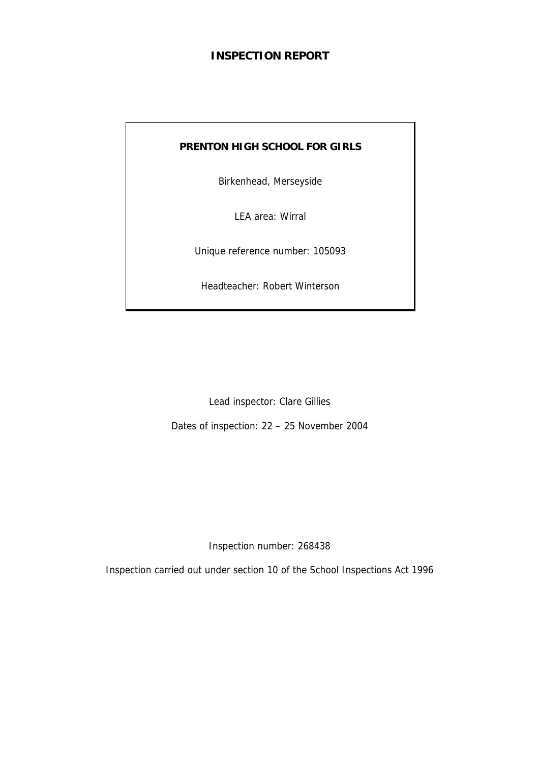# INSPECTION REPORT

**PRENTON HIGH SCHOOL FOR GIRLS**

Birkenhead, Merseyside

LEA area: Wirral

Unique reference number: 105093

Headteacher: Robert Winterson

Lead inspector: Clare Gillies

Dates of inspection: 22 – 25 November 2004

Inspection number: 268438

Inspection carried out under section 10 of the School Inspections Act 1996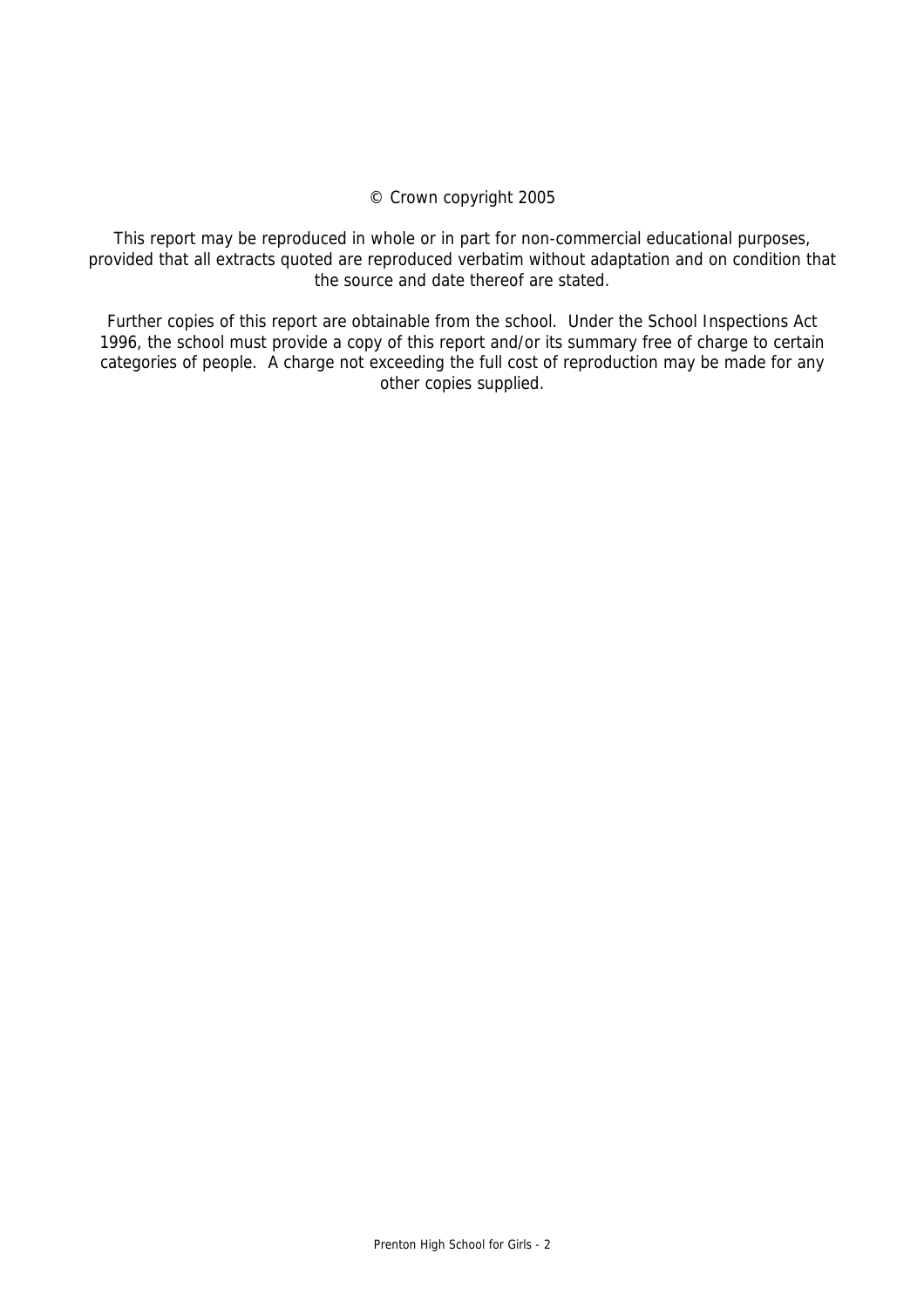© Crown copyright 2005

This report may be reproduced in whole or in part for non-commercial educational purposes, provided that all extracts quoted are reproduced verbatim without adaptation and on condition that the source and date thereof are stated.

Further copies of this report are obtainable from the school. Under the School Inspections Act 1996, the school must provide a copy of this report and/or its summary free of charge to certain categories of people. A charge not exceeding the full cost of reproduction may be made for any other copies supplied.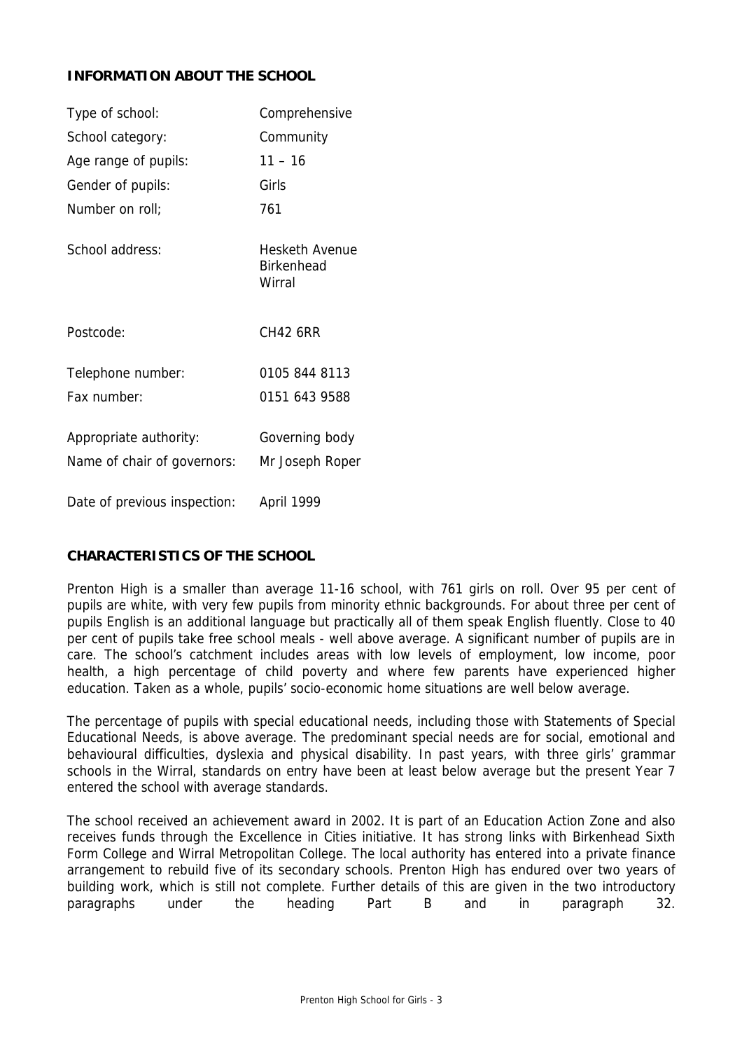## INFORMATION ABOUT THE SCHOOL

| | |
|---|---|
| Type of school: | Comprehensive |
| School category: | Community |
| Age range of pupils: | 11 – 16 |
| Gender of pupils: | Girls |
| Number on roll; | 761 |
| School address: | Hesketh Avenue<br>Birkenhead<br>Wirral |
| Postcode: | CH42 6RR |
| Telephone number: | 0105 844 8113 |
| Fax number: | 0151 643 9588 |
| Appropriate authority: | Governing body |
| Name of chair of governors: | Mr Joseph Roper |
| Date of previous inspection: | April 1999 |

## CHARACTERISTICS OF THE SCHOOL

Prenton High is a smaller than average 11-16 school, with 761 girls on roll. Over 95 per cent of pupils are white, with very few pupils from minority ethnic backgrounds. For about three per cent of pupils English is an additional language but practically all of them speak English fluently. Close to 40 per cent of pupils take free school meals - well above average. A significant number of pupils are in care. The school's catchment includes areas with low levels of employment, low income, poor health, a high percentage of child poverty and where few parents have experienced higher education. Taken as a whole, pupils' socio-economic home situations are well below average.

The percentage of pupils with special educational needs, including those with Statements of Special Educational Needs, is above average. The predominant special needs are for social, emotional and behavioural difficulties, dyslexia and physical disability. In past years, with three girls' grammar schools in the Wirral, standards on entry have been at least below average but the present Year 7 entered the school with average standards.

The school received an achievement award in 2002. It is part of an Education Action Zone and also receives funds through the Excellence in Cities initiative. It has strong links with Birkenhead Sixth Form College and Wirral Metropolitan College. The local authority has entered into a private finance arrangement to rebuild five of its secondary schools. Prenton High has endured over two years of building work, which is still not complete. Further details of this are given in the two introductory paragraphs under the heading Part B and in paragraph 32.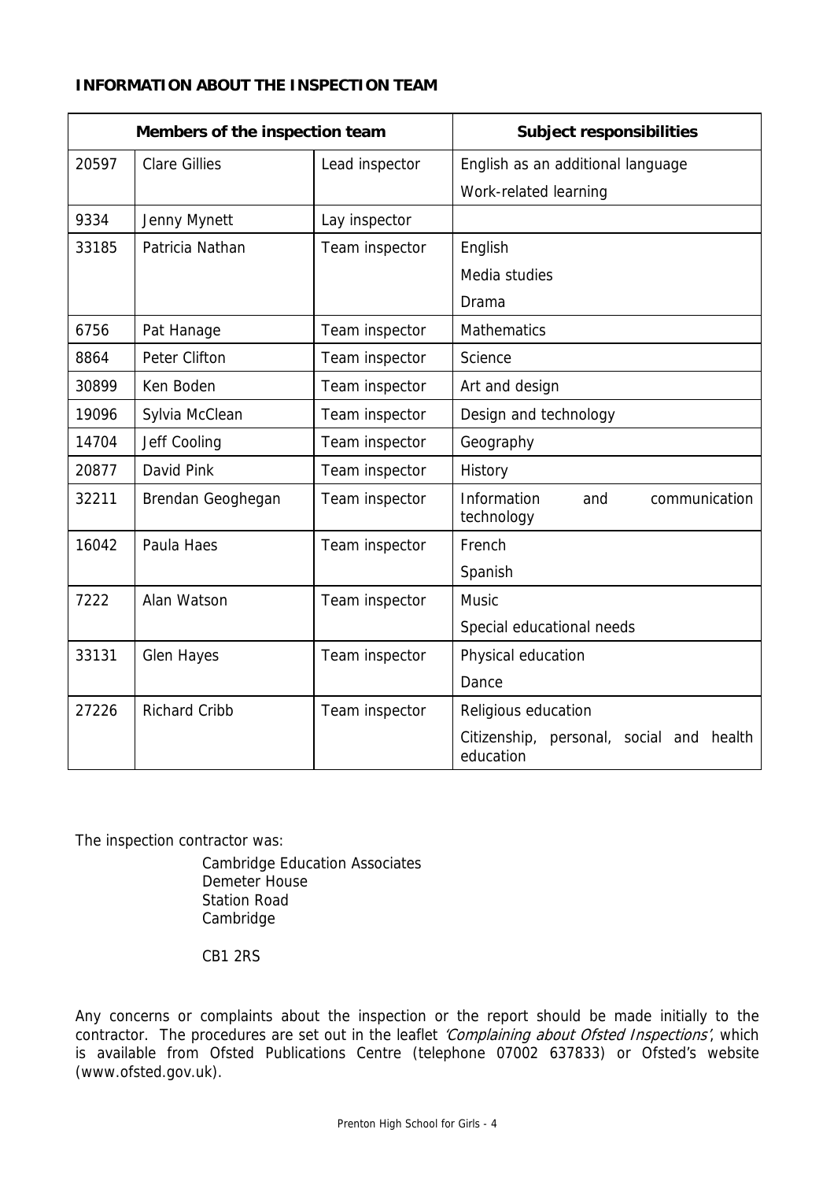**INFORMATION ABOUT THE INSPECTION TEAM**

| Members of the inspection team | | | Subject responsibilities |
|---|---|---|---|
| 20597 | Clare Gillies | Lead inspector | English as an additional language<br>Work-related learning |
| 9334 | Jenny Mynett | Lay inspector | |
| 33185 | Patricia Nathan | Team inspector | English<br>Media studies<br>Drama |
| 6756 | Pat Hanage | Team inspector | Mathematics |
| 8864 | Peter Clifton | Team inspector | Science |
| 30899 | Ken Boden | Team inspector | Art and design |
| 19096 | Sylvia McClean | Team inspector | Design and technology |
| 14704 | Jeff Cooling | Team inspector | Geography |
| 20877 | David Pink | Team inspector | History |
| 32211 | Brendan Geoghegan | Team inspector | Information and communication technology |
| 16042 | Paula Haes | Team inspector | French<br>Spanish |
| 7222 | Alan Watson | Team inspector | Music<br>Special educational needs |
| 33131 | Glen Hayes | Team inspector | Physical education<br>Dance |
| 27226 | Richard Cribb | Team inspector | Religious education<br>Citizenship, personal, social and health education |

The inspection contractor was:

Cambridge Education Associates
Demeter House
Station Road
Cambridge

CB1 2RS

Any concerns or complaints about the inspection or the report should be made initially to the contractor. The procedures are set out in the leaflet *'Complaining about Ofsted Inspections'*, which is available from Ofsted Publications Centre (telephone 07002 637833) or Ofsted's website (www.ofsted.gov.uk).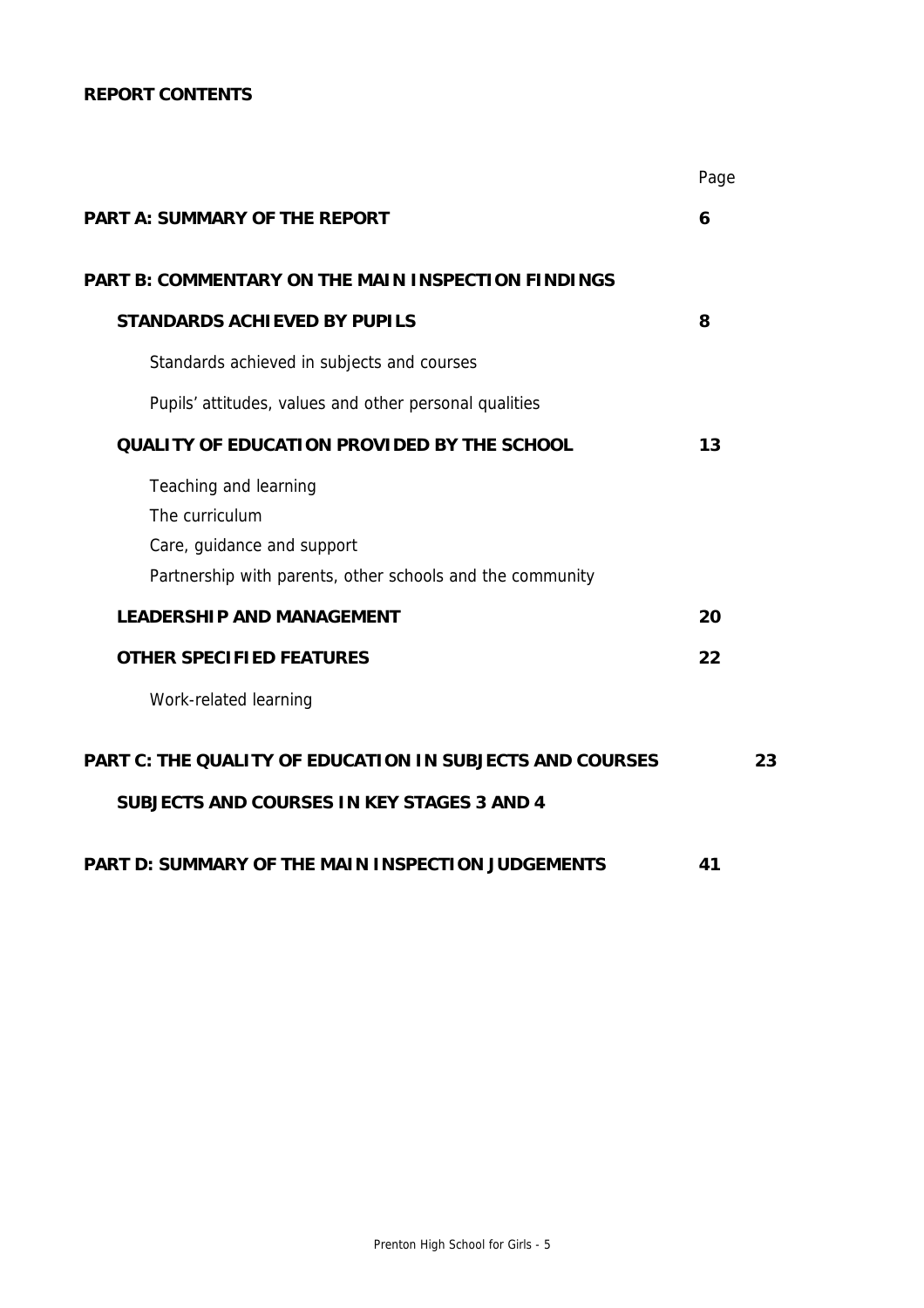**REPORT CONTENTS**

| | Page |
|---|---|
| **PART A: SUMMARY OF THE REPORT** | **6** |
| **PART B: COMMENTARY ON THE MAIN INSPECTION FINDINGS** | |
| **STANDARDS ACHIEVED BY PUPILS** | **8** |
| Standards achieved in subjects and courses | |
| Pupils' attitudes, values and other personal qualities | |
| **QUALITY OF EDUCATION PROVIDED BY THE SCHOOL** | **13** |
| Teaching and learning<br>The curriculum<br>Care, guidance and support<br>Partnership with parents, other schools and the community | |
| **LEADERSHIP AND MANAGEMENT** | **20** |
| **OTHER SPECIFIED FEATURES** | **22** |
| Work-related learning | |
| **PART C: THE QUALITY OF EDUCATION IN SUBJECTS AND COURSES** | **23** |
| **SUBJECTS AND COURSES IN KEY STAGES 3 AND 4** | |
| **PART D: SUMMARY OF THE MAIN INSPECTION JUDGEMENTS** | **41** |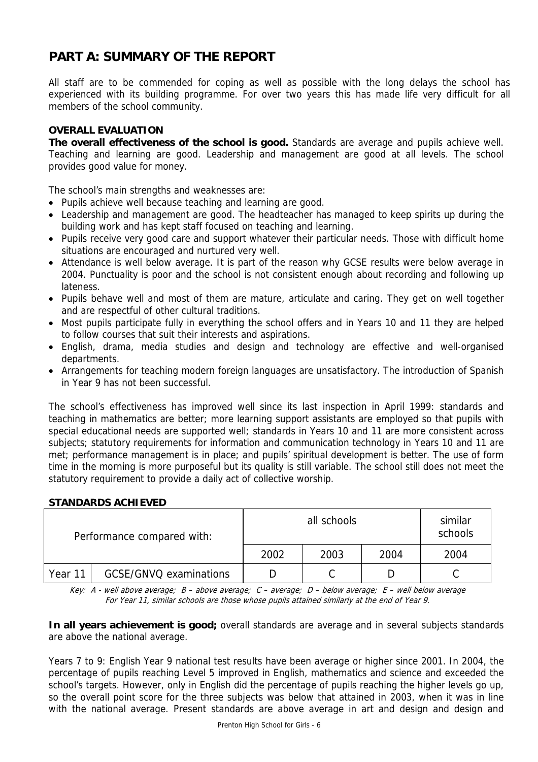# PART A: SUMMARY OF THE REPORT

All staff are to be commended for coping as well as possible with the long delays the school has experienced with its building programme. For over two years this has made life very difficult for all members of the school community.

### OVERALL EVALUATION

**The overall effectiveness of the school is good.** Standards are average and pupils achieve well. Teaching and learning are good. Leadership and management are good at all levels. The school provides good value for money.

The school's main strengths and weaknesses are:

- Pupils achieve well because teaching and learning are good.
- Leadership and management are good. The headteacher has managed to keep spirits up during the building work and has kept staff focused on teaching and learning.
- Pupils receive very good care and support whatever their particular needs. Those with difficult home situations are encouraged and nurtured very well.
- Attendance is well below average. It is part of the reason why GCSE results were below average in 2004. Punctuality is poor and the school is not consistent enough about recording and following up lateness.
- Pupils behave well and most of them are mature, articulate and caring. They get on well together and are respectful of other cultural traditions.
- Most pupils participate fully in everything the school offers and in Years 10 and 11 they are helped to follow courses that suit their interests and aspirations.
- English, drama, media studies and design and technology are effective and well-organised departments.
- Arrangements for teaching modern foreign languages are unsatisfactory. The introduction of Spanish in Year 9 has not been successful.

The school's effectiveness has improved well since its last inspection in April 1999: standards and teaching in mathematics are better; more learning support assistants are employed so that pupils with special educational needs are supported well; standards in Years 10 and 11 are more consistent across subjects; statutory requirements for information and communication technology in Years 10 and 11 are met; performance management is in place; and pupils' spiritual development is better. The use of form time in the morning is more purposeful but its quality is still variable. The school still does not meet the statutory requirement to provide a daily act of collective worship.

### STANDARDS ACHIEVED

| Performance compared with: | | all schools | | | similar schools |
|---|---|---|---|---|---|
| | | 2002 | 2003 | 2004 | 2004 |
| Year 11 | GCSE/GNVQ examinations | D | C | D | C |

*Key: A - well above average; B – above average; C – average; D – below average; E – well below average*
*For Year 11, similar schools are those whose pupils attained similarly at the end of Year 9.*

**In all years achievement is good;** overall standards are average and in several subjects standards are above the national average.

Years 7 to 9: English Year 9 national test results have been average or higher since 2001. In 2004, the percentage of pupils reaching Level 5 improved in English, mathematics and science and exceeded the school's targets. However, only in English did the percentage of pupils reaching the higher levels go up, so the overall point score for the three subjects was below that attained in 2003, when it was in line with the national average. Present standards are above average in art and design and design and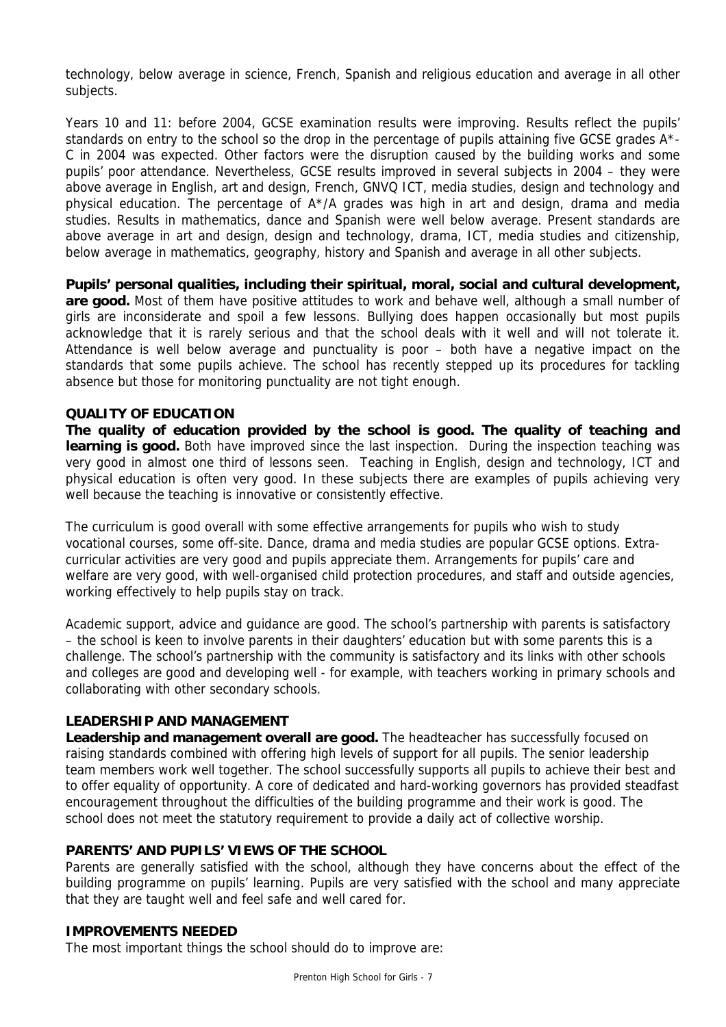technology, below average in science, French, Spanish and religious education and average in all other subjects.

Years 10 and 11: before 2004, GCSE examination results were improving. Results reflect the pupils' standards on entry to the school so the drop in the percentage of pupils attaining five GCSE grades A*-C in 2004 was expected. Other factors were the disruption caused by the building works and some pupils' poor attendance. Nevertheless, GCSE results improved in several subjects in 2004 – they were above average in English, art and design, French, GNVQ ICT, media studies, design and technology and physical education. The percentage of A*/A grades was high in art and design, drama and media studies. Results in mathematics, dance and Spanish were well below average. Present standards are above average in art and design, design and technology, drama, ICT, media studies and citizenship, below average in mathematics, geography, history and Spanish and average in all other subjects.

**Pupils' personal qualities, including their spiritual, moral, social and cultural development, are good.** Most of them have positive attitudes to work and behave well, although a small number of girls are inconsiderate and spoil a few lessons. Bullying does happen occasionally but most pupils acknowledge that it is rarely serious and that the school deals with it well and will not tolerate it. Attendance is well below average and punctuality is poor – both have a negative impact on the standards that some pupils achieve. The school has recently stepped up its procedures for tackling absence but those for monitoring punctuality are not tight enough.

**QUALITY OF EDUCATION**

**The quality of education provided by the school is good. The quality of teaching and learning is good.** Both have improved since the last inspection. During the inspection teaching was very good in almost one third of lessons seen. Teaching in English, design and technology, ICT and physical education is often very good. In these subjects there are examples of pupils achieving very well because the teaching is innovative or consistently effective.

The curriculum is good overall with some effective arrangements for pupils who wish to study vocational courses, some off-site. Dance, drama and media studies are popular GCSE options. Extra-curricular activities are very good and pupils appreciate them. Arrangements for pupils' care and welfare are very good, with well-organised child protection procedures, and staff and outside agencies, working effectively to help pupils stay on track.

Academic support, advice and guidance are good. The school's partnership with parents is satisfactory – the school is keen to involve parents in their daughters' education but with some parents this is a challenge. The school's partnership with the community is satisfactory and its links with other schools and colleges are good and developing well - for example, with teachers working in primary schools and collaborating with other secondary schools.

**LEADERSHIP AND MANAGEMENT**

**Leadership and management overall are good.** The headteacher has successfully focused on raising standards combined with offering high levels of support for all pupils. The senior leadership team members work well together. The school successfully supports all pupils to achieve their best and to offer equality of opportunity. A core of dedicated and hard-working governors has provided steadfast encouragement throughout the difficulties of the building programme and their work is good. The school does not meet the statutory requirement to provide a daily act of collective worship.

**PARENTS' AND PUPILS' VIEWS OF THE SCHOOL**

Parents are generally satisfied with the school, although they have concerns about the effect of the building programme on pupils' learning. Pupils are very satisfied with the school and many appreciate that they are taught well and feel safe and well cared for.

**IMPROVEMENTS NEEDED**

The most important things the school should do to improve are: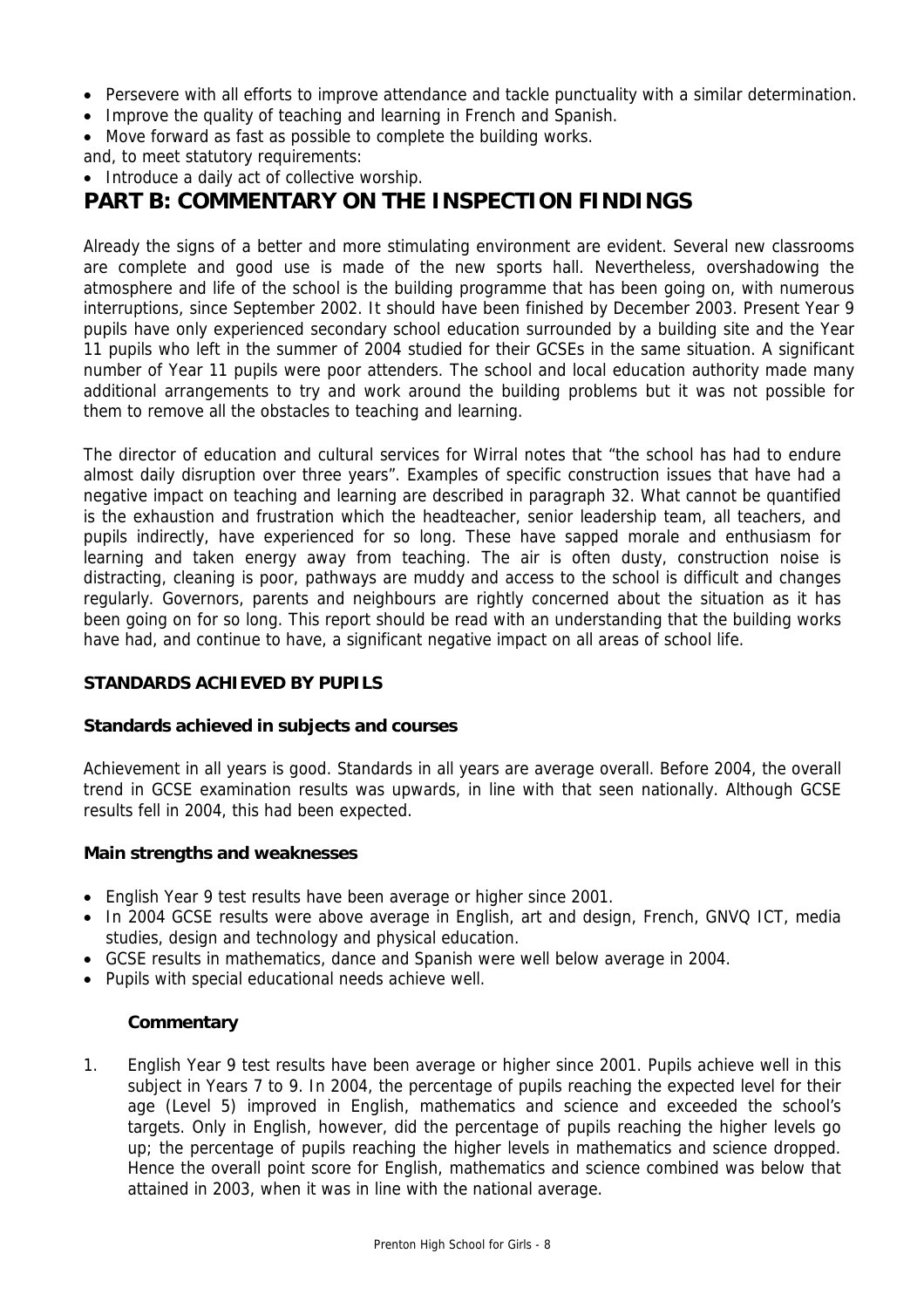- Persevere with all efforts to improve attendance and tackle punctuality with a similar determination.
- Improve the quality of teaching and learning in French and Spanish.
- Move forward as fast as possible to complete the building works.

and, to meet statutory requirements:

- Introduce a daily act of collective worship.

# PART B: COMMENTARY ON THE INSPECTION FINDINGS

Already the signs of a better and more stimulating environment are evident. Several new classrooms are complete and good use is made of the new sports hall. Nevertheless, overshadowing the atmosphere and life of the school is the building programme that has been going on, with numerous interruptions, since September 2002. It should have been finished by December 2003. Present Year 9 pupils have only experienced secondary school education surrounded by a building site and the Year 11 pupils who left in the summer of 2004 studied for their GCSEs in the same situation. A significant number of Year 11 pupils were poor attenders. The school and local education authority made many additional arrangements to try and work around the building problems but it was not possible for them to remove all the obstacles to teaching and learning.

The director of education and cultural services for Wirral notes that "the school has had to endure almost daily disruption over three years". Examples of specific construction issues that have had a negative impact on teaching and learning are described in paragraph 32. What cannot be quantified is the exhaustion and frustration which the headteacher, senior leadership team, all teachers, and pupils indirectly, have experienced for so long. These have sapped morale and enthusiasm for learning and taken energy away from teaching. The air is often dusty, construction noise is distracting, cleaning is poor, pathways are muddy and access to the school is difficult and changes regularly. Governors, parents and neighbours are rightly concerned about the situation as it has been going on for so long. This report should be read with an understanding that the building works have had, and continue to have, a significant negative impact on all areas of school life.

### STANDARDS ACHIEVED BY PUPILS

#### Standards achieved in subjects and courses

Achievement in all years is good. Standards in all years are average overall. Before 2004, the overall trend in GCSE examination results was upwards, in line with that seen nationally. Although GCSE results fell in 2004, this had been expected.

#### Main strengths and weaknesses

- English Year 9 test results have been average or higher since 2001.
- In 2004 GCSE results were above average in English, art and design, French, GNVQ ICT, media studies, design and technology and physical education.
- GCSE results in mathematics, dance and Spanish were well below average in 2004.
- Pupils with special educational needs achieve well.

#### Commentary

1. English Year 9 test results have been average or higher since 2001. Pupils achieve well in this subject in Years 7 to 9. In 2004, the percentage of pupils reaching the expected level for their age (Level 5) improved in English, mathematics and science and exceeded the school's targets. Only in English, however, did the percentage of pupils reaching the higher levels go up; the percentage of pupils reaching the higher levels in mathematics and science dropped. Hence the overall point score for English, mathematics and science combined was below that attained in 2003, when it was in line with the national average.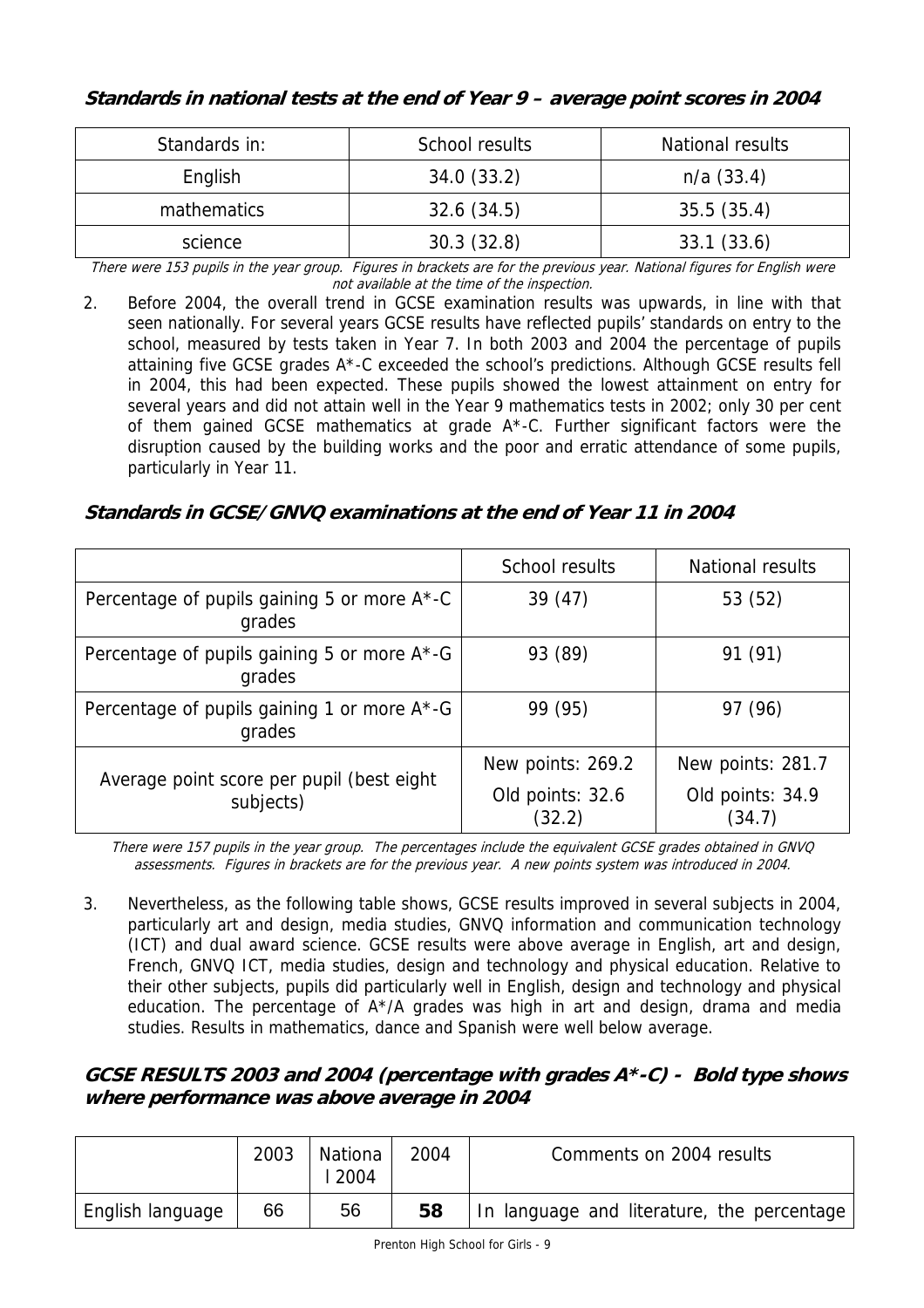### *Standards in national tests at the end of Year 9 – average point scores in 2004*

| Standards in: | School results | National results |
|---|---|---|
| English | 34.0 (33.2) | n/a (33.4) |
| mathematics | 32.6 (34.5) | 35.5 (35.4) |
| science | 30.3 (32.8) | 33.1 (33.6) |

*There were 153 pupils in the year group. Figures in brackets are for the previous year. National figures for English were not available at the time of the inspection.*

2. Before 2004, the overall trend in GCSE examination results was upwards, in line with that seen nationally. For several years GCSE results have reflected pupils' standards on entry to the school, measured by tests taken in Year 7. In both 2003 and 2004 the percentage of pupils attaining five GCSE grades A*-C exceeded the school's predictions. Although GCSE results fell in 2004, this had been expected. These pupils showed the lowest attainment on entry for several years and did not attain well in the Year 9 mathematics tests in 2002; only 30 per cent of them gained GCSE mathematics at grade A*-C. Further significant factors were the disruption caused by the building works and the poor and erratic attendance of some pupils, particularly in Year 11.

### *Standards in GCSE/GNVQ examinations at the end of Year 11 in 2004*

| | School results | National results |
|---|---|---|
| Percentage of pupils gaining 5 or more A*-C grades | 39 (47) | 53 (52) |
| Percentage of pupils gaining 5 or more A*-G grades | 93 (89) | 91 (91) |
| Percentage of pupils gaining 1 or more A*-G grades | 99 (95) | 97 (96) |
| Average point score per pupil (best eight subjects) | New points: 269.2<br>Old points: 32.6 (32.2) | New points: 281.7<br>Old points: 34.9 (34.7) |

*There were 157 pupils in the year group. The percentages include the equivalent GCSE grades obtained in GNVQ assessments. Figures in brackets are for the previous year. A new points system was introduced in 2004.*

3. Nevertheless, as the following table shows, GCSE results improved in several subjects in 2004, particularly art and design, media studies, GNVQ information and communication technology (ICT) and dual award science. GCSE results were above average in English, art and design, French, GNVQ ICT, media studies, design and technology and physical education. Relative to their other subjects, pupils did particularly well in English, design and technology and physical education. The percentage of A*/A grades was high in art and design, drama and media studies. Results in mathematics, dance and Spanish were well below average.

### *GCSE RESULTS 2003 and 2004 (percentage with grades A*-C) - Bold type shows where performance was above average in 2004*

| | 2003 | National 2004 | 2004 | Comments on 2004 results |
|---|---|---|---|---|
| English language | 66 | 56 | **58** | In language and literature, the percentage |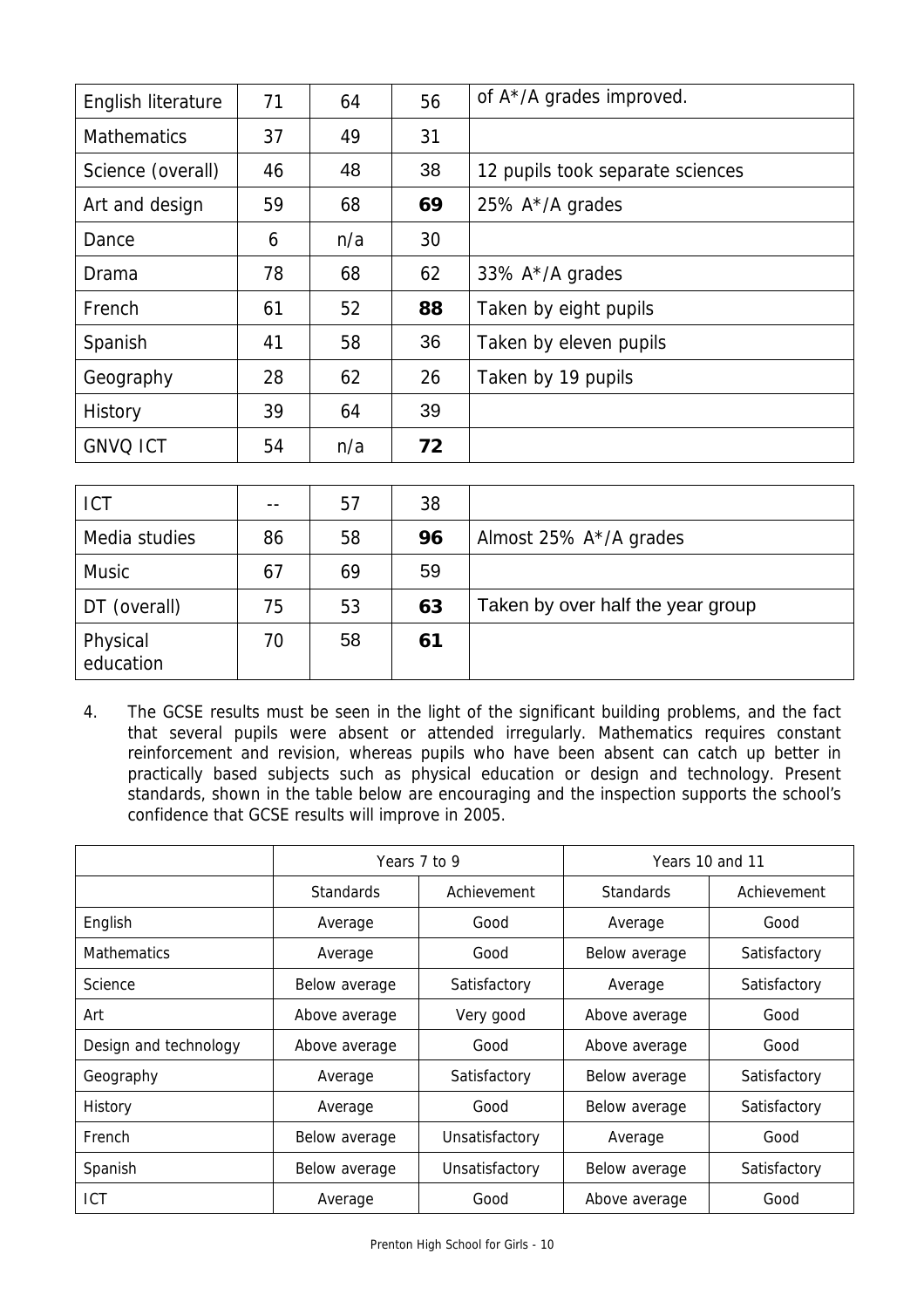| | | | | |
|---|---|---|---|---|
| English literature | 71 | 64 | 56 | of A*/A grades improved. |
| Mathematics | 37 | 49 | 31 | |
| Science (overall) | 46 | 48 | 38 | 12 pupils took separate sciences |
| Art and design | 59 | 68 | **69** | 25% A*/A grades |
| Dance | 6 | n/a | 30 | |
| Drama | 78 | 68 | 62 | 33% A*/A grades |
| French | 61 | 52 | **88** | Taken by eight pupils |
| Spanish | 41 | 58 | 36 | Taken by eleven pupils |
| Geography | 28 | 62 | 26 | Taken by 19 pupils |
| History | 39 | 64 | 39 | |
| GNVQ ICT | 54 | n/a | **72** | |
| ICT | -- | 57 | 38 | |
| Media studies | 86 | 58 | **96** | Almost 25% A*/A grades |
| Music | 67 | 69 | 59 | |
| DT (overall) | 75 | 53 | **63** | Taken by over half the year group |
| Physical education | 70 | 58 | **61** | |

4. The GCSE results must be seen in the light of the significant building problems, and the fact that several pupils were absent or attended irregularly. Mathematics requires constant reinforcement and revision, whereas pupils who have been absent can catch up better in practically based subjects such as physical education or design and technology. Present standards, shown in the table below are encouraging and the inspection supports the school's confidence that GCSE results will improve in 2005.

| | Years 7 to 9 | | Years 10 and 11 | |
|---|---|---|---|---|
| | Standards | Achievement | Standards | Achievement |
| English | Average | Good | Average | Good |
| Mathematics | Average | Good | Below average | Satisfactory |
| Science | Below average | Satisfactory | Average | Satisfactory |
| Art | Above average | Very good | Above average | Good |
| Design and technology | Above average | Good | Above average | Good |
| Geography | Average | Satisfactory | Below average | Satisfactory |
| History | Average | Good | Below average | Satisfactory |
| French | Below average | Unsatisfactory | Average | Good |
| Spanish | Below average | Unsatisfactory | Below average | Satisfactory |
| ICT | Average | Good | Above average | Good |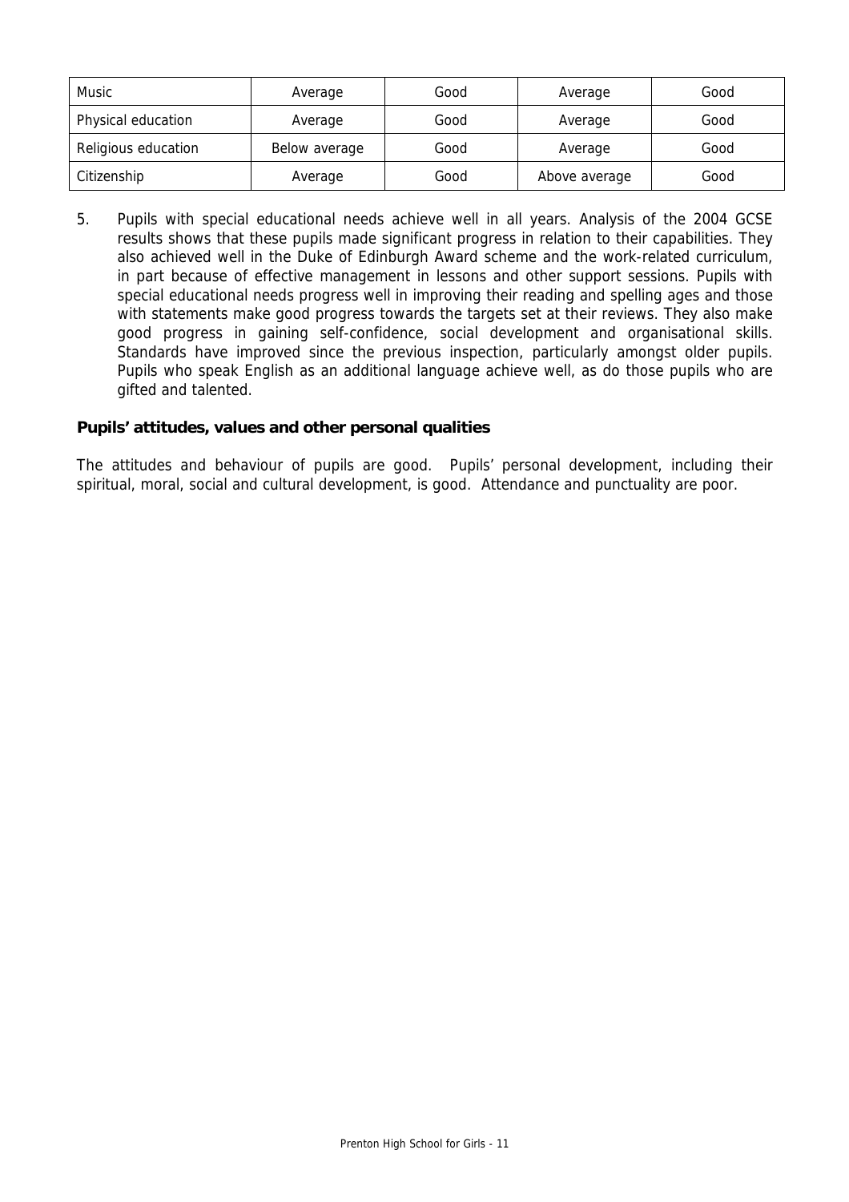| Music | Average | Good | Average | Good |
|---|---|---|---|---|
| Physical education | Average | Good | Average | Good |
| Religious education | Below average | Good | Average | Good |
| Citizenship | Average | Good | Above average | Good |

5. Pupils with special educational needs achieve well in all years. Analysis of the 2004 GCSE results shows that these pupils made significant progress in relation to their capabilities. They also achieved well in the Duke of Edinburgh Award scheme and the work-related curriculum, in part because of effective management in lessons and other support sessions. Pupils with special educational needs progress well in improving their reading and spelling ages and those with statements make good progress towards the targets set at their reviews. They also make good progress in gaining self-confidence, social development and organisational skills. Standards have improved since the previous inspection, particularly amongst older pupils. Pupils who speak English as an additional language achieve well, as do those pupils who are gifted and talented.

**Pupils' attitudes, values and other personal qualities**

The attitudes and behaviour of pupils are good. Pupils' personal development, including their spiritual, moral, social and cultural development, is good. Attendance and punctuality are poor.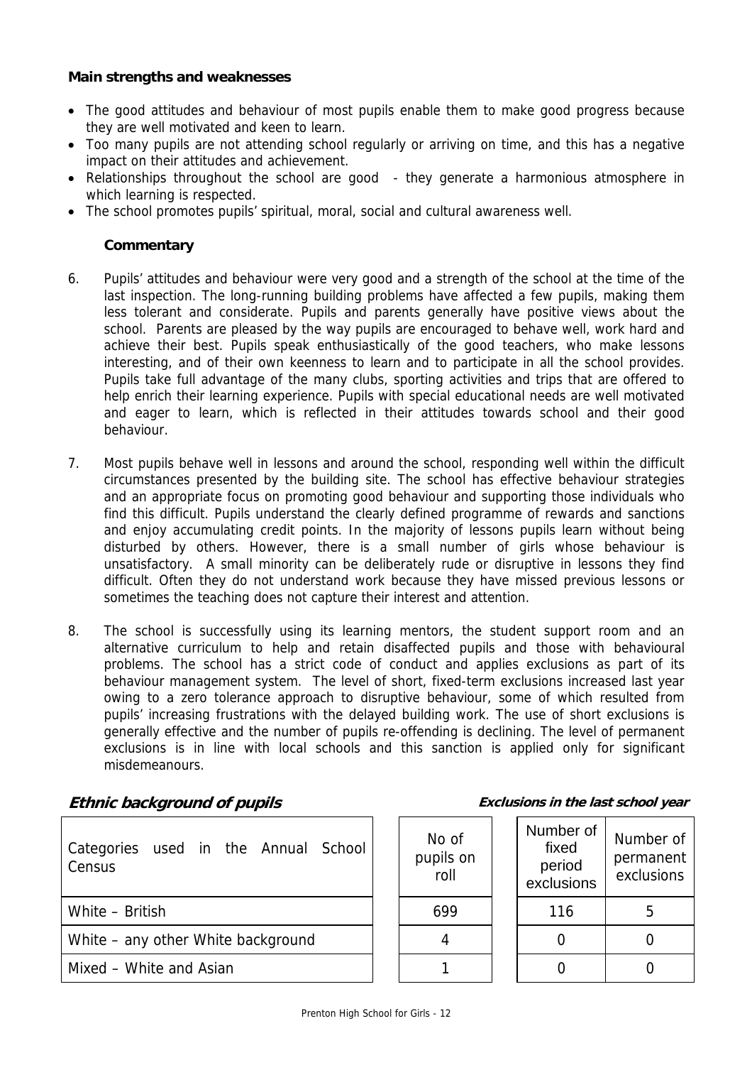**Main strengths and weaknesses**

- The good attitudes and behaviour of most pupils enable them to make good progress because they are well motivated and keen to learn.
- Too many pupils are not attending school regularly or arriving on time, and this has a negative impact on their attitudes and achievement.
- Relationships throughout the school are good - they generate a harmonious atmosphere in which learning is respected.
- The school promotes pupils' spiritual, moral, social and cultural awareness well.

**Commentary**

6. Pupils' attitudes and behaviour were very good and a strength of the school at the time of the last inspection. The long-running building problems have affected a few pupils, making them less tolerant and considerate. Pupils and parents generally have positive views about the school. Parents are pleased by the way pupils are encouraged to behave well, work hard and achieve their best. Pupils speak enthusiastically of the good teachers, who make lessons interesting, and of their own keenness to learn and to participate in all the school provides. Pupils take full advantage of the many clubs, sporting activities and trips that are offered to help enrich their learning experience. Pupils with special educational needs are well motivated and eager to learn, which is reflected in their attitudes towards school and their good behaviour.

7. Most pupils behave well in lessons and around the school, responding well within the difficult circumstances presented by the building site. The school has effective behaviour strategies and an appropriate focus on promoting good behaviour and supporting those individuals who find this difficult. Pupils understand the clearly defined programme of rewards and sanctions and enjoy accumulating credit points. In the majority of lessons pupils learn without being disturbed by others. However, there is a small number of girls whose behaviour is unsatisfactory. A small minority can be deliberately rude or disruptive in lessons they find difficult. Often they do not understand work because they have missed previous lessons or sometimes the teaching does not capture their interest and attention.

8. The school is successfully using its learning mentors, the student support room and an alternative curriculum to help and retain disaffected pupils and those with behavioural problems. The school has a strict code of conduct and applies exclusions as part of its behaviour management system. The level of short, fixed-term exclusions increased last year owing to a zero tolerance approach to disruptive behaviour, some of which resulted from pupils' increasing frustrations with the delayed building work. The use of short exclusions is generally effective and the number of pupils re-offending is declining. The level of permanent exclusions is in line with local schools and this sanction is applied only for significant misdemeanours.

***Ethnic background of pupils*** ***Exclusions in the last school year***

| Categories used in the Annual School Census | No of pupils on roll | Number of fixed period exclusions | Number of permanent exclusions |
|---|---|---|---|
| White – British | 699 | 116 | 5 |
| White – any other White background | 4 | 0 | 0 |
| Mixed – White and Asian | 1 | 0 | 0 |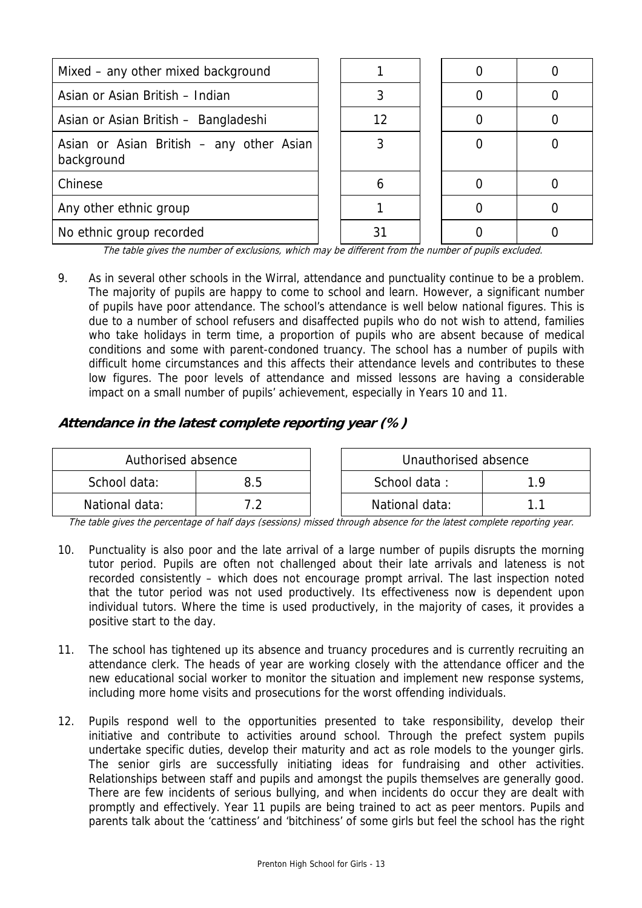| | | | |
|---|---|---|---|
| Mixed – any other mixed background | 1 | 0 | 0 |
| Asian or Asian British – Indian | 3 | 0 | 0 |
| Asian or Asian British – Bangladeshi | 12 | 0 | 0 |
| Asian or Asian British – any other Asian background | 3 | 0 | 0 |
| Chinese | 6 | 0 | 0 |
| Any other ethnic group | 1 | 0 | 0 |
| No ethnic group recorded | 31 | 0 | 0 |

*The table gives the number of exclusions, which may be different from the number of pupils excluded.*

9. As in several other schools in the Wirral, attendance and punctuality continue to be a problem. The majority of pupils are happy to come to school and learn. However, a significant number of pupils have poor attendance. The school's attendance is well below national figures. This is due to a number of school refusers and disaffected pupils who do not wish to attend, families who take holidays in term time, a proportion of pupils who are absent because of medical conditions and some with parent-condoned truancy. The school has a number of pupils with difficult home circumstances and this affects their attendance levels and contributes to these low figures. The poor levels of attendance and missed lessons are having a considerable impact on a small number of pupils' achievement, especially in Years 10 and 11.

### Attendance in the latest complete reporting year (%)

| Authorised absence | |
|---|---|
| School data: | 8.5 |
| National data: | 7.2 |

| Unauthorised absence | |
|---|---|
| School data : | 1.9 |
| National data: | 1.1 |

*The table gives the percentage of half days (sessions) missed through absence for the latest complete reporting year.*

10. Punctuality is also poor and the late arrival of a large number of pupils disrupts the morning tutor period. Pupils are often not challenged about their late arrivals and lateness is not recorded consistently – which does not encourage prompt arrival. The last inspection noted that the tutor period was not used productively. Its effectiveness now is dependent upon individual tutors. Where the time is used productively, in the majority of cases, it provides a positive start to the day.

11. The school has tightened up its absence and truancy procedures and is currently recruiting an attendance clerk. The heads of year are working closely with the attendance officer and the new educational social worker to monitor the situation and implement new response systems, including more home visits and prosecutions for the worst offending individuals.

12. Pupils respond well to the opportunities presented to take responsibility, develop their initiative and contribute to activities around school. Through the prefect system pupils undertake specific duties, develop their maturity and act as role models to the younger girls. The senior girls are successfully initiating ideas for fundraising and other activities. Relationships between staff and pupils and amongst the pupils themselves are generally good. There are few incidents of serious bullying, and when incidents do occur they are dealt with promptly and effectively. Year 11 pupils are being trained to act as peer mentors. Pupils and parents talk about the 'cattiness' and 'bitchiness' of some girls but feel the school has the right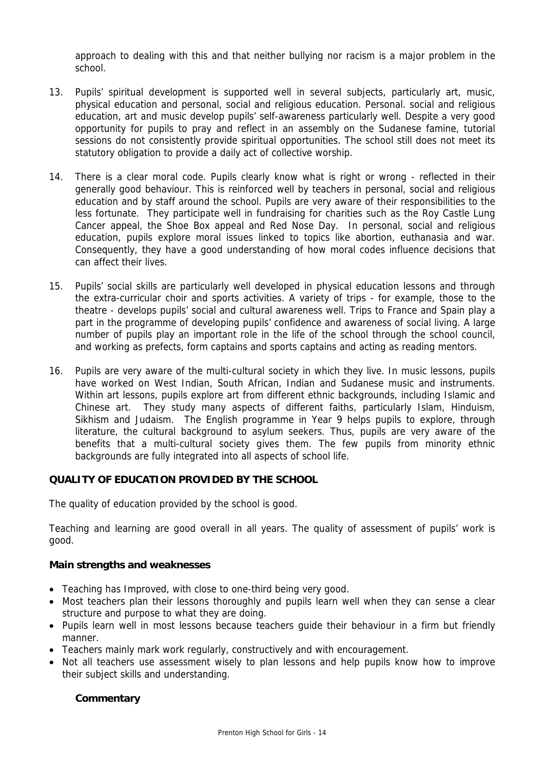approach to dealing with this and that neither bullying nor racism is a major problem in the school.

13. Pupils' spiritual development is supported well in several subjects, particularly art, music, physical education and personal, social and religious education. Personal. social and religious education, art and music develop pupils' self-awareness particularly well. Despite a very good opportunity for pupils to pray and reflect in an assembly on the Sudanese famine, tutorial sessions do not consistently provide spiritual opportunities. The school still does not meet its statutory obligation to provide a daily act of collective worship.

14. There is a clear moral code. Pupils clearly know what is right or wrong - reflected in their generally good behaviour. This is reinforced well by teachers in personal, social and religious education and by staff around the school. Pupils are very aware of their responsibilities to the less fortunate. They participate well in fundraising for charities such as the Roy Castle Lung Cancer appeal, the Shoe Box appeal and Red Nose Day. In personal, social and religious education, pupils explore moral issues linked to topics like abortion, euthanasia and war. Consequently, they have a good understanding of how moral codes influence decisions that can affect their lives.

15. Pupils' social skills are particularly well developed in physical education lessons and through the extra-curricular choir and sports activities. A variety of trips - for example, those to the theatre - develops pupils' social and cultural awareness well. Trips to France and Spain play a part in the programme of developing pupils' confidence and awareness of social living. A large number of pupils play an important role in the life of the school through the school council, and working as prefects, form captains and sports captains and acting as reading mentors.

16. Pupils are very aware of the multi-cultural society in which they live. In music lessons, pupils have worked on West Indian, South African, Indian and Sudanese music and instruments. Within art lessons, pupils explore art from different ethnic backgrounds, including Islamic and Chinese art. They study many aspects of different faiths, particularly Islam, Hinduism, Sikhism and Judaism. The English programme in Year 9 helps pupils to explore, through literature, the cultural background to asylum seekers. Thus, pupils are very aware of the benefits that a multi-cultural society gives them. The few pupils from minority ethnic backgrounds are fully integrated into all aspects of school life.

## QUALITY OF EDUCATION PROVIDED BY THE SCHOOL

The quality of education provided by the school is good.

Teaching and learning are good overall in all years. The quality of assessment of pupils' work is good.

### Main strengths and weaknesses

- Teaching has Improved, with close to one-third being very good.
- Most teachers plan their lessons thoroughly and pupils learn well when they can sense a clear structure and purpose to what they are doing.
- Pupils learn well in most lessons because teachers guide their behaviour in a firm but friendly manner.
- Teachers mainly mark work regularly, constructively and with encouragement.
- Not all teachers use assessment wisely to plan lessons and help pupils know how to improve their subject skills and understanding.

### Commentary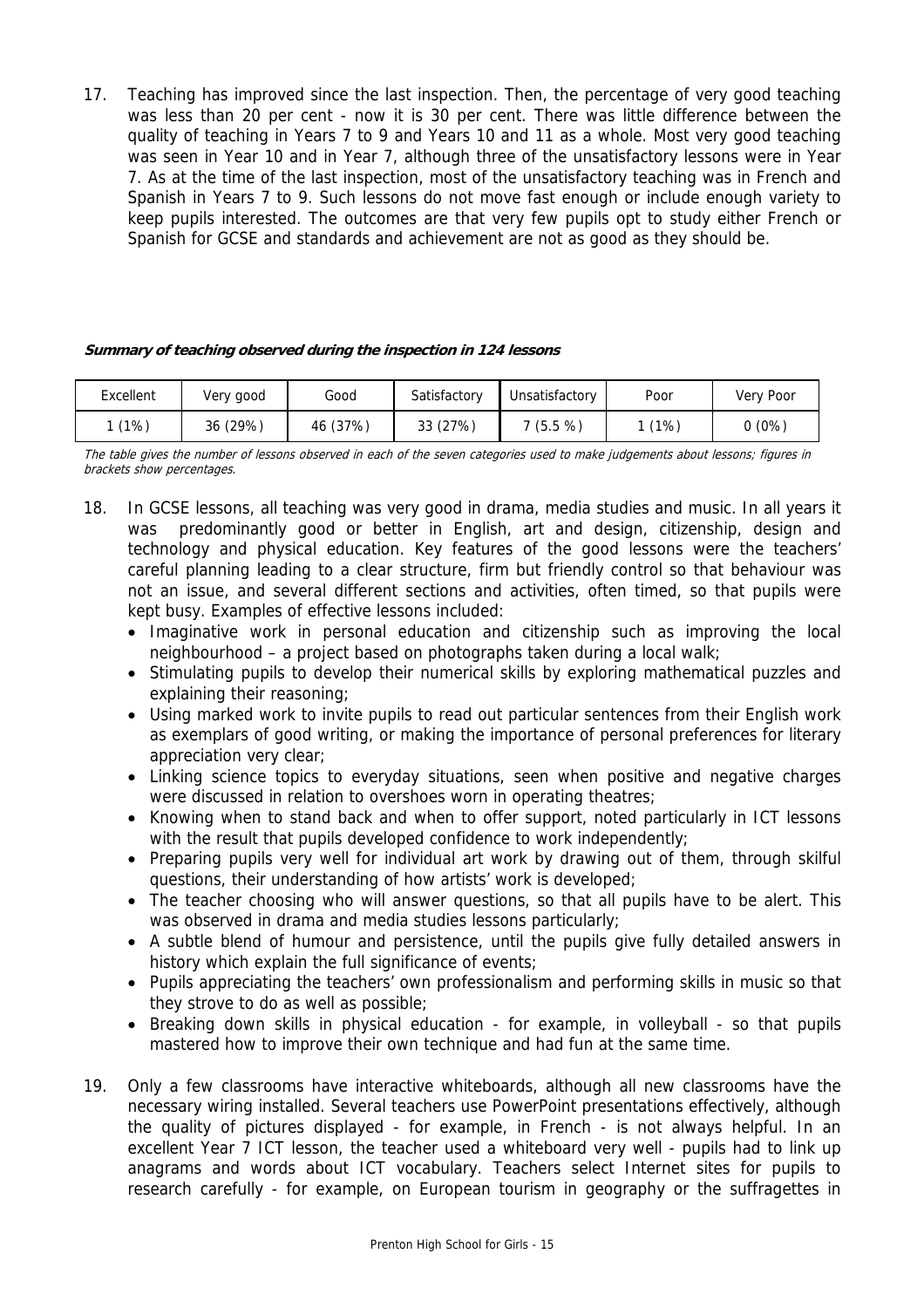17. Teaching has improved since the last inspection. Then, the percentage of very good teaching was less than 20 per cent - now it is 30 per cent. There was little difference between the quality of teaching in Years 7 to 9 and Years 10 and 11 as a whole. Most very good teaching was seen in Year 10 and in Year 7, although three of the unsatisfactory lessons were in Year 7. As at the time of the last inspection, most of the unsatisfactory teaching was in French and Spanish in Years 7 to 9. Such lessons do not move fast enough or include enough variety to keep pupils interested. The outcomes are that very few pupils opt to study either French or Spanish for GCSE and standards and achievement are not as good as they should be.

***Summary of teaching observed during the inspection in 124 lessons***

| Excellent | Very good | Good | Satisfactory | Unsatisfactory | Poor | Very Poor |
|---|---|---|---|---|---|---|
| 1 (1%) | 36 (29%) | 46 (37%) | 33 (27%) | 7 (5.5 %) | 1 (1%) | 0 (0%) |

*The table gives the number of lessons observed in each of the seven categories used to make judgements about lessons; figures in brackets show percentages.*

18. In GCSE lessons, all teaching was very good in drama, media studies and music. In all years it was predominantly good or better in English, art and design, citizenship, design and technology and physical education. Key features of the good lessons were the teachers' careful planning leading to a clear structure, firm but friendly control so that behaviour was not an issue, and several different sections and activities, often timed, so that pupils were kept busy. Examples of effective lessons included:
    - Imaginative work in personal education and citizenship such as improving the local neighbourhood – a project based on photographs taken during a local walk;
    - Stimulating pupils to develop their numerical skills by exploring mathematical puzzles and explaining their reasoning;
    - Using marked work to invite pupils to read out particular sentences from their English work as exemplars of good writing, or making the importance of personal preferences for literary appreciation very clear;
    - Linking science topics to everyday situations, seen when positive and negative charges were discussed in relation to overshoes worn in operating theatres;
    - Knowing when to stand back and when to offer support, noted particularly in ICT lessons with the result that pupils developed confidence to work independently;
    - Preparing pupils very well for individual art work by drawing out of them, through skilful questions, their understanding of how artists' work is developed;
    - The teacher choosing who will answer questions, so that all pupils have to be alert. This was observed in drama and media studies lessons particularly;
    - A subtle blend of humour and persistence, until the pupils give fully detailed answers in history which explain the full significance of events;
    - Pupils appreciating the teachers' own professionalism and performing skills in music so that they strove to do as well as possible;
    - Breaking down skills in physical education - for example, in volleyball - so that pupils mastered how to improve their own technique and had fun at the same time.

19. Only a few classrooms have interactive whiteboards, although all new classrooms have the necessary wiring installed. Several teachers use PowerPoint presentations effectively, although the quality of pictures displayed - for example, in French - is not always helpful. In an excellent Year 7 ICT lesson, the teacher used a whiteboard very well - pupils had to link up anagrams and words about ICT vocabulary. Teachers select Internet sites for pupils to research carefully - for example, on European tourism in geography or the suffragettes in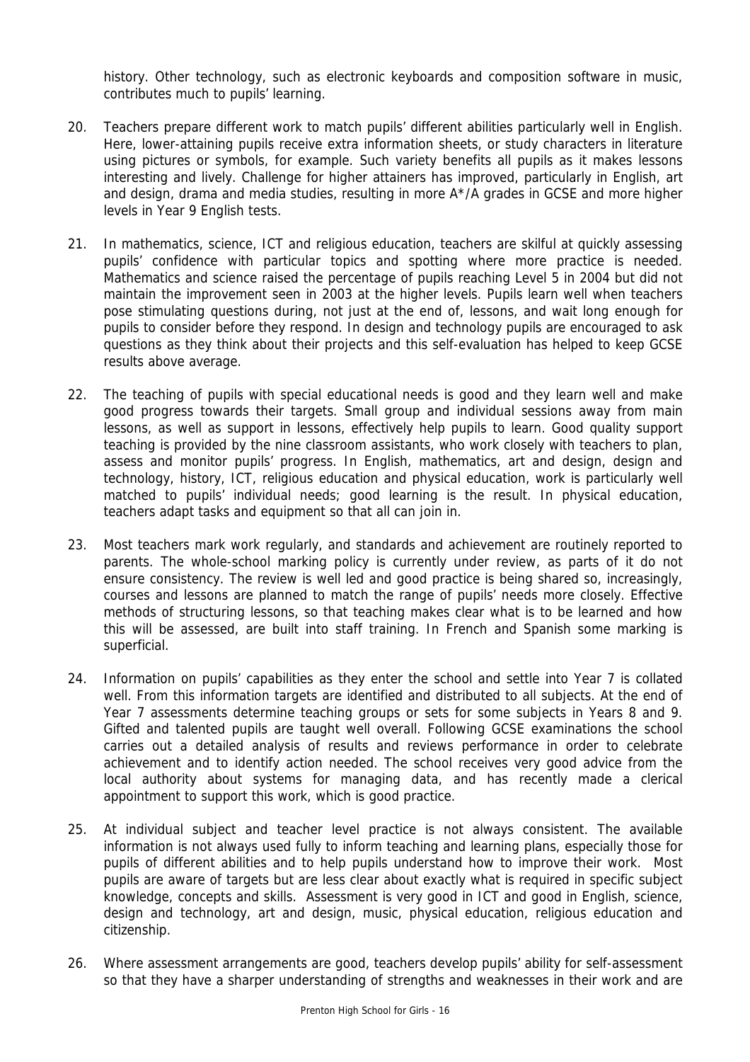history. Other technology, such as electronic keyboards and composition software in music, contributes much to pupils' learning.

20. Teachers prepare different work to match pupils' different abilities particularly well in English. Here, lower-attaining pupils receive extra information sheets, or study characters in literature using pictures or symbols, for example. Such variety benefits all pupils as it makes lessons interesting and lively. Challenge for higher attainers has improved, particularly in English, art and design, drama and media studies, resulting in more A*/A grades in GCSE and more higher levels in Year 9 English tests.

21. In mathematics, science, ICT and religious education, teachers are skilful at quickly assessing pupils' confidence with particular topics and spotting where more practice is needed. Mathematics and science raised the percentage of pupils reaching Level 5 in 2004 but did not maintain the improvement seen in 2003 at the higher levels. Pupils learn well when teachers pose stimulating questions during, not just at the end of, lessons, and wait long enough for pupils to consider before they respond. In design and technology pupils are encouraged to ask questions as they think about their projects and this self-evaluation has helped to keep GCSE results above average.

22. The teaching of pupils with special educational needs is good and they learn well and make good progress towards their targets. Small group and individual sessions away from main lessons, as well as support in lessons, effectively help pupils to learn. Good quality support teaching is provided by the nine classroom assistants, who work closely with teachers to plan, assess and monitor pupils' progress. In English, mathematics, art and design, design and technology, history, ICT, religious education and physical education, work is particularly well matched to pupils' individual needs; good learning is the result. In physical education, teachers adapt tasks and equipment so that all can join in.

23. Most teachers mark work regularly, and standards and achievement are routinely reported to parents. The whole-school marking policy is currently under review, as parts of it do not ensure consistency. The review is well led and good practice is being shared so, increasingly, courses and lessons are planned to match the range of pupils' needs more closely. Effective methods of structuring lessons, so that teaching makes clear what is to be learned and how this will be assessed, are built into staff training. In French and Spanish some marking is superficial.

24. Information on pupils' capabilities as they enter the school and settle into Year 7 is collated well. From this information targets are identified and distributed to all subjects. At the end of Year 7 assessments determine teaching groups or sets for some subjects in Years 8 and 9. Gifted and talented pupils are taught well overall. Following GCSE examinations the school carries out a detailed analysis of results and reviews performance in order to celebrate achievement and to identify action needed. The school receives very good advice from the local authority about systems for managing data, and has recently made a clerical appointment to support this work, which is good practice.

25. At individual subject and teacher level practice is not always consistent. The available information is not always used fully to inform teaching and learning plans, especially those for pupils of different abilities and to help pupils understand how to improve their work. Most pupils are aware of targets but are less clear about exactly what is required in specific subject knowledge, concepts and skills. Assessment is very good in ICT and good in English, science, design and technology, art and design, music, physical education, religious education and citizenship.

26. Where assessment arrangements are good, teachers develop pupils' ability for self-assessment so that they have a sharper understanding of strengths and weaknesses in their work and are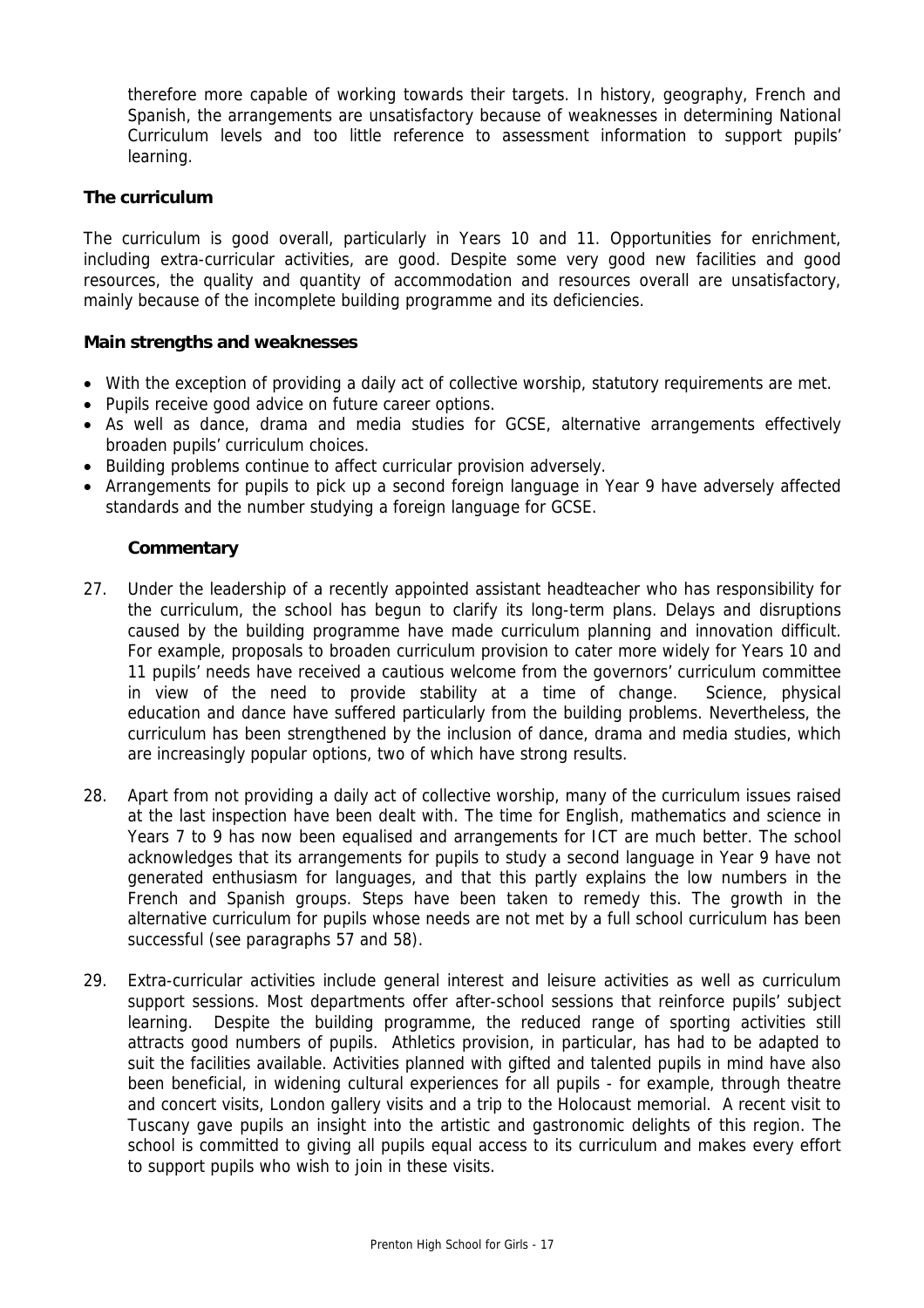therefore more capable of working towards their targets. In history, geography, French and Spanish, the arrangements are unsatisfactory because of weaknesses in determining National Curriculum levels and too little reference to assessment information to support pupils' learning.

### The curriculum

The curriculum is good overall, particularly in Years 10 and 11. Opportunities for enrichment, including extra-curricular activities, are good. Despite some very good new facilities and good resources, the quality and quantity of accommodation and resources overall are unsatisfactory, mainly because of the incomplete building programme and its deficiencies.

#### Main strengths and weaknesses

- With the exception of providing a daily act of collective worship, statutory requirements are met.
- Pupils receive good advice on future career options.
- As well as dance, drama and media studies for GCSE, alternative arrangements effectively broaden pupils' curriculum choices.
- Building problems continue to affect curricular provision adversely.
- Arrangements for pupils to pick up a second foreign language in Year 9 have adversely affected standards and the number studying a foreign language for GCSE.

#### Commentary

27. Under the leadership of a recently appointed assistant headteacher who has responsibility for the curriculum, the school has begun to clarify its long-term plans. Delays and disruptions caused by the building programme have made curriculum planning and innovation difficult. For example, proposals to broaden curriculum provision to cater more widely for Years 10 and 11 pupils' needs have received a cautious welcome from the governors' curriculum committee in view of the need to provide stability at a time of change. Science, physical education and dance have suffered particularly from the building problems. Nevertheless, the curriculum has been strengthened by the inclusion of dance, drama and media studies, which are increasingly popular options, two of which have strong results.

28. Apart from not providing a daily act of collective worship, many of the curriculum issues raised at the last inspection have been dealt with. The time for English, mathematics and science in Years 7 to 9 has now been equalised and arrangements for ICT are much better. The school acknowledges that its arrangements for pupils to study a second language in Year 9 have not generated enthusiasm for languages, and that this partly explains the low numbers in the French and Spanish groups. Steps have been taken to remedy this. The growth in the alternative curriculum for pupils whose needs are not met by a full school curriculum has been successful (see paragraphs 57 and 58).

29. Extra-curricular activities include general interest and leisure activities as well as curriculum support sessions. Most departments offer after-school sessions that reinforce pupils' subject learning. Despite the building programme, the reduced range of sporting activities still attracts good numbers of pupils. Athletics provision, in particular, has had to be adapted to suit the facilities available. Activities planned with gifted and talented pupils in mind have also been beneficial, in widening cultural experiences for all pupils - for example, through theatre and concert visits, London gallery visits and a trip to the Holocaust memorial. A recent visit to Tuscany gave pupils an insight into the artistic and gastronomic delights of this region. The school is committed to giving all pupils equal access to its curriculum and makes every effort to support pupils who wish to join in these visits.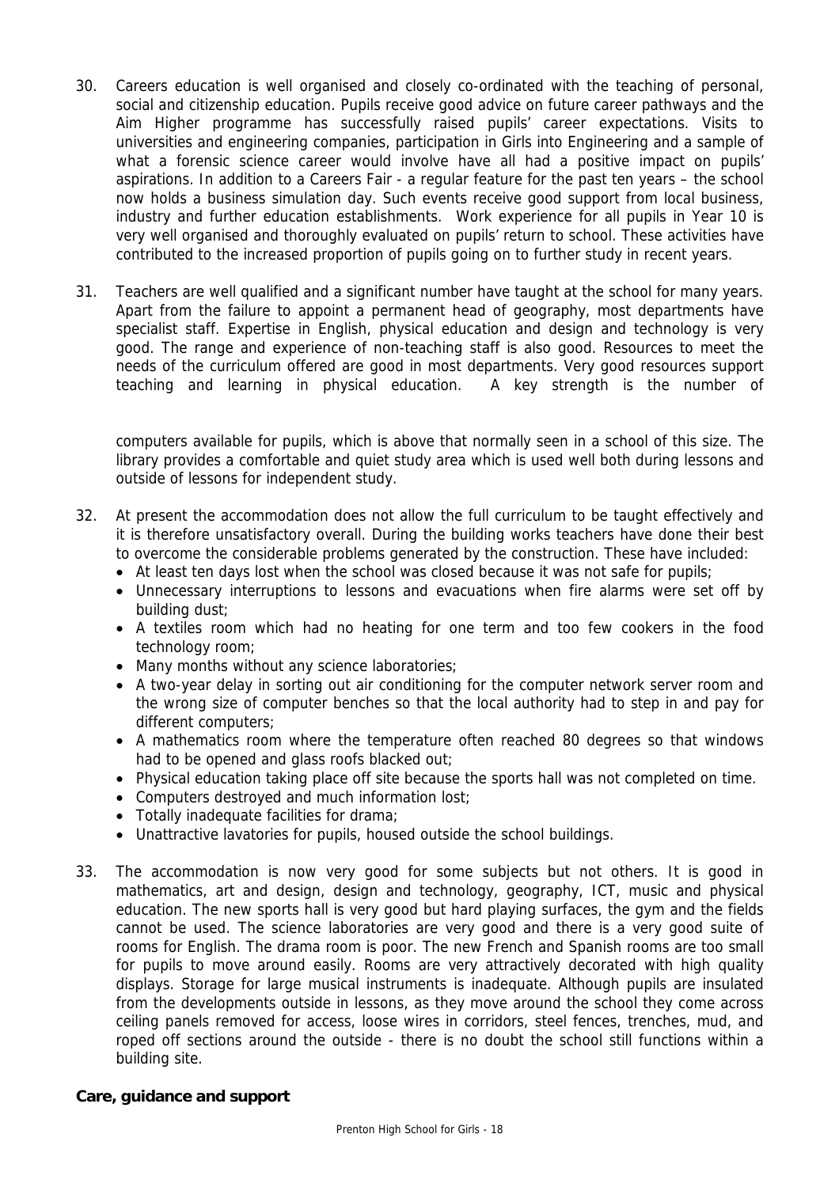30. Careers education is well organised and closely co-ordinated with the teaching of personal, social and citizenship education. Pupils receive good advice on future career pathways and the Aim Higher programme has successfully raised pupils' career expectations. Visits to universities and engineering companies, participation in Girls into Engineering and a sample of what a forensic science career would involve have all had a positive impact on pupils' aspirations. In addition to a Careers Fair - a regular feature for the past ten years – the school now holds a business simulation day. Such events receive good support from local business, industry and further education establishments. Work experience for all pupils in Year 10 is very well organised and thoroughly evaluated on pupils' return to school. These activities have contributed to the increased proportion of pupils going on to further study in recent years.

31. Teachers are well qualified and a significant number have taught at the school for many years. Apart from the failure to appoint a permanent head of geography, most departments have specialist staff. Expertise in English, physical education and design and technology is very good. The range and experience of non-teaching staff is also good. Resources to meet the needs of the curriculum offered are good in most departments. Very good resources support teaching and learning in physical education. A key strength is the number of computers available for pupils, which is above that normally seen in a school of this size. The library provides a comfortable and quiet study area which is used well both during lessons and outside of lessons for independent study.

32. At present the accommodation does not allow the full curriculum to be taught effectively and it is therefore unsatisfactory overall. During the building works teachers have done their best to overcome the considerable problems generated by the construction. These have included:
    - At least ten days lost when the school was closed because it was not safe for pupils;
    - Unnecessary interruptions to lessons and evacuations when fire alarms were set off by building dust;
    - A textiles room which had no heating for one term and too few cookers in the food technology room;
    - Many months without any science laboratories;
    - A two-year delay in sorting out air conditioning for the computer network server room and the wrong size of computer benches so that the local authority had to step in and pay for different computers;
    - A mathematics room where the temperature often reached 80 degrees so that windows had to be opened and glass roofs blacked out;
    - Physical education taking place off site because the sports hall was not completed on time.
    - Computers destroyed and much information lost;
    - Totally inadequate facilities for drama;
    - Unattractive lavatories for pupils, housed outside the school buildings.

33. The accommodation is now very good for some subjects but not others. It is good in mathematics, art and design, design and technology, geography, ICT, music and physical education. The new sports hall is very good but hard playing surfaces, the gym and the fields cannot be used. The science laboratories are very good and there is a very good suite of rooms for English. The drama room is poor. The new French and Spanish rooms are too small for pupils to move around easily. Rooms are very attractively decorated with high quality displays. Storage for large musical instruments is inadequate. Although pupils are insulated from the developments outside in lessons, as they move around the school they come across ceiling panels removed for access, loose wires in corridors, steel fences, trenches, mud, and roped off sections around the outside - there is no doubt the school still functions within a building site.

**Care, guidance and support**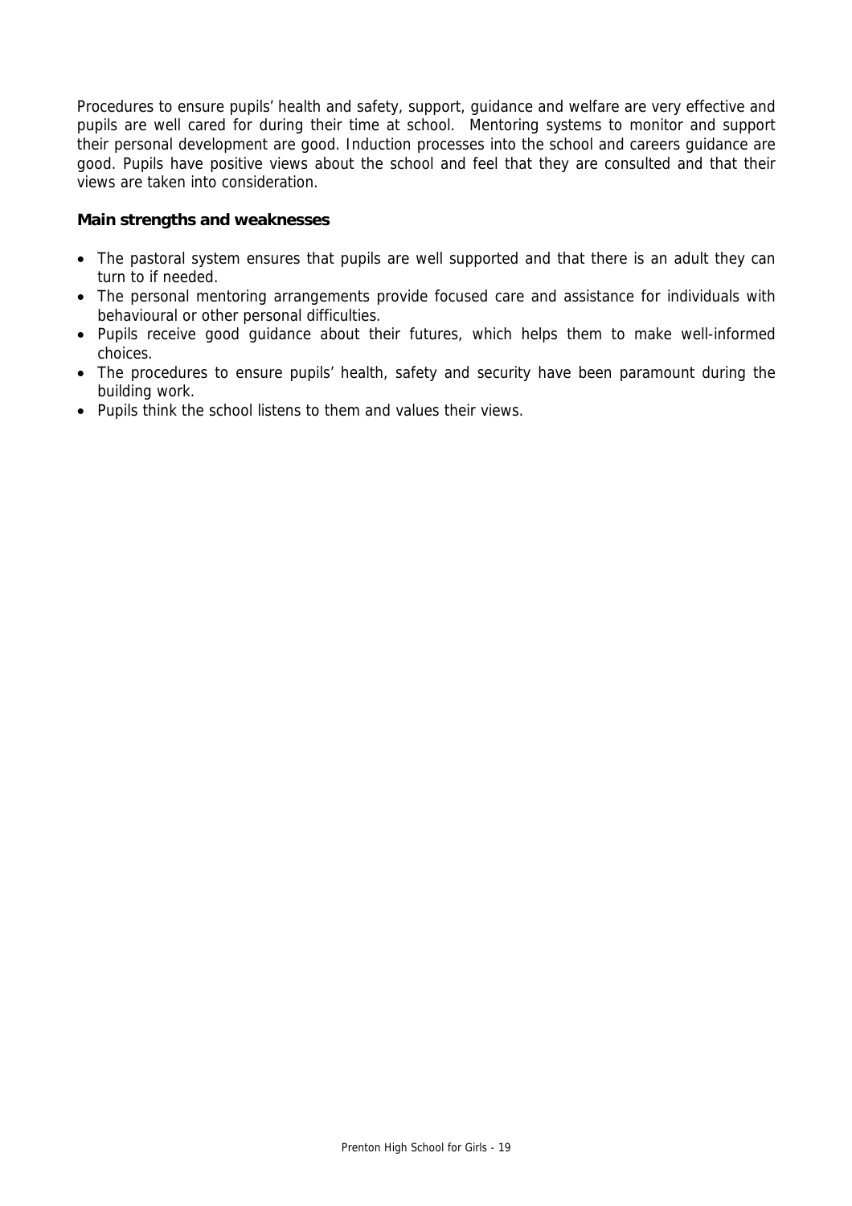Procedures to ensure pupils' health and safety, support, guidance and welfare are very effective and pupils are well cared for during their time at school. Mentoring systems to monitor and support their personal development are good. Induction processes into the school and careers guidance are good. Pupils have positive views about the school and feel that they are consulted and that their views are taken into consideration.

**Main strengths and weaknesses**

- The pastoral system ensures that pupils are well supported and that there is an adult they can turn to if needed.
- The personal mentoring arrangements provide focused care and assistance for individuals with behavioural or other personal difficulties.
- Pupils receive good guidance about their futures, which helps them to make well-informed choices.
- The procedures to ensure pupils' health, safety and security have been paramount during the building work.
- Pupils think the school listens to them and values their views.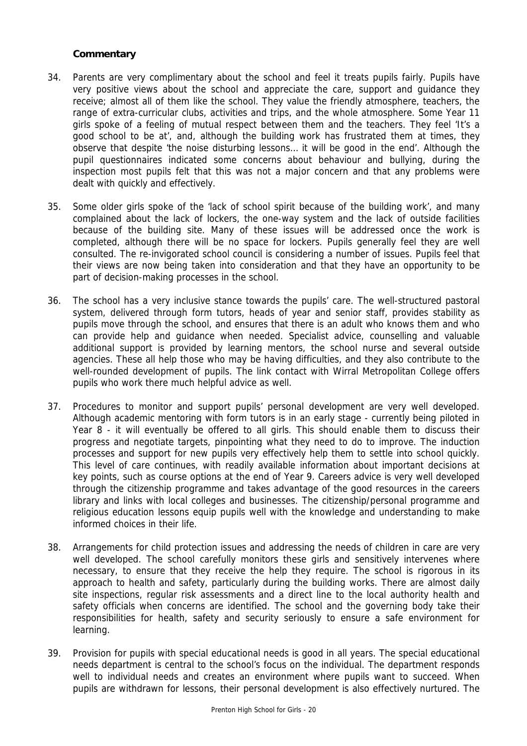**Commentary**

34. Parents are very complimentary about the school and feel it treats pupils fairly. Pupils have very positive views about the school and appreciate the care, support and guidance they receive; almost all of them like the school. They value the friendly atmosphere, teachers, the range of extra-curricular clubs, activities and trips, and the whole atmosphere. Some Year 11 girls spoke of a feeling of mutual respect between them and the teachers. They feel 'It's a good school to be at', and, although the building work has frustrated them at times, they observe that despite 'the noise disturbing lessons… it will be good in the end'. Although the pupil questionnaires indicated some concerns about behaviour and bullying, during the inspection most pupils felt that this was not a major concern and that any problems were dealt with quickly and effectively.

35. Some older girls spoke of the 'lack of school spirit because of the building work', and many complained about the lack of lockers, the one-way system and the lack of outside facilities because of the building site. Many of these issues will be addressed once the work is completed, although there will be no space for lockers. Pupils generally feel they are well consulted. The re-invigorated school council is considering a number of issues. Pupils feel that their views are now being taken into consideration and that they have an opportunity to be part of decision-making processes in the school.

36. The school has a very inclusive stance towards the pupils' care. The well-structured pastoral system, delivered through form tutors, heads of year and senior staff, provides stability as pupils move through the school, and ensures that there is an adult who knows them and who can provide help and guidance when needed. Specialist advice, counselling and valuable additional support is provided by learning mentors, the school nurse and several outside agencies. These all help those who may be having difficulties, and they also contribute to the well-rounded development of pupils. The link contact with Wirral Metropolitan College offers pupils who work there much helpful advice as well.

37. Procedures to monitor and support pupils' personal development are very well developed. Although academic mentoring with form tutors is in an early stage - currently being piloted in Year 8 - it will eventually be offered to all girls. This should enable them to discuss their progress and negotiate targets, pinpointing what they need to do to improve. The induction processes and support for new pupils very effectively help them to settle into school quickly. This level of care continues, with readily available information about important decisions at key points, such as course options at the end of Year 9. Careers advice is very well developed through the citizenship programme and takes advantage of the good resources in the careers library and links with local colleges and businesses. The citizenship/personal programme and religious education lessons equip pupils well with the knowledge and understanding to make informed choices in their life.

38. Arrangements for child protection issues and addressing the needs of children in care are very well developed. The school carefully monitors these girls and sensitively intervenes where necessary, to ensure that they receive the help they require. The school is rigorous in its approach to health and safety, particularly during the building works. There are almost daily site inspections, regular risk assessments and a direct line to the local authority health and safety officials when concerns are identified. The school and the governing body take their responsibilities for health, safety and security seriously to ensure a safe environment for learning.

39. Provision for pupils with special educational needs is good in all years. The special educational needs department is central to the school's focus on the individual. The department responds well to individual needs and creates an environment where pupils want to succeed. When pupils are withdrawn for lessons, their personal development is also effectively nurtured. The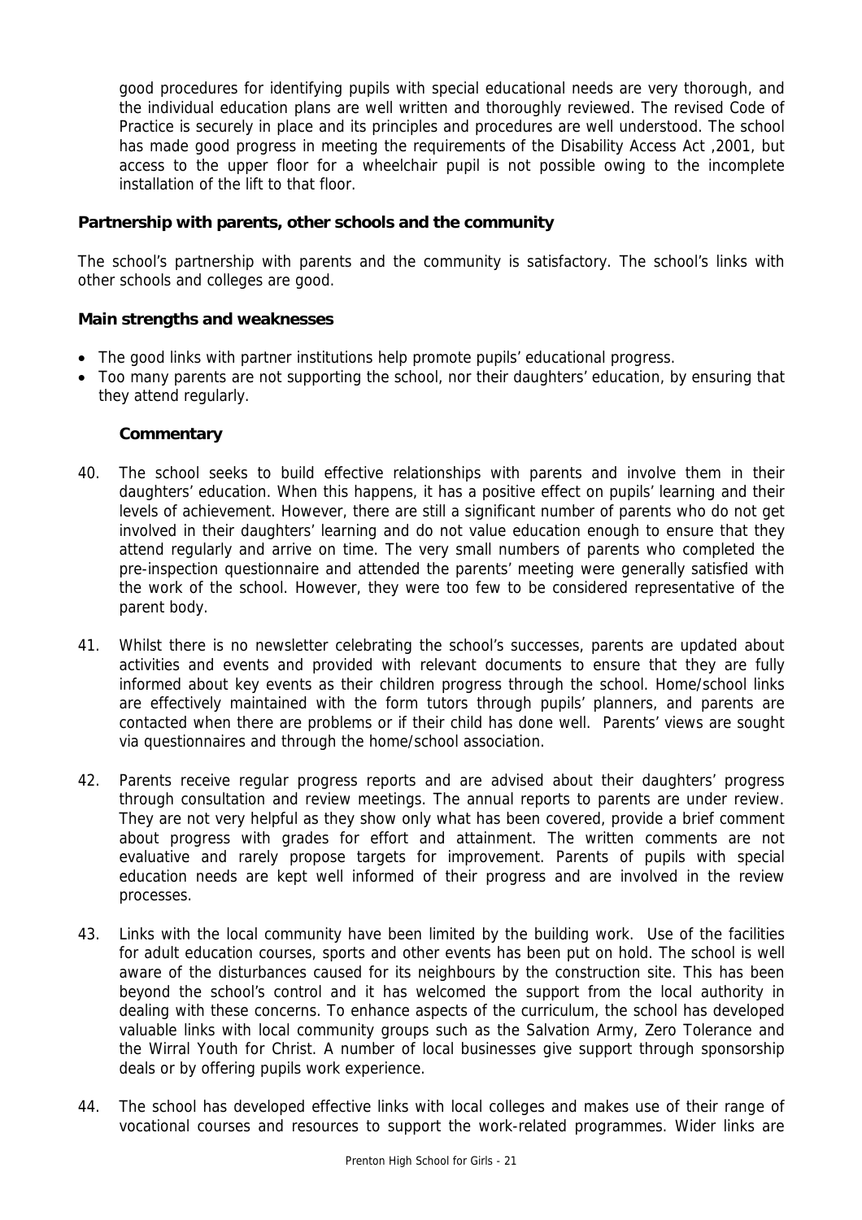good procedures for identifying pupils with special educational needs are very thorough, and the individual education plans are well written and thoroughly reviewed. The revised Code of Practice is securely in place and its principles and procedures are well understood. The school has made good progress in meeting the requirements of the Disability Access Act ,2001, but access to the upper floor for a wheelchair pupil is not possible owing to the incomplete installation of the lift to that floor.

### Partnership with parents, other schools and the community

The school's partnership with parents and the community is satisfactory. The school's links with other schools and colleges are good.

#### Main strengths and weaknesses

- The good links with partner institutions help promote pupils' educational progress.
- Too many parents are not supporting the school, nor their daughters' education, by ensuring that they attend regularly.

#### Commentary

40. The school seeks to build effective relationships with parents and involve them in their daughters' education. When this happens, it has a positive effect on pupils' learning and their levels of achievement. However, there are still a significant number of parents who do not get involved in their daughters' learning and do not value education enough to ensure that they attend regularly and arrive on time. The very small numbers of parents who completed the pre-inspection questionnaire and attended the parents' meeting were generally satisfied with the work of the school. However, they were too few to be considered representative of the parent body.

41. Whilst there is no newsletter celebrating the school's successes, parents are updated about activities and events and provided with relevant documents to ensure that they are fully informed about key events as their children progress through the school. Home/school links are effectively maintained with the form tutors through pupils' planners, and parents are contacted when there are problems or if their child has done well. Parents' views are sought via questionnaires and through the home/school association.

42. Parents receive regular progress reports and are advised about their daughters' progress through consultation and review meetings. The annual reports to parents are under review. They are not very helpful as they show only what has been covered, provide a brief comment about progress with grades for effort and attainment. The written comments are not evaluative and rarely propose targets for improvement. Parents of pupils with special education needs are kept well informed of their progress and are involved in the review processes.

43. Links with the local community have been limited by the building work. Use of the facilities for adult education courses, sports and other events has been put on hold. The school is well aware of the disturbances caused for its neighbours by the construction site. This has been beyond the school's control and it has welcomed the support from the local authority in dealing with these concerns. To enhance aspects of the curriculum, the school has developed valuable links with local community groups such as the Salvation Army, Zero Tolerance and the Wirral Youth for Christ. A number of local businesses give support through sponsorship deals or by offering pupils work experience.

44. The school has developed effective links with local colleges and makes use of their range of vocational courses and resources to support the work-related programmes. Wider links are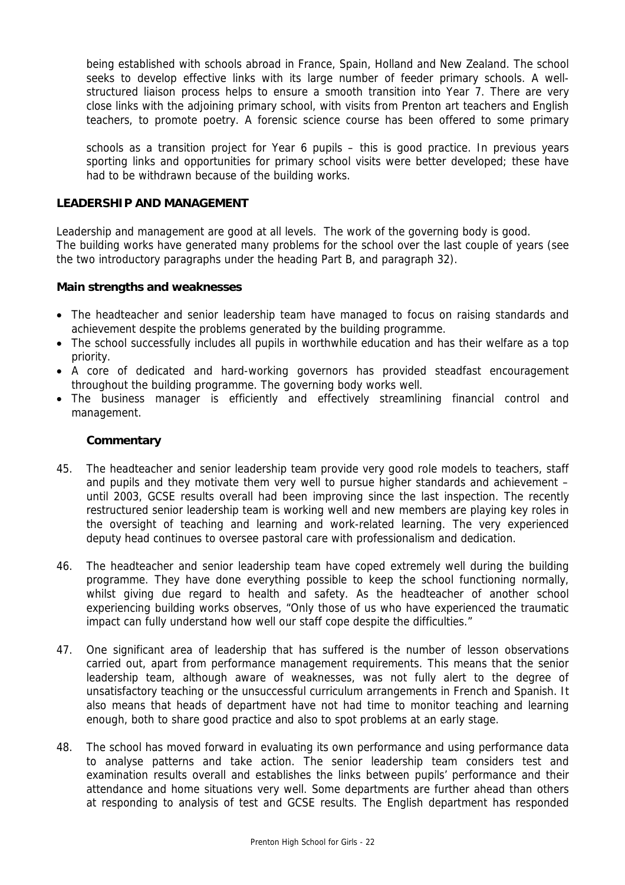being established with schools abroad in France, Spain, Holland and New Zealand. The school seeks to develop effective links with its large number of feeder primary schools. A well-structured liaison process helps to ensure a smooth transition into Year 7. There are very close links with the adjoining primary school, with visits from Prenton art teachers and English teachers, to promote poetry. A forensic science course has been offered to some primary schools as a transition project for Year 6 pupils – this is good practice. In previous years sporting links and opportunities for primary school visits were better developed; these have had to be withdrawn because of the building works.

**LEADERSHIP AND MANAGEMENT**

Leadership and management are good at all levels. The work of the governing body is good. The building works have generated many problems for the school over the last couple of years (see the two introductory paragraphs under the heading Part B, and paragraph 32).

**Main strengths and weaknesses**

- The headteacher and senior leadership team have managed to focus on raising standards and achievement despite the problems generated by the building programme.
- The school successfully includes all pupils in worthwhile education and has their welfare as a top priority.
- A core of dedicated and hard-working governors has provided steadfast encouragement throughout the building programme. The governing body works well.
- The business manager is efficiently and effectively streamlining financial control and management.

**Commentary**

45. The headteacher and senior leadership team provide very good role models to teachers, staff and pupils and they motivate them very well to pursue higher standards and achievement – until 2003, GCSE results overall had been improving since the last inspection. The recently restructured senior leadership team is working well and new members are playing key roles in the oversight of teaching and learning and work-related learning. The very experienced deputy head continues to oversee pastoral care with professionalism and dedication.

46. The headteacher and senior leadership team have coped extremely well during the building programme. They have done everything possible to keep the school functioning normally, whilst giving due regard to health and safety. As the headteacher of another school experiencing building works observes, "Only those of us who have experienced the traumatic impact can fully understand how well our staff cope despite the difficulties."

47. One significant area of leadership that has suffered is the number of lesson observations carried out, apart from performance management requirements. This means that the senior leadership team, although aware of weaknesses, was not fully alert to the degree of unsatisfactory teaching or the unsuccessful curriculum arrangements in French and Spanish. It also means that heads of department have not had time to monitor teaching and learning enough, both to share good practice and also to spot problems at an early stage.

48. The school has moved forward in evaluating its own performance and using performance data to analyse patterns and take action. The senior leadership team considers test and examination results overall and establishes the links between pupils' performance and their attendance and home situations very well. Some departments are further ahead than others at responding to analysis of test and GCSE results. The English department has responded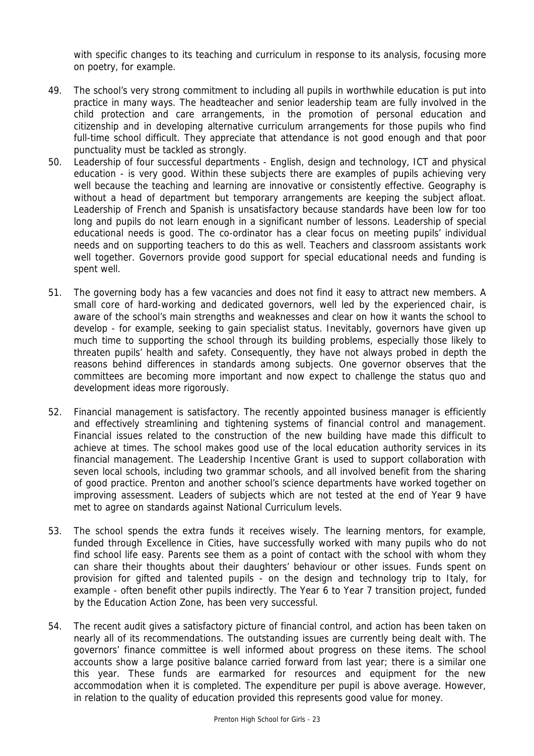with specific changes to its teaching and curriculum in response to its analysis, focusing more on poetry, for example.

49. The school's very strong commitment to including all pupils in worthwhile education is put into practice in many ways. The headteacher and senior leadership team are fully involved in the child protection and care arrangements, in the promotion of personal education and citizenship and in developing alternative curriculum arrangements for those pupils who find full-time school difficult. They appreciate that attendance is not good enough and that poor punctuality must be tackled as strongly.

50. Leadership of four successful departments - English, design and technology, ICT and physical education - is very good. Within these subjects there are examples of pupils achieving very well because the teaching and learning are innovative or consistently effective. Geography is without a head of department but temporary arrangements are keeping the subject afloat. Leadership of French and Spanish is unsatisfactory because standards have been low for too long and pupils do not learn enough in a significant number of lessons. Leadership of special educational needs is good. The co-ordinator has a clear focus on meeting pupils' individual needs and on supporting teachers to do this as well. Teachers and classroom assistants work well together. Governors provide good support for special educational needs and funding is spent well.

51. The governing body has a few vacancies and does not find it easy to attract new members. A small core of hard-working and dedicated governors, well led by the experienced chair, is aware of the school's main strengths and weaknesses and clear on how it wants the school to develop - for example, seeking to gain specialist status. Inevitably, governors have given up much time to supporting the school through its building problems, especially those likely to threaten pupils' health and safety. Consequently, they have not always probed in depth the reasons behind differences in standards among subjects. One governor observes that the committees are becoming more important and now expect to challenge the status quo and development ideas more rigorously.

52. Financial management is satisfactory. The recently appointed business manager is efficiently and effectively streamlining and tightening systems of financial control and management. Financial issues related to the construction of the new building have made this difficult to achieve at times. The school makes good use of the local education authority services in its financial management. The Leadership Incentive Grant is used to support collaboration with seven local schools, including two grammar schools, and all involved benefit from the sharing of good practice. Prenton and another school's science departments have worked together on improving assessment. Leaders of subjects which are not tested at the end of Year 9 have met to agree on standards against National Curriculum levels.

53. The school spends the extra funds it receives wisely. The learning mentors, for example, funded through Excellence in Cities, have successfully worked with many pupils who do not find school life easy. Parents see them as a point of contact with the school with whom they can share their thoughts about their daughters' behaviour or other issues. Funds spent on provision for gifted and talented pupils - on the design and technology trip to Italy, for example - often benefit other pupils indirectly. The Year 6 to Year 7 transition project, funded by the Education Action Zone, has been very successful.

54. The recent audit gives a satisfactory picture of financial control, and action has been taken on nearly all of its recommendations. The outstanding issues are currently being dealt with. The governors' finance committee is well informed about progress on these items. The school accounts show a large positive balance carried forward from last year; there is a similar one this year. These funds are earmarked for resources and equipment for the new accommodation when it is completed. The expenditure per pupil is above average. However, in relation to the quality of education provided this represents good value for money.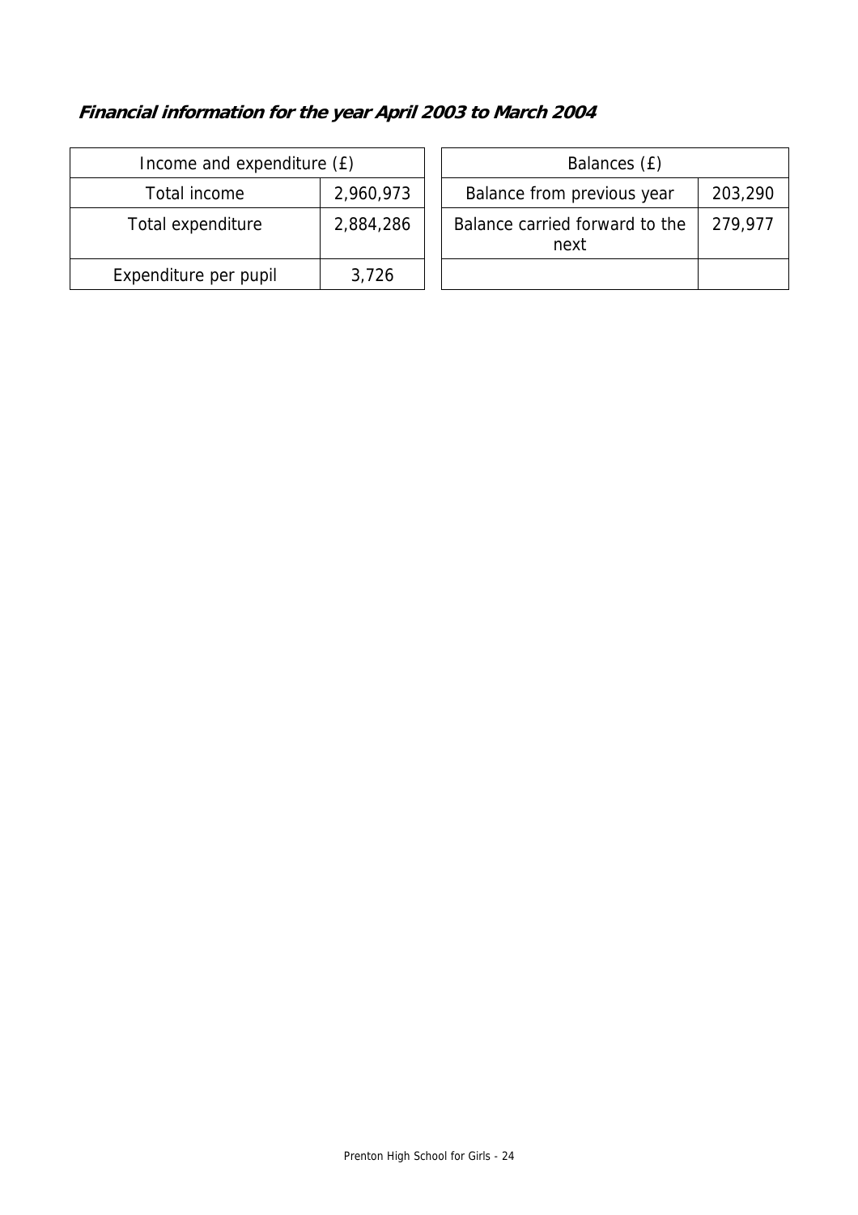***Financial information for the year April 2003 to March 2004***

| Income and expenditure (£) | |
|---|---|
| Total income | 2,960,973 |
| Total expenditure | 2,884,286 |
| Expenditure per pupil | 3,726 |

| Balances (£) | |
|---|---|
| Balance from previous year | 203,290 |
| Balance carried forward to the next | 279,977 |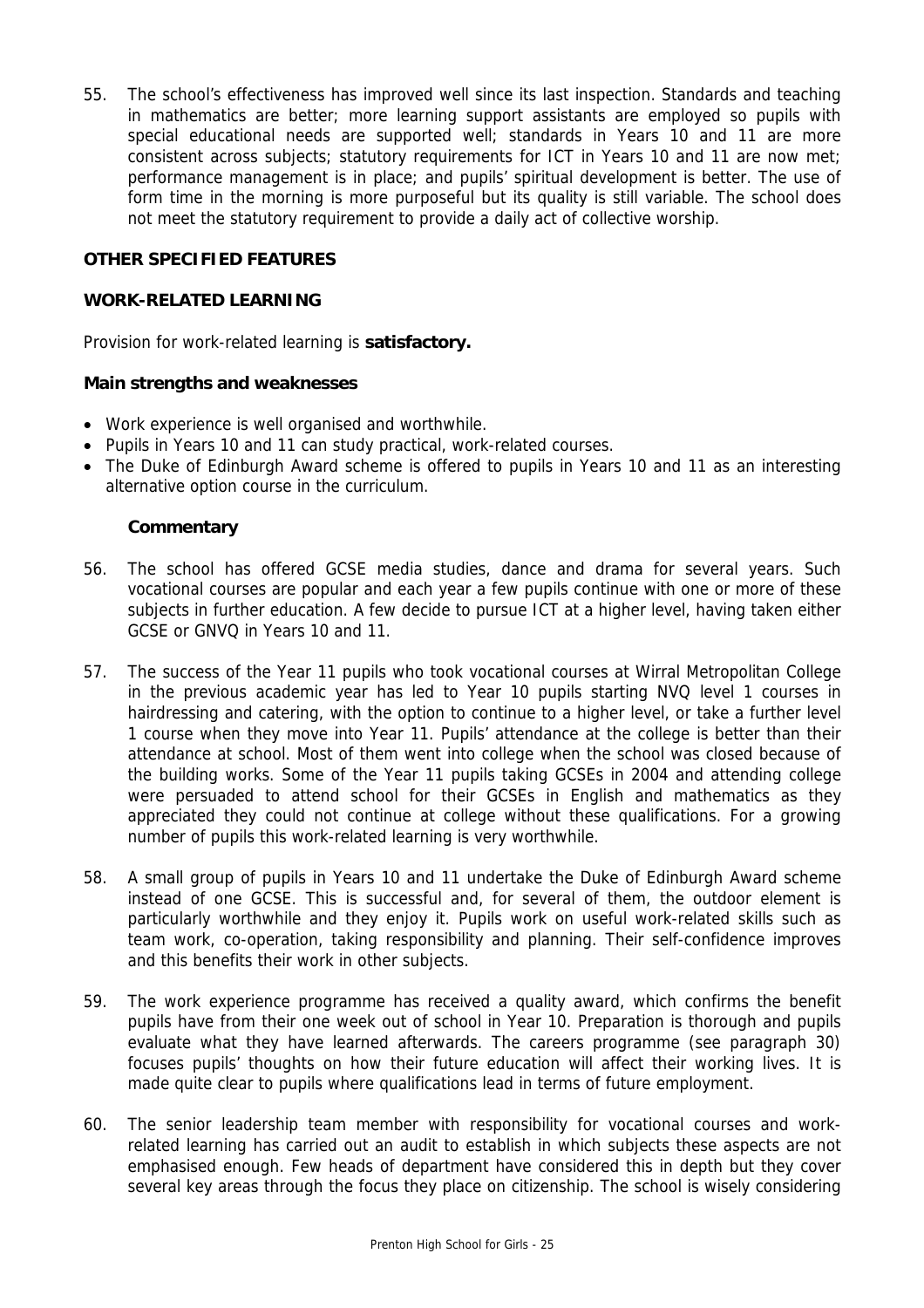55. The school's effectiveness has improved well since its last inspection. Standards and teaching in mathematics are better; more learning support assistants are employed so pupils with special educational needs are supported well; standards in Years 10 and 11 are more consistent across subjects; statutory requirements for ICT in Years 10 and 11 are now met; performance management is in place; and pupils' spiritual development is better. The use of form time in the morning is more purposeful but its quality is still variable. The school does not meet the statutory requirement to provide a daily act of collective worship.

## OTHER SPECIFIED FEATURES

## WORK-RELATED LEARNING

Provision for work-related learning is **satisfactory.**

**Main strengths and weaknesses**

- Work experience is well organised and worthwhile.
- Pupils in Years 10 and 11 can study practical, work-related courses.
- The Duke of Edinburgh Award scheme is offered to pupils in Years 10 and 11 as an interesting alternative option course in the curriculum.

**Commentary**

56. The school has offered GCSE media studies, dance and drama for several years. Such vocational courses are popular and each year a few pupils continue with one or more of these subjects in further education. A few decide to pursue ICT at a higher level, having taken either GCSE or GNVQ in Years 10 and 11.

57. The success of the Year 11 pupils who took vocational courses at Wirral Metropolitan College in the previous academic year has led to Year 10 pupils starting NVQ level 1 courses in hairdressing and catering, with the option to continue to a higher level, or take a further level 1 course when they move into Year 11. Pupils' attendance at the college is better than their attendance at school. Most of them went into college when the school was closed because of the building works. Some of the Year 11 pupils taking GCSEs in 2004 and attending college were persuaded to attend school for their GCSEs in English and mathematics as they appreciated they could not continue at college without these qualifications. For a growing number of pupils this work-related learning is very worthwhile.

58. A small group of pupils in Years 10 and 11 undertake the Duke of Edinburgh Award scheme instead of one GCSE. This is successful and, for several of them, the outdoor element is particularly worthwhile and they enjoy it. Pupils work on useful work-related skills such as team work, co-operation, taking responsibility and planning. Their self-confidence improves and this benefits their work in other subjects.

59. The work experience programme has received a quality award, which confirms the benefit pupils have from their one week out of school in Year 10. Preparation is thorough and pupils evaluate what they have learned afterwards. The careers programme (see paragraph 30) focuses pupils' thoughts on how their future education will affect their working lives. It is made quite clear to pupils where qualifications lead in terms of future employment.

60. The senior leadership team member with responsibility for vocational courses and work-related learning has carried out an audit to establish in which subjects these aspects are not emphasised enough. Few heads of department have considered this in depth but they cover several key areas through the focus they place on citizenship. The school is wisely considering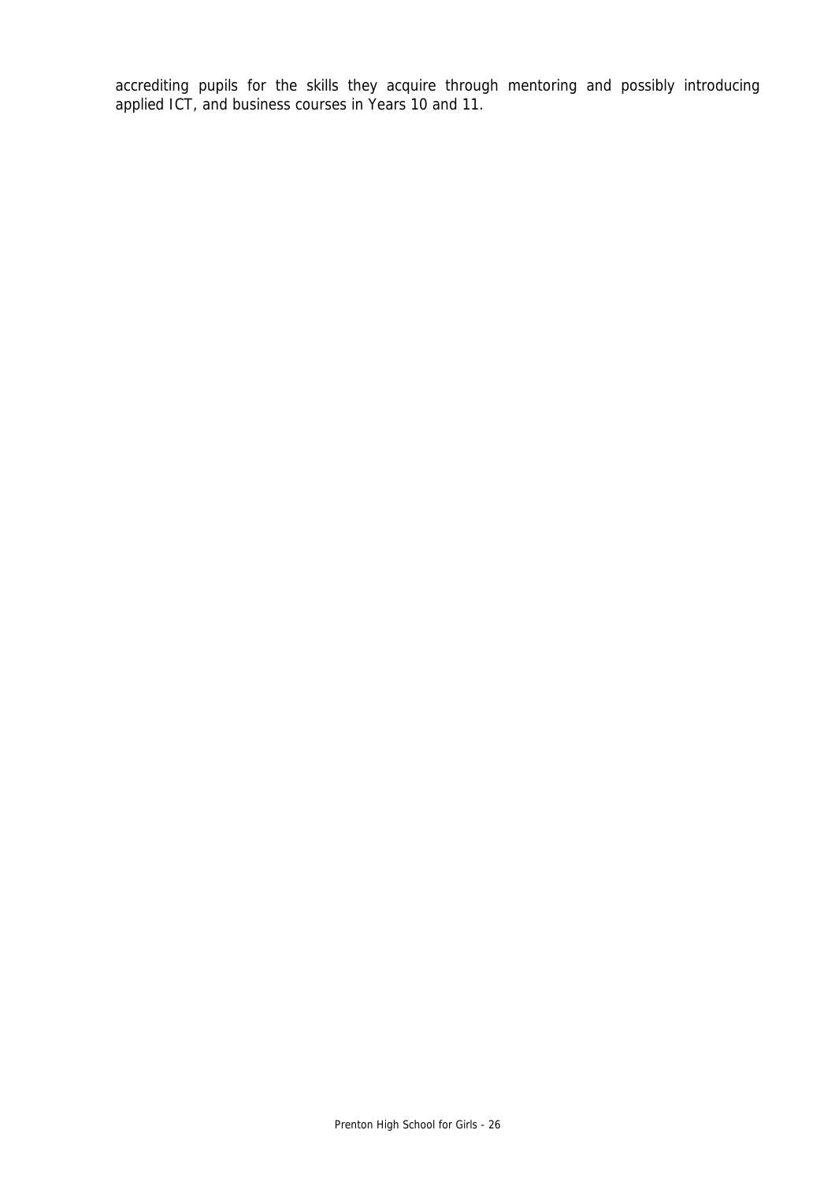accrediting pupils for the skills they acquire through mentoring and possibly introducing applied ICT, and business courses in Years 10 and 11.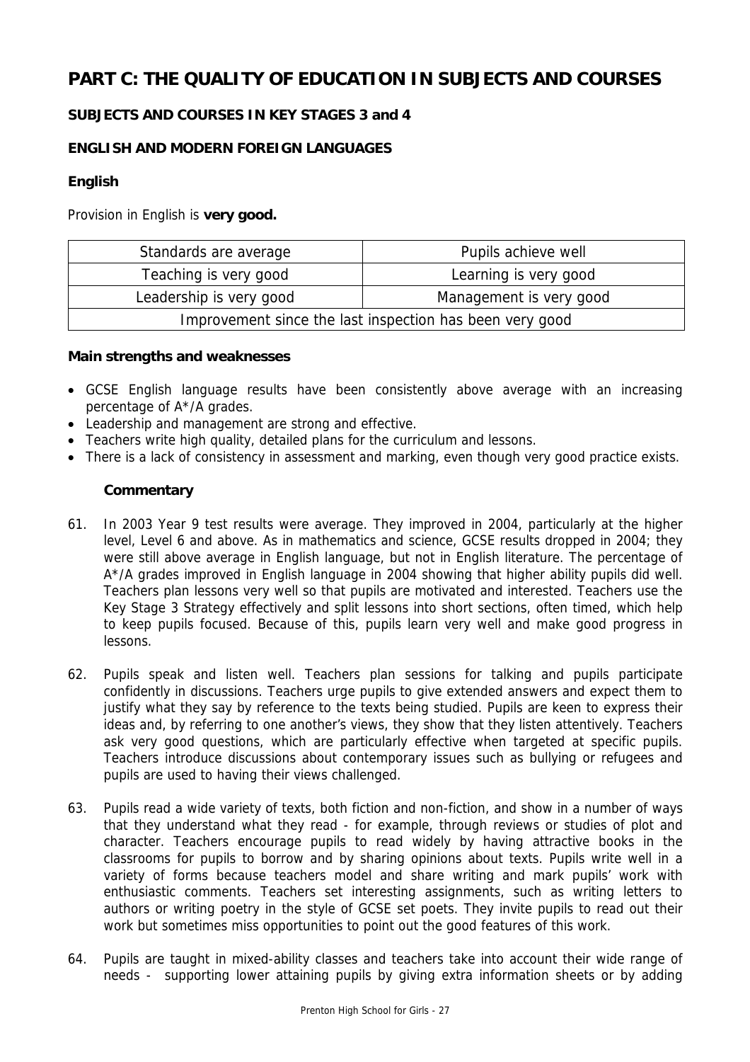# PART C: THE QUALITY OF EDUCATION IN SUBJECTS AND COURSES

### SUBJECTS AND COURSES IN KEY STAGES 3 and 4

### ENGLISH AND MODERN FOREIGN LANGUAGES

#### English

Provision in English is **very good.**

| Standards are average | Pupils achieve well |
|---|---|
| Teaching is very good | Learning is very good |
| Leadership is very good | Management is very good |
| Improvement since the last inspection has been very good | |

**Main strengths and weaknesses**

- GCSE English language results have been consistently above average with an increasing percentage of A*/A grades.
- Leadership and management are strong and effective.
- Teachers write high quality, detailed plans for the curriculum and lessons.
- There is a lack of consistency in assessment and marking, even though very good practice exists.

**Commentary**

61. In 2003 Year 9 test results were average. They improved in 2004, particularly at the higher level, Level 6 and above. As in mathematics and science, GCSE results dropped in 2004; they were still above average in English language, but not in English literature. The percentage of A*/A grades improved in English language in 2004 showing that higher ability pupils did well. Teachers plan lessons very well so that pupils are motivated and interested. Teachers use the Key Stage 3 Strategy effectively and split lessons into short sections, often timed, which help to keep pupils focused. Because of this, pupils learn very well and make good progress in lessons.

62. Pupils speak and listen well. Teachers plan sessions for talking and pupils participate confidently in discussions. Teachers urge pupils to give extended answers and expect them to justify what they say by reference to the texts being studied. Pupils are keen to express their ideas and, by referring to one another's views, they show that they listen attentively. Teachers ask very good questions, which are particularly effective when targeted at specific pupils. Teachers introduce discussions about contemporary issues such as bullying or refugees and pupils are used to having their views challenged.

63. Pupils read a wide variety of texts, both fiction and non-fiction, and show in a number of ways that they understand what they read - for example, through reviews or studies of plot and character. Teachers encourage pupils to read widely by having attractive books in the classrooms for pupils to borrow and by sharing opinions about texts. Pupils write well in a variety of forms because teachers model and share writing and mark pupils' work with enthusiastic comments. Teachers set interesting assignments, such as writing letters to authors or writing poetry in the style of GCSE set poets. They invite pupils to read out their work but sometimes miss opportunities to point out the good features of this work.

64. Pupils are taught in mixed-ability classes and teachers take into account their wide range of needs - supporting lower attaining pupils by giving extra information sheets or by adding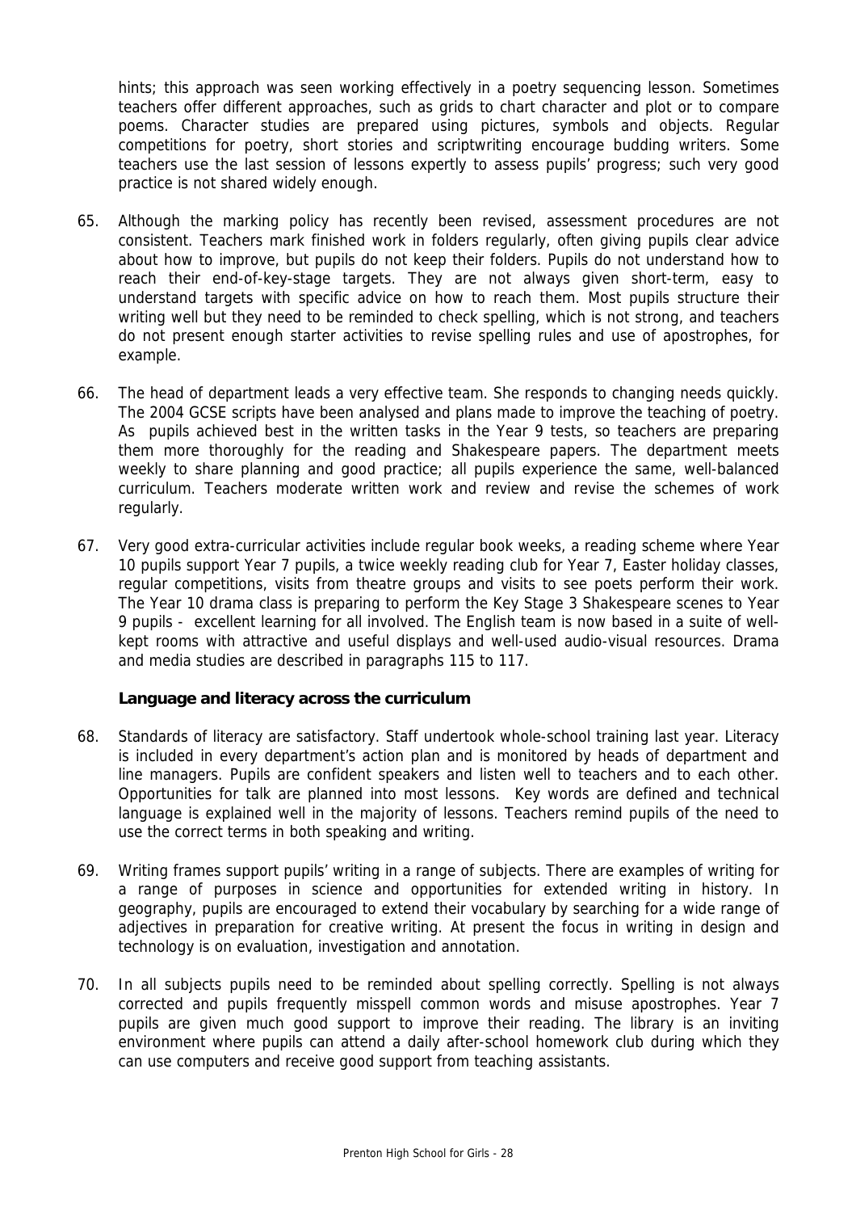hints; this approach was seen working effectively in a poetry sequencing lesson. Sometimes teachers offer different approaches, such as grids to chart character and plot or to compare poems. Character studies are prepared using pictures, symbols and objects. Regular competitions for poetry, short stories and scriptwriting encourage budding writers. Some teachers use the last session of lessons expertly to assess pupils' progress; such very good practice is not shared widely enough.

65. Although the marking policy has recently been revised, assessment procedures are not consistent. Teachers mark finished work in folders regularly, often giving pupils clear advice about how to improve, but pupils do not keep their folders. Pupils do not understand how to reach their end-of-key-stage targets. They are not always given short-term, easy to understand targets with specific advice on how to reach them. Most pupils structure their writing well but they need to be reminded to check spelling, which is not strong, and teachers do not present enough starter activities to revise spelling rules and use of apostrophes, for example.

66. The head of department leads a very effective team. She responds to changing needs quickly. The 2004 GCSE scripts have been analysed and plans made to improve the teaching of poetry. As pupils achieved best in the written tasks in the Year 9 tests, so teachers are preparing them more thoroughly for the reading and Shakespeare papers. The department meets weekly to share planning and good practice; all pupils experience the same, well-balanced curriculum. Teachers moderate written work and review and revise the schemes of work regularly.

67. Very good extra-curricular activities include regular book weeks, a reading scheme where Year 10 pupils support Year 7 pupils, a twice weekly reading club for Year 7, Easter holiday classes, regular competitions, visits from theatre groups and visits to see poets perform their work. The Year 10 drama class is preparing to perform the Key Stage 3 Shakespeare scenes to Year 9 pupils - excellent learning for all involved. The English team is now based in a suite of well-kept rooms with attractive and useful displays and well-used audio-visual resources. Drama and media studies are described in paragraphs 115 to 117.

**Language and literacy across the curriculum**

68. Standards of literacy are satisfactory. Staff undertook whole-school training last year. Literacy is included in every department's action plan and is monitored by heads of department and line managers. Pupils are confident speakers and listen well to teachers and to each other. Opportunities for talk are planned into most lessons. Key words are defined and technical language is explained well in the majority of lessons. Teachers remind pupils of the need to use the correct terms in both speaking and writing.

69. Writing frames support pupils' writing in a range of subjects. There are examples of writing for a range of purposes in science and opportunities for extended writing in history. In geography, pupils are encouraged to extend their vocabulary by searching for a wide range of adjectives in preparation for creative writing. At present the focus in writing in design and technology is on evaluation, investigation and annotation.

70. In all subjects pupils need to be reminded about spelling correctly. Spelling is not always corrected and pupils frequently misspell common words and misuse apostrophes. Year 7 pupils are given much good support to improve their reading. The library is an inviting environment where pupils can attend a daily after-school homework club during which they can use computers and receive good support from teaching assistants.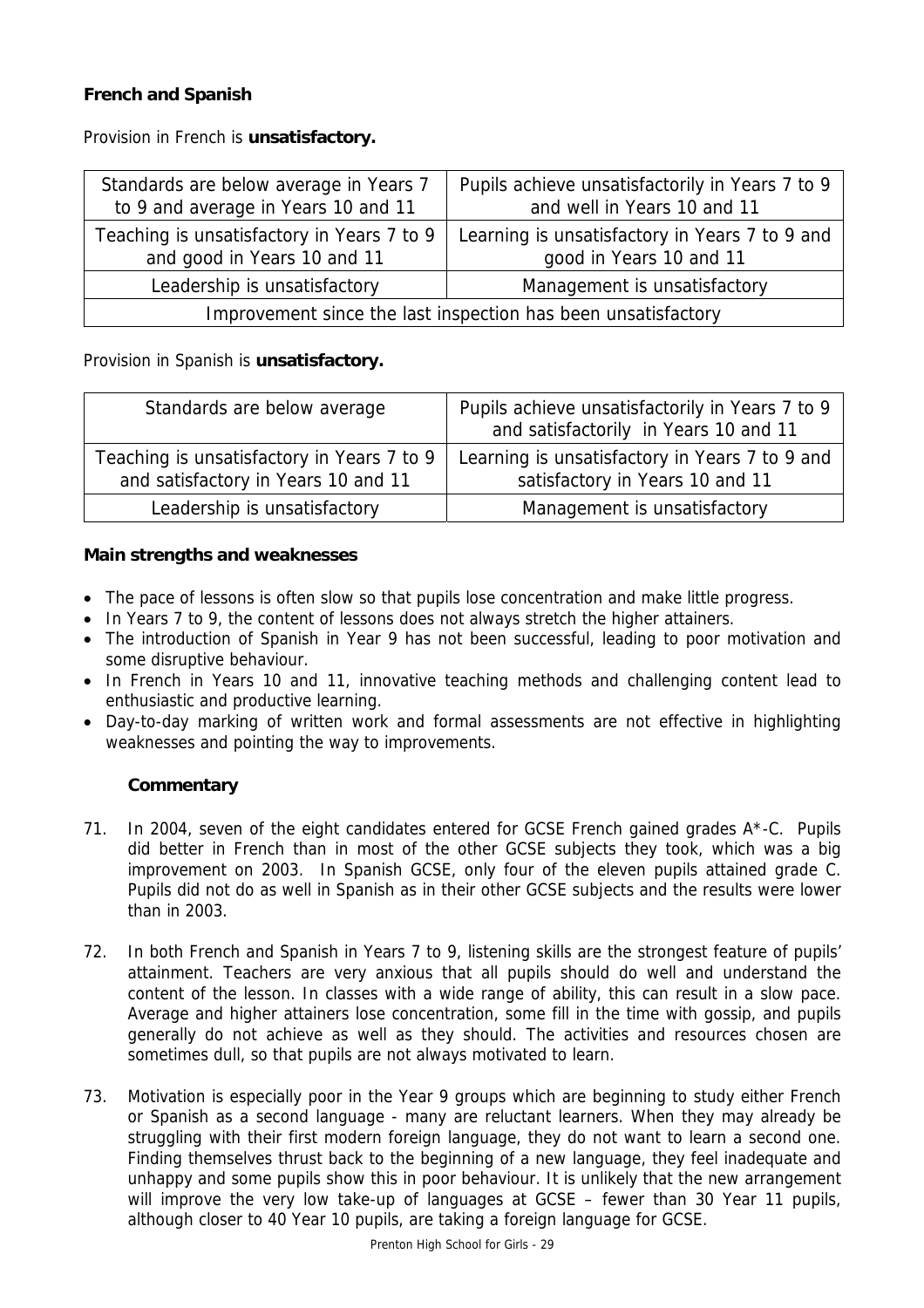### French and Spanish

Provision in French is **unsatisfactory.**

| Standards are below average in Years 7 to 9 and average in Years 10 and 11 | Pupils achieve unsatisfactorily in Years 7 to 9 and well in Years 10 and 11 |
|---|---|
| Teaching is unsatisfactory in Years 7 to 9 and good in Years 10 and 11 | Learning is unsatisfactory in Years 7 to 9 and good in Years 10 and 11 |
| Leadership is unsatisfactory | Management is unsatisfactory |
| Improvement since the last inspection has been unsatisfactory | |

Provision in Spanish is **unsatisfactory.**

| Standards are below average | Pupils achieve unsatisfactorily in Years 7 to 9 and satisfactorily in Years 10 and 11 |
|---|---|
| Teaching is unsatisfactory in Years 7 to 9 and satisfactory in Years 10 and 11 | Learning is unsatisfactory in Years 7 to 9 and satisfactory in Years 10 and 11 |
| Leadership is unsatisfactory | Management is unsatisfactory |

**Main strengths and weaknesses**

- The pace of lessons is often slow so that pupils lose concentration and make little progress.
- In Years 7 to 9, the content of lessons does not always stretch the higher attainers.
- The introduction of Spanish in Year 9 has not been successful, leading to poor motivation and some disruptive behaviour.
- In French in Years 10 and 11, innovative teaching methods and challenging content lead to enthusiastic and productive learning.
- Day-to-day marking of written work and formal assessments are not effective in highlighting weaknesses and pointing the way to improvements.

#### Commentary

71. In 2004, seven of the eight candidates entered for GCSE French gained grades A*-C. Pupils did better in French than in most of the other GCSE subjects they took, which was a big improvement on 2003. In Spanish GCSE, only four of the eleven pupils attained grade C. Pupils did not do as well in Spanish as in their other GCSE subjects and the results were lower than in 2003.

72. In both French and Spanish in Years 7 to 9, listening skills are the strongest feature of pupils' attainment. Teachers are very anxious that all pupils should do well and understand the content of the lesson. In classes with a wide range of ability, this can result in a slow pace. Average and higher attainers lose concentration, some fill in the time with gossip, and pupils generally do not achieve as well as they should. The activities and resources chosen are sometimes dull, so that pupils are not always motivated to learn.

73. Motivation is especially poor in the Year 9 groups which are beginning to study either French or Spanish as a second language - many are reluctant learners. When they may already be struggling with their first modern foreign language, they do not want to learn a second one. Finding themselves thrust back to the beginning of a new language, they feel inadequate and unhappy and some pupils show this in poor behaviour. It is unlikely that the new arrangement will improve the very low take-up of languages at GCSE – fewer than 30 Year 11 pupils, although closer to 40 Year 10 pupils, are taking a foreign language for GCSE.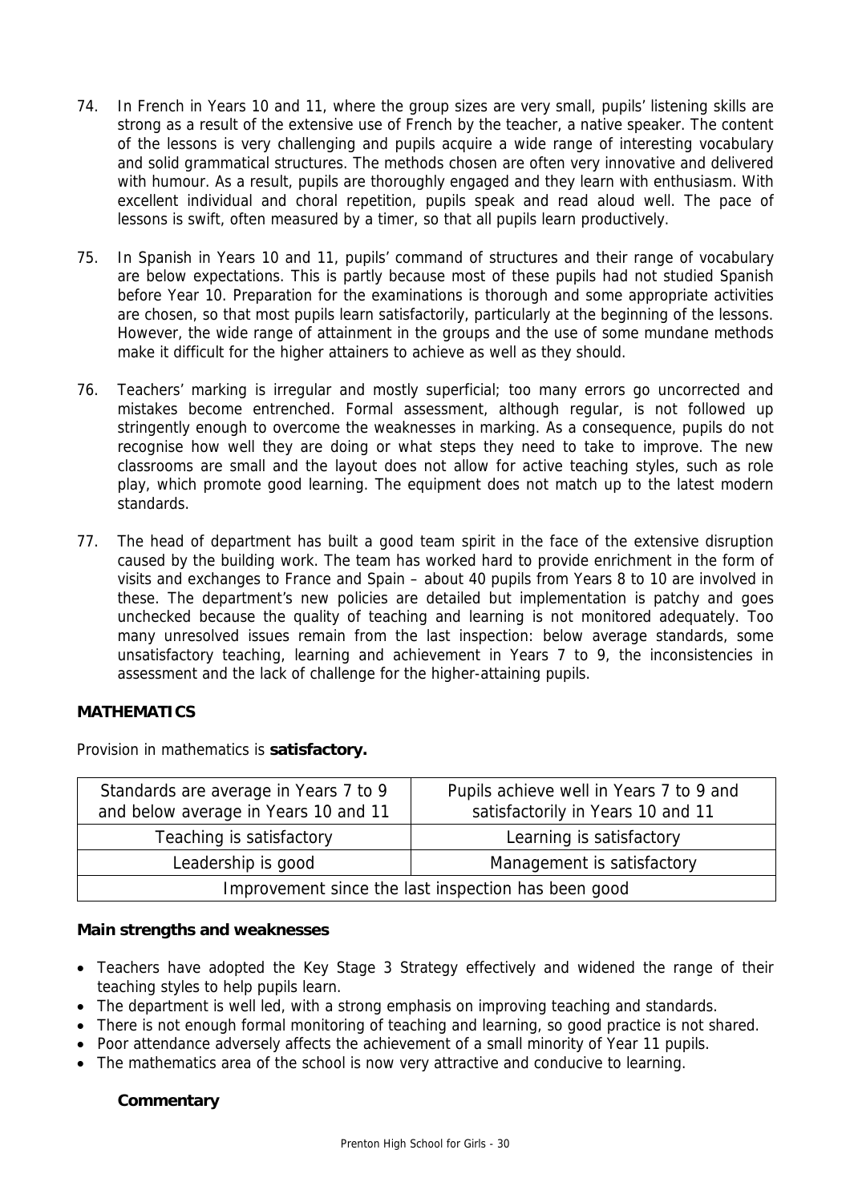74. In French in Years 10 and 11, where the group sizes are very small, pupils' listening skills are strong as a result of the extensive use of French by the teacher, a native speaker. The content of the lessons is very challenging and pupils acquire a wide range of interesting vocabulary and solid grammatical structures. The methods chosen are often very innovative and delivered with humour. As a result, pupils are thoroughly engaged and they learn with enthusiasm. With excellent individual and choral repetition, pupils speak and read aloud well. The pace of lessons is swift, often measured by a timer, so that all pupils learn productively.

75. In Spanish in Years 10 and 11, pupils' command of structures and their range of vocabulary are below expectations. This is partly because most of these pupils had not studied Spanish before Year 10. Preparation for the examinations is thorough and some appropriate activities are chosen, so that most pupils learn satisfactorily, particularly at the beginning of the lessons. However, the wide range of attainment in the groups and the use of some mundane methods make it difficult for the higher attainers to achieve as well as they should.

76. Teachers' marking is irregular and mostly superficial; too many errors go uncorrected and mistakes become entrenched. Formal assessment, although regular, is not followed up stringently enough to overcome the weaknesses in marking. As a consequence, pupils do not recognise how well they are doing or what steps they need to take to improve. The new classrooms are small and the layout does not allow for active teaching styles, such as role play, which promote good learning. The equipment does not match up to the latest modern standards.

77. The head of department has built a good team spirit in the face of the extensive disruption caused by the building work. The team has worked hard to provide enrichment in the form of visits and exchanges to France and Spain – about 40 pupils from Years 8 to 10 are involved in these. The department's new policies are detailed but implementation is patchy and goes unchecked because the quality of teaching and learning is not monitored adequately. Too many unresolved issues remain from the last inspection: below average standards, some unsatisfactory teaching, learning and achievement in Years 7 to 9, the inconsistencies in assessment and the lack of challenge for the higher-attaining pupils.

## MATHEMATICS

Provision in mathematics is **satisfactory.**

| Standards are average in Years 7 to 9 and below average in Years 10 and 11 | Pupils achieve well in Years 7 to 9 and satisfactorily in Years 10 and 11 |
|---|---|
| Teaching is satisfactory | Learning is satisfactory |
| Leadership is good | Management is satisfactory |
| Improvement since the last inspection has been good | |

**Main strengths and weaknesses**

- Teachers have adopted the Key Stage 3 Strategy effectively and widened the range of their teaching styles to help pupils learn.
- The department is well led, with a strong emphasis on improving teaching and standards.
- There is not enough formal monitoring of teaching and learning, so good practice is not shared.
- Poor attendance adversely affects the achievement of a small minority of Year 11 pupils.
- The mathematics area of the school is now very attractive and conducive to learning.

**Commentary**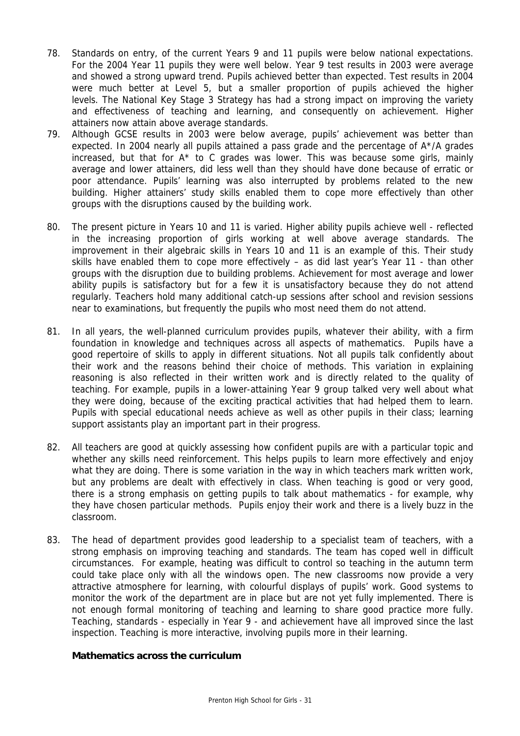78. Standards on entry, of the current Years 9 and 11 pupils were below national expectations. For the 2004 Year 11 pupils they were well below. Year 9 test results in 2003 were average and showed a strong upward trend. Pupils achieved better than expected. Test results in 2004 were much better at Level 5, but a smaller proportion of pupils achieved the higher levels. The National Key Stage 3 Strategy has had a strong impact on improving the variety and effectiveness of teaching and learning, and consequently on achievement. Higher attainers now attain above average standards.

79. Although GCSE results in 2003 were below average, pupils' achievement was better than expected. In 2004 nearly all pupils attained a pass grade and the percentage of A*/A grades increased, but that for A* to C grades was lower. This was because some girls, mainly average and lower attainers, did less well than they should have done because of erratic or poor attendance. Pupils' learning was also interrupted by problems related to the new building. Higher attainers' study skills enabled them to cope more effectively than other groups with the disruptions caused by the building work.

80. The present picture in Years 10 and 11 is varied. Higher ability pupils achieve well - reflected in the increasing proportion of girls working at well above average standards. The improvement in their algebraic skills in Years 10 and 11 is an example of this. Their study skills have enabled them to cope more effectively – as did last year's Year 11 - than other groups with the disruption due to building problems. Achievement for most average and lower ability pupils is satisfactory but for a few it is unsatisfactory because they do not attend regularly. Teachers hold many additional catch-up sessions after school and revision sessions near to examinations, but frequently the pupils who most need them do not attend.

81. In all years, the well-planned curriculum provides pupils, whatever their ability, with a firm foundation in knowledge and techniques across all aspects of mathematics. Pupils have a good repertoire of skills to apply in different situations. Not all pupils talk confidently about their work and the reasons behind their choice of methods. This variation in explaining reasoning is also reflected in their written work and is directly related to the quality of teaching. For example, pupils in a lower-attaining Year 9 group talked very well about what they were doing, because of the exciting practical activities that had helped them to learn. Pupils with special educational needs achieve as well as other pupils in their class; learning support assistants play an important part in their progress.

82. All teachers are good at quickly assessing how confident pupils are with a particular topic and whether any skills need reinforcement. This helps pupils to learn more effectively and enjoy what they are doing. There is some variation in the way in which teachers mark written work, but any problems are dealt with effectively in class. When teaching is good or very good, there is a strong emphasis on getting pupils to talk about mathematics - for example, why they have chosen particular methods. Pupils enjoy their work and there is a lively buzz in the classroom.

83. The head of department provides good leadership to a specialist team of teachers, with a strong emphasis on improving teaching and standards. The team has coped well in difficult circumstances. For example, heating was difficult to control so teaching in the autumn term could take place only with all the windows open. The new classrooms now provide a very attractive atmosphere for learning, with colourful displays of pupils' work. Good systems to monitor the work of the department are in place but are not yet fully implemented. There is not enough formal monitoring of teaching and learning to share good practice more fully. Teaching, standards - especially in Year 9 - and achievement have all improved since the last inspection. Teaching is more interactive, involving pupils more in their learning.

### Mathematics across the curriculum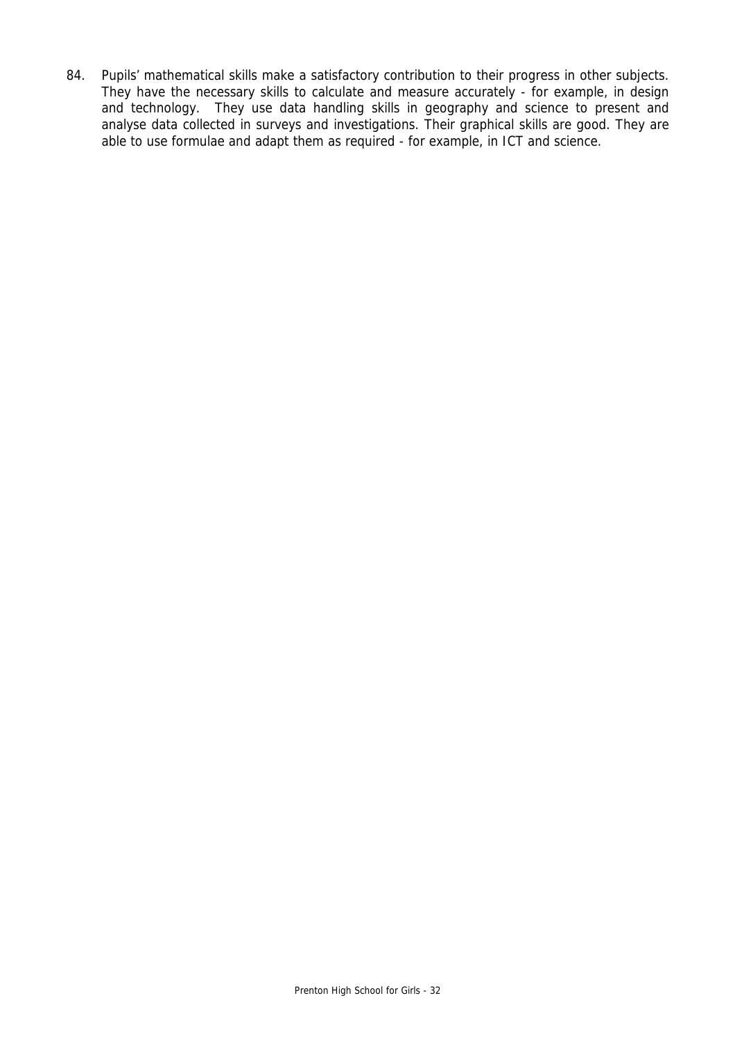84. Pupils' mathematical skills make a satisfactory contribution to their progress in other subjects. They have the necessary skills to calculate and measure accurately - for example, in design and technology. They use data handling skills in geography and science to present and analyse data collected in surveys and investigations. Their graphical skills are good. They are able to use formulae and adapt them as required - for example, in ICT and science.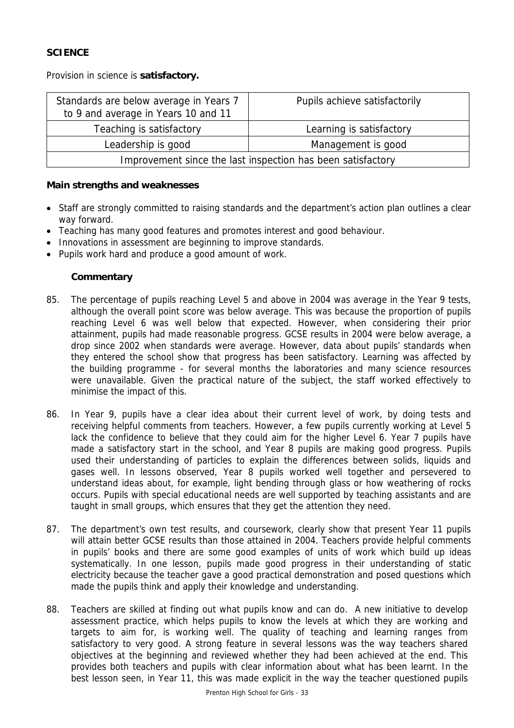**SCIENCE**

Provision in science is **satisfactory.**

| Standards are below average in Years 7 to 9 and average in Years 10 and 11 | Pupils achieve satisfactorily |
|---|---|
| Teaching is satisfactory | Learning is satisfactory |
| Leadership is good | Management is good |
| Improvement since the last inspection has been satisfactory | |

**Main strengths and weaknesses**

- Staff are strongly committed to raising standards and the department's action plan outlines a clear way forward.
- Teaching has many good features and promotes interest and good behaviour.
- Innovations in assessment are beginning to improve standards.
- Pupils work hard and produce a good amount of work.

**Commentary**

85. The percentage of pupils reaching Level 5 and above in 2004 was average in the Year 9 tests, although the overall point score was below average. This was because the proportion of pupils reaching Level 6 was well below that expected. However, when considering their prior attainment, pupils had made reasonable progress. GCSE results in 2004 were below average, a drop since 2002 when standards were average. However, data about pupils' standards when they entered the school show that progress has been satisfactory. Learning was affected by the building programme - for several months the laboratories and many science resources were unavailable. Given the practical nature of the subject, the staff worked effectively to minimise the impact of this.

86. In Year 9, pupils have a clear idea about their current level of work, by doing tests and receiving helpful comments from teachers. However, a few pupils currently working at Level 5 lack the confidence to believe that they could aim for the higher Level 6. Year 7 pupils have made a satisfactory start in the school, and Year 8 pupils are making good progress. Pupils used their understanding of particles to explain the differences between solids, liquids and gases well. In lessons observed, Year 8 pupils worked well together and persevered to understand ideas about, for example, light bending through glass or how weathering of rocks occurs. Pupils with special educational needs are well supported by teaching assistants and are taught in small groups, which ensures that they get the attention they need.

87. The department's own test results, and coursework, clearly show that present Year 11 pupils will attain better GCSE results than those attained in 2004. Teachers provide helpful comments in pupils' books and there are some good examples of units of work which build up ideas systematically. In one lesson, pupils made good progress in their understanding of static electricity because the teacher gave a good practical demonstration and posed questions which made the pupils think and apply their knowledge and understanding.

88. Teachers are skilled at finding out what pupils know and can do. A new initiative to develop assessment practice, which helps pupils to know the levels at which they are working and targets to aim for, is working well. The quality of teaching and learning ranges from satisfactory to very good. A strong feature in several lessons was the way teachers shared objectives at the beginning and reviewed whether they had been achieved at the end. This provides both teachers and pupils with clear information about what has been learnt. In the best lesson seen, in Year 11, this was made explicit in the way the teacher questioned pupils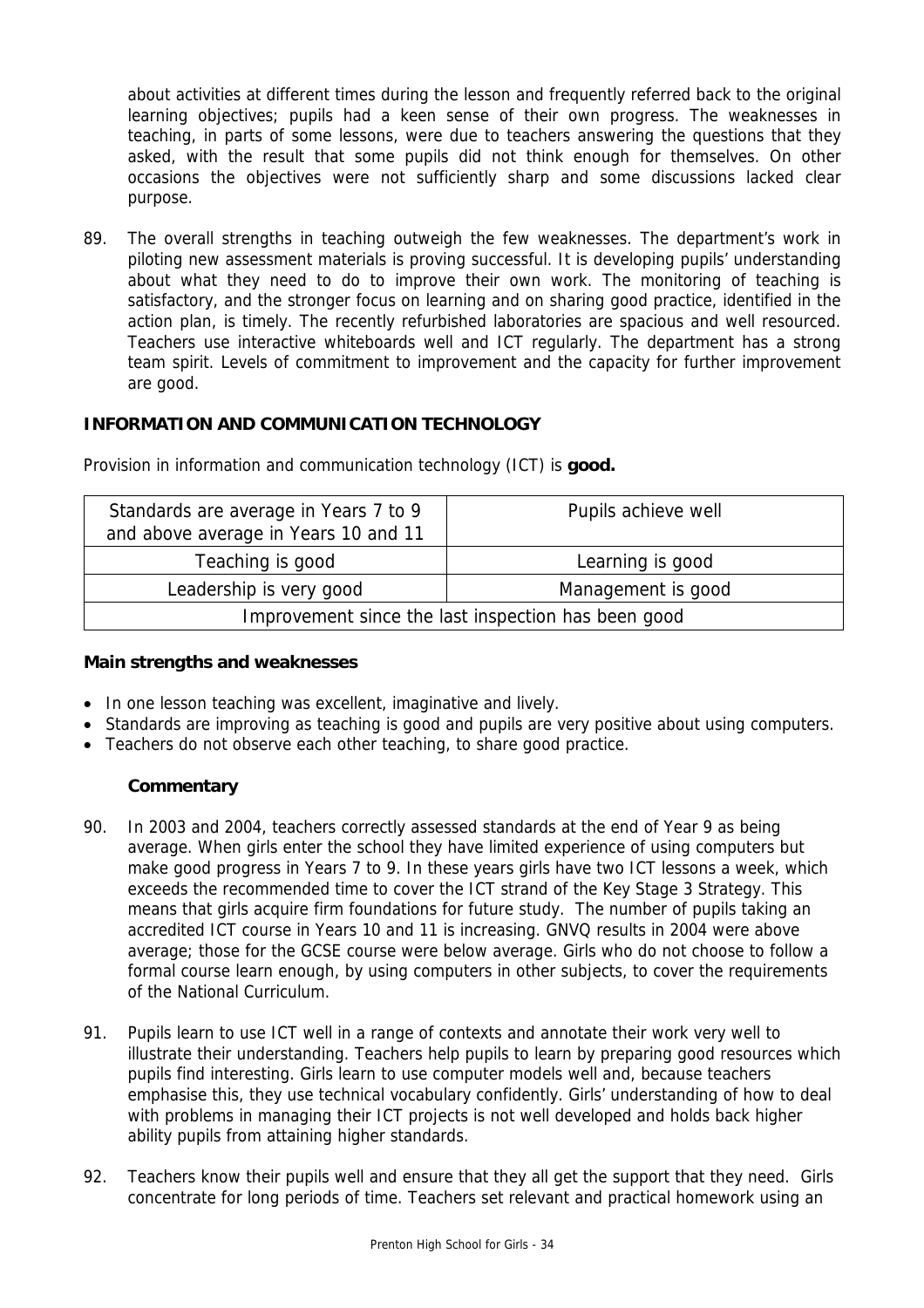about activities at different times during the lesson and frequently referred back to the original learning objectives; pupils had a keen sense of their own progress. The weaknesses in teaching, in parts of some lessons, were due to teachers answering the questions that they asked, with the result that some pupils did not think enough for themselves. On other occasions the objectives were not sufficiently sharp and some discussions lacked clear purpose.

89. The overall strengths in teaching outweigh the few weaknesses. The department's work in piloting new assessment materials is proving successful. It is developing pupils' understanding about what they need to do to improve their own work. The monitoring of teaching is satisfactory, and the stronger focus on learning and on sharing good practice, identified in the action plan, is timely. The recently refurbished laboratories are spacious and well resourced. Teachers use interactive whiteboards well and ICT regularly. The department has a strong team spirit. Levels of commitment to improvement and the capacity for further improvement are good.

## INFORMATION AND COMMUNICATION TECHNOLOGY

Provision in information and communication technology (ICT) is **good.**

| Standards are average in Years 7 to 9 and above average in Years 10 and 11 | Pupils achieve well |
|---|---|
| Teaching is good | Learning is good |
| Leadership is very good | Management is good |
| Improvement since the last inspection has been good | |

**Main strengths and weaknesses**

- In one lesson teaching was excellent, imaginative and lively.
- Standards are improving as teaching is good and pupils are very positive about using computers.
- Teachers do not observe each other teaching, to share good practice.

**Commentary**

90. In 2003 and 2004, teachers correctly assessed standards at the end of Year 9 as being average. When girls enter the school they have limited experience of using computers but make good progress in Years 7 to 9. In these years girls have two ICT lessons a week, which exceeds the recommended time to cover the ICT strand of the Key Stage 3 Strategy. This means that girls acquire firm foundations for future study. The number of pupils taking an accredited ICT course in Years 10 and 11 is increasing. GNVQ results in 2004 were above average; those for the GCSE course were below average. Girls who do not choose to follow a formal course learn enough, by using computers in other subjects, to cover the requirements of the National Curriculum.

91. Pupils learn to use ICT well in a range of contexts and annotate their work very well to illustrate their understanding. Teachers help pupils to learn by preparing good resources which pupils find interesting. Girls learn to use computer models well and, because teachers emphasise this, they use technical vocabulary confidently. Girls' understanding of how to deal with problems in managing their ICT projects is not well developed and holds back higher ability pupils from attaining higher standards.

92. Teachers know their pupils well and ensure that they all get the support that they need. Girls concentrate for long periods of time. Teachers set relevant and practical homework using an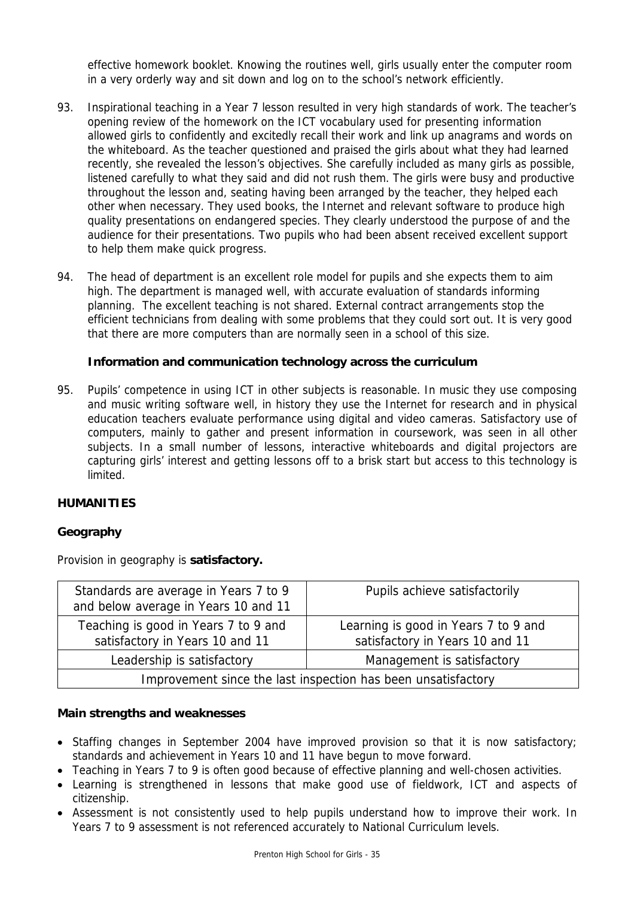effective homework booklet. Knowing the routines well, girls usually enter the computer room in a very orderly way and sit down and log on to the school's network efficiently.

93. Inspirational teaching in a Year 7 lesson resulted in very high standards of work. The teacher's opening review of the homework on the ICT vocabulary used for presenting information allowed girls to confidently and excitedly recall their work and link up anagrams and words on the whiteboard. As the teacher questioned and praised the girls about what they had learned recently, she revealed the lesson's objectives. She carefully included as many girls as possible, listened carefully to what they said and did not rush them. The girls were busy and productive throughout the lesson and, seating having been arranged by the teacher, they helped each other when necessary. They used books, the Internet and relevant software to produce high quality presentations on endangered species. They clearly understood the purpose of and the audience for their presentations. Two pupils who had been absent received excellent support to help them make quick progress.

94. The head of department is an excellent role model for pupils and she expects them to aim high. The department is managed well, with accurate evaluation of standards informing planning. The excellent teaching is not shared. External contract arrangements stop the efficient technicians from dealing with some problems that they could sort out. It is very good that there are more computers than are normally seen in a school of this size.

### Information and communication technology across the curriculum

95. Pupils' competence in using ICT in other subjects is reasonable. In music they use composing and music writing software well, in history they use the Internet for research and in physical education teachers evaluate performance using digital and video cameras. Satisfactory use of computers, mainly to gather and present information in coursework, was seen in all other subjects. In a small number of lessons, interactive whiteboards and digital projectors are capturing girls' interest and getting lessons off to a brisk start but access to this technology is limited.

## HUMANITIES

### Geography

Provision in geography is **satisfactory.**

| Standards are average in Years 7 to 9 and below average in Years 10 and 11 | Pupils achieve satisfactorily |
|---|---|
| Teaching is good in Years 7 to 9 and satisfactory in Years 10 and 11 | Learning is good in Years 7 to 9 and satisfactory in Years 10 and 11 |
| Leadership is satisfactory | Management is satisfactory |
| Improvement since the last inspection has been unsatisfactory | |

**Main strengths and weaknesses**

- Staffing changes in September 2004 have improved provision so that it is now satisfactory; standards and achievement in Years 10 and 11 have begun to move forward.
- Teaching in Years 7 to 9 is often good because of effective planning and well-chosen activities.
- Learning is strengthened in lessons that make good use of fieldwork, ICT and aspects of citizenship.
- Assessment is not consistently used to help pupils understand how to improve their work. In Years 7 to 9 assessment is not referenced accurately to National Curriculum levels.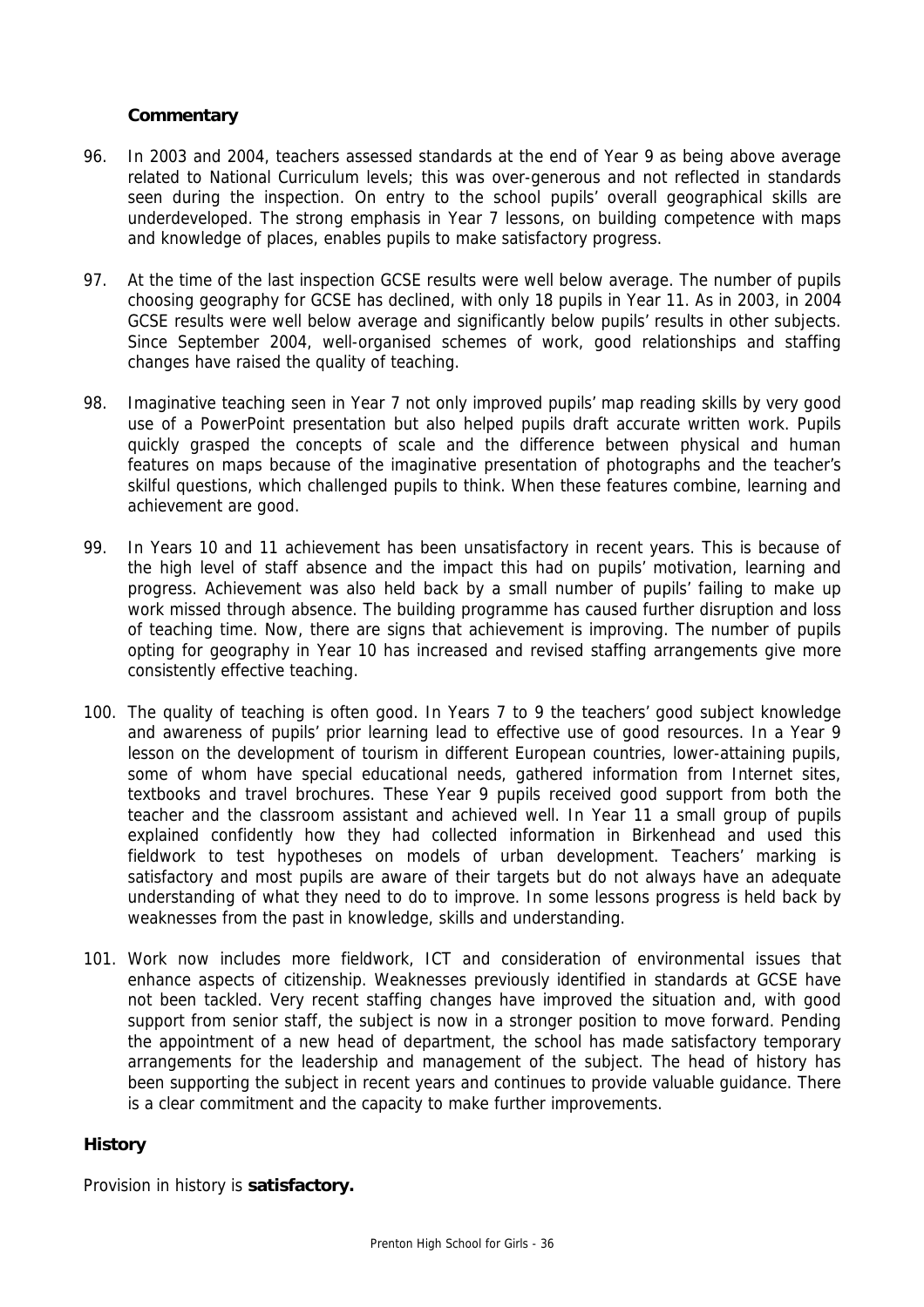**Commentary**

96. In 2003 and 2004, teachers assessed standards at the end of Year 9 as being above average related to National Curriculum levels; this was over-generous and not reflected in standards seen during the inspection. On entry to the school pupils' overall geographical skills are underdeveloped. The strong emphasis in Year 7 lessons, on building competence with maps and knowledge of places, enables pupils to make satisfactory progress.

97. At the time of the last inspection GCSE results were well below average. The number of pupils choosing geography for GCSE has declined, with only 18 pupils in Year 11. As in 2003, in 2004 GCSE results were well below average and significantly below pupils' results in other subjects. Since September 2004, well-organised schemes of work, good relationships and staffing changes have raised the quality of teaching.

98. Imaginative teaching seen in Year 7 not only improved pupils' map reading skills by very good use of a PowerPoint presentation but also helped pupils draft accurate written work. Pupils quickly grasped the concepts of scale and the difference between physical and human features on maps because of the imaginative presentation of photographs and the teacher's skilful questions, which challenged pupils to think. When these features combine, learning and achievement are good.

99. In Years 10 and 11 achievement has been unsatisfactory in recent years. This is because of the high level of staff absence and the impact this had on pupils' motivation, learning and progress. Achievement was also held back by a small number of pupils' failing to make up work missed through absence. The building programme has caused further disruption and loss of teaching time. Now, there are signs that achievement is improving. The number of pupils opting for geography in Year 10 has increased and revised staffing arrangements give more consistently effective teaching.

100. The quality of teaching is often good. In Years 7 to 9 the teachers' good subject knowledge and awareness of pupils' prior learning lead to effective use of good resources. In a Year 9 lesson on the development of tourism in different European countries, lower-attaining pupils, some of whom have special educational needs, gathered information from Internet sites, textbooks and travel brochures. These Year 9 pupils received good support from both the teacher and the classroom assistant and achieved well. In Year 11 a small group of pupils explained confidently how they had collected information in Birkenhead and used this fieldwork to test hypotheses on models of urban development. Teachers' marking is satisfactory and most pupils are aware of their targets but do not always have an adequate understanding of what they need to do to improve. In some lessons progress is held back by weaknesses from the past in knowledge, skills and understanding.

101. Work now includes more fieldwork, ICT and consideration of environmental issues that enhance aspects of citizenship. Weaknesses previously identified in standards at GCSE have not been tackled. Very recent staffing changes have improved the situation and, with good support from senior staff, the subject is now in a stronger position to move forward. Pending the appointment of a new head of department, the school has made satisfactory temporary arrangements for the leadership and management of the subject. The head of history has been supporting the subject in recent years and continues to provide valuable guidance. There is a clear commitment and the capacity to make further improvements.

## History

Provision in history is **satisfactory.**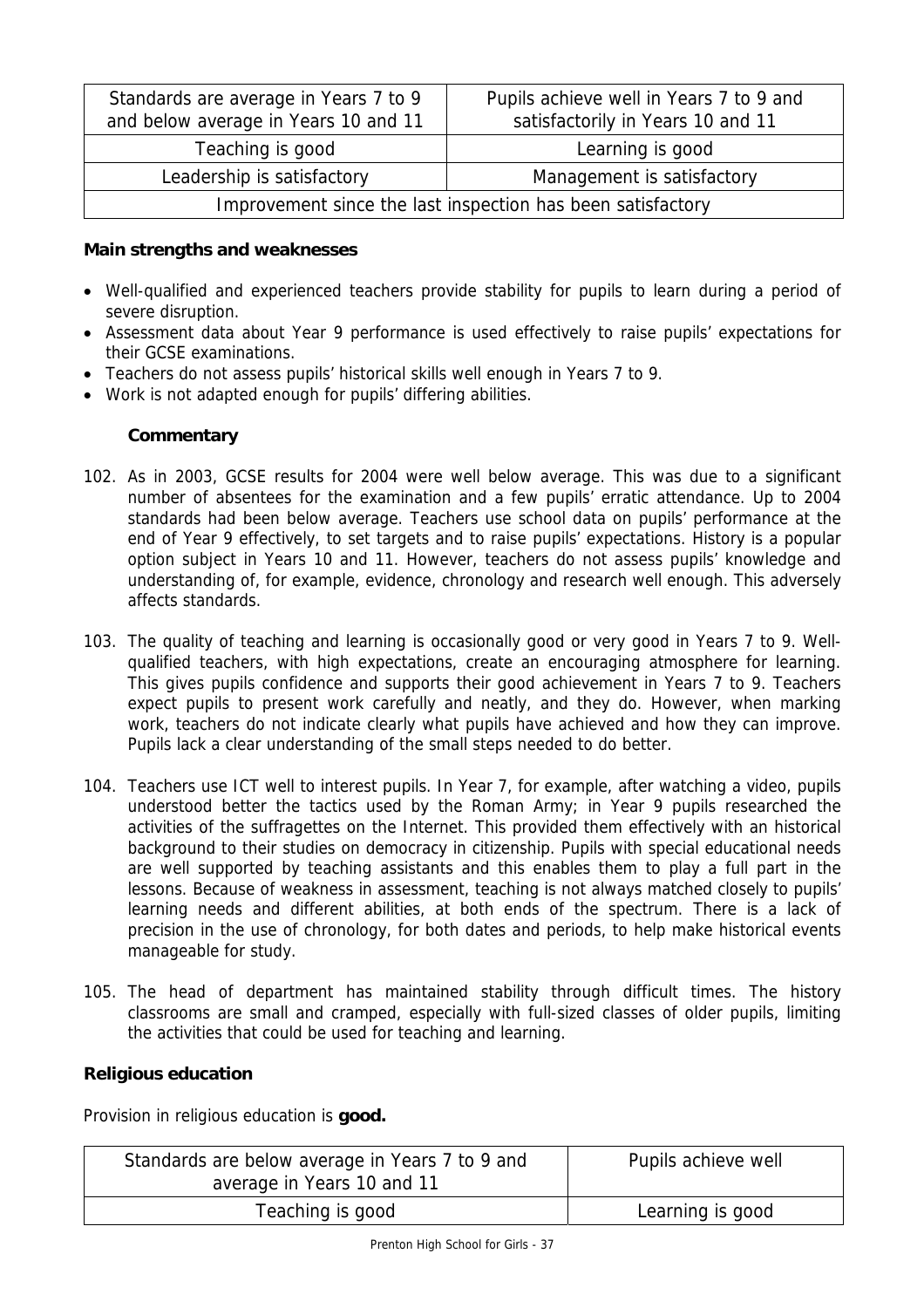| Standards are average in Years 7 to 9 and below average in Years 10 and 11 | Pupils achieve well in Years 7 to 9 and satisfactorily in Years 10 and 11 |
|---|---|
| Teaching is good | Learning is good |
| Leadership is satisfactory | Management is satisfactory |
| Improvement since the last inspection has been satisfactory | |

**Main strengths and weaknesses**

- Well-qualified and experienced teachers provide stability for pupils to learn during a period of severe disruption.
- Assessment data about Year 9 performance is used effectively to raise pupils' expectations for their GCSE examinations.
- Teachers do not assess pupils' historical skills well enough in Years 7 to 9.
- Work is not adapted enough for pupils' differing abilities.

**Commentary**

102. As in 2003, GCSE results for 2004 were well below average. This was due to a significant number of absentees for the examination and a few pupils' erratic attendance. Up to 2004 standards had been below average. Teachers use school data on pupils' performance at the end of Year 9 effectively, to set targets and to raise pupils' expectations. History is a popular option subject in Years 10 and 11. However, teachers do not assess pupils' knowledge and understanding of, for example, evidence, chronology and research well enough. This adversely affects standards.

103. The quality of teaching and learning is occasionally good or very good in Years 7 to 9. Well-qualified teachers, with high expectations, create an encouraging atmosphere for learning. This gives pupils confidence and supports their good achievement in Years 7 to 9. Teachers expect pupils to present work carefully and neatly, and they do. However, when marking work, teachers do not indicate clearly what pupils have achieved and how they can improve. Pupils lack a clear understanding of the small steps needed to do better.

104. Teachers use ICT well to interest pupils. In Year 7, for example, after watching a video, pupils understood better the tactics used by the Roman Army; in Year 9 pupils researched the activities of the suffragettes on the Internet. This provided them effectively with an historical background to their studies on democracy in citizenship. Pupils with special educational needs are well supported by teaching assistants and this enables them to play a full part in the lessons. Because of weakness in assessment, teaching is not always matched closely to pupils' learning needs and different abilities, at both ends of the spectrum. There is a lack of precision in the use of chronology, for both dates and periods, to help make historical events manageable for study.

105. The head of department has maintained stability through difficult times. The history classrooms are small and cramped, especially with full-sized classes of older pupils, limiting the activities that could be used for teaching and learning.

**Religious education**

Provision in religious education is **good.**

| Standards are below average in Years 7 to 9 and average in Years 10 and 11 | Pupils achieve well |
|---|---|
| Teaching is good | Learning is good |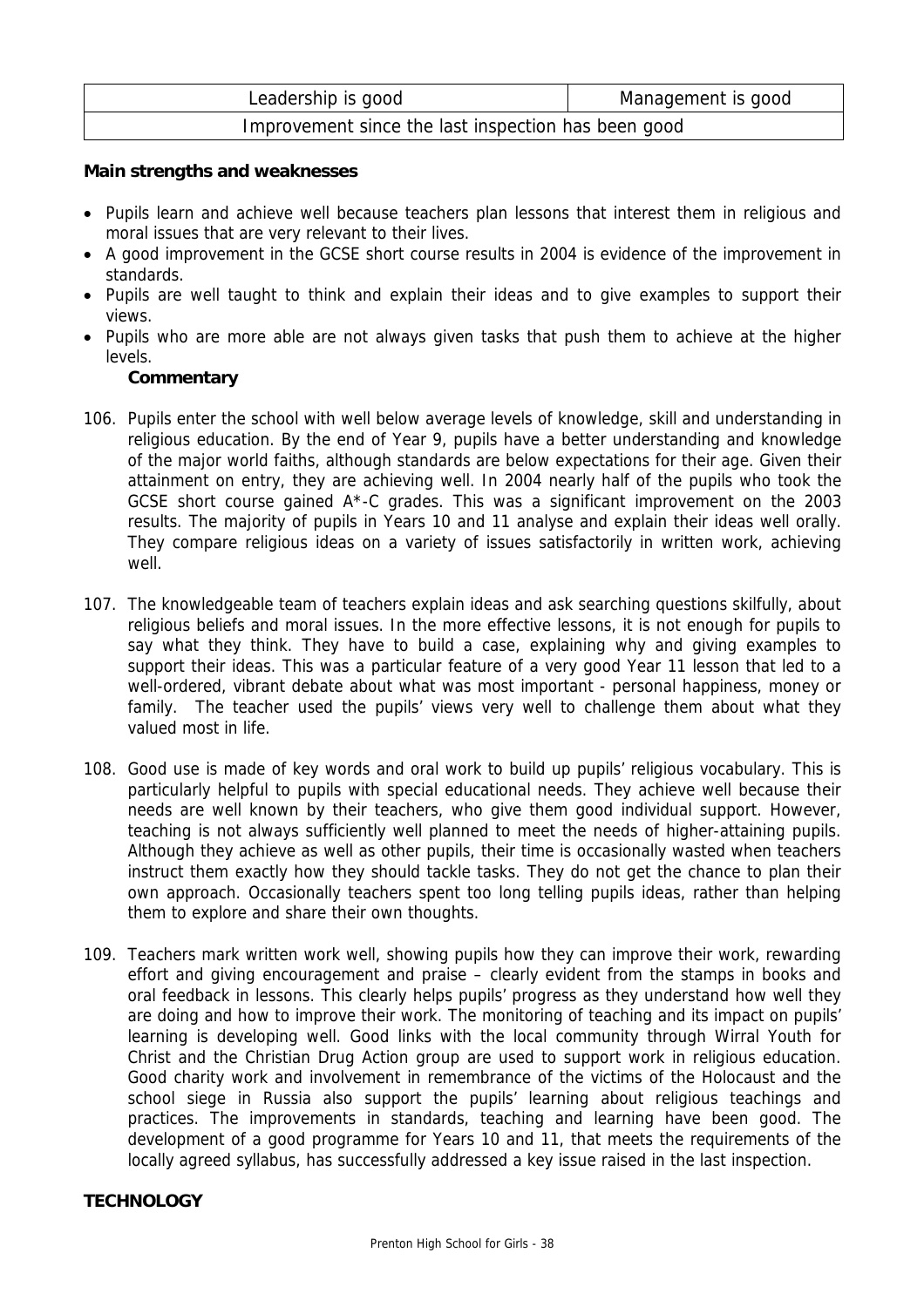| Leadership is good | Management is good |
| --- | --- |
| Improvement since the last inspection has been good | |

**Main strengths and weaknesses**

- Pupils learn and achieve well because teachers plan lessons that interest them in religious and moral issues that are very relevant to their lives.
- A good improvement in the GCSE short course results in 2004 is evidence of the improvement in standards.
- Pupils are well taught to think and explain their ideas and to give examples to support their views.
- Pupils who are more able are not always given tasks that push them to achieve at the higher levels.

**Commentary**

106. Pupils enter the school with well below average levels of knowledge, skill and understanding in religious education. By the end of Year 9, pupils have a better understanding and knowledge of the major world faiths, although standards are below expectations for their age. Given their attainment on entry, they are achieving well. In 2004 nearly half of the pupils who took the GCSE short course gained A*-C grades. This was a significant improvement on the 2003 results. The majority of pupils in Years 10 and 11 analyse and explain their ideas well orally. They compare religious ideas on a variety of issues satisfactorily in written work, achieving well.

107. The knowledgeable team of teachers explain ideas and ask searching questions skilfully, about religious beliefs and moral issues. In the more effective lessons, it is not enough for pupils to say what they think. They have to build a case, explaining why and giving examples to support their ideas. This was a particular feature of a very good Year 11 lesson that led to a well-ordered, vibrant debate about what was most important - personal happiness, money or family. The teacher used the pupils' views very well to challenge them about what they valued most in life.

108. Good use is made of key words and oral work to build up pupils' religious vocabulary. This is particularly helpful to pupils with special educational needs. They achieve well because their needs are well known by their teachers, who give them good individual support. However, teaching is not always sufficiently well planned to meet the needs of higher-attaining pupils. Although they achieve as well as other pupils, their time is occasionally wasted when teachers instruct them exactly how they should tackle tasks. They do not get the chance to plan their own approach. Occasionally teachers spent too long telling pupils ideas, rather than helping them to explore and share their own thoughts.

109. Teachers mark written work well, showing pupils how they can improve their work, rewarding effort and giving encouragement and praise – clearly evident from the stamps in books and oral feedback in lessons. This clearly helps pupils' progress as they understand how well they are doing and how to improve their work. The monitoring of teaching and its impact on pupils' learning is developing well. Good links with the local community through Wirral Youth for Christ and the Christian Drug Action group are used to support work in religious education. Good charity work and involvement in remembrance of the victims of the Holocaust and the school siege in Russia also support the pupils' learning about religious teachings and practices. The improvements in standards, teaching and learning have been good. The development of a good programme for Years 10 and 11, that meets the requirements of the locally agreed syllabus, has successfully addressed a key issue raised in the last inspection.

## TECHNOLOGY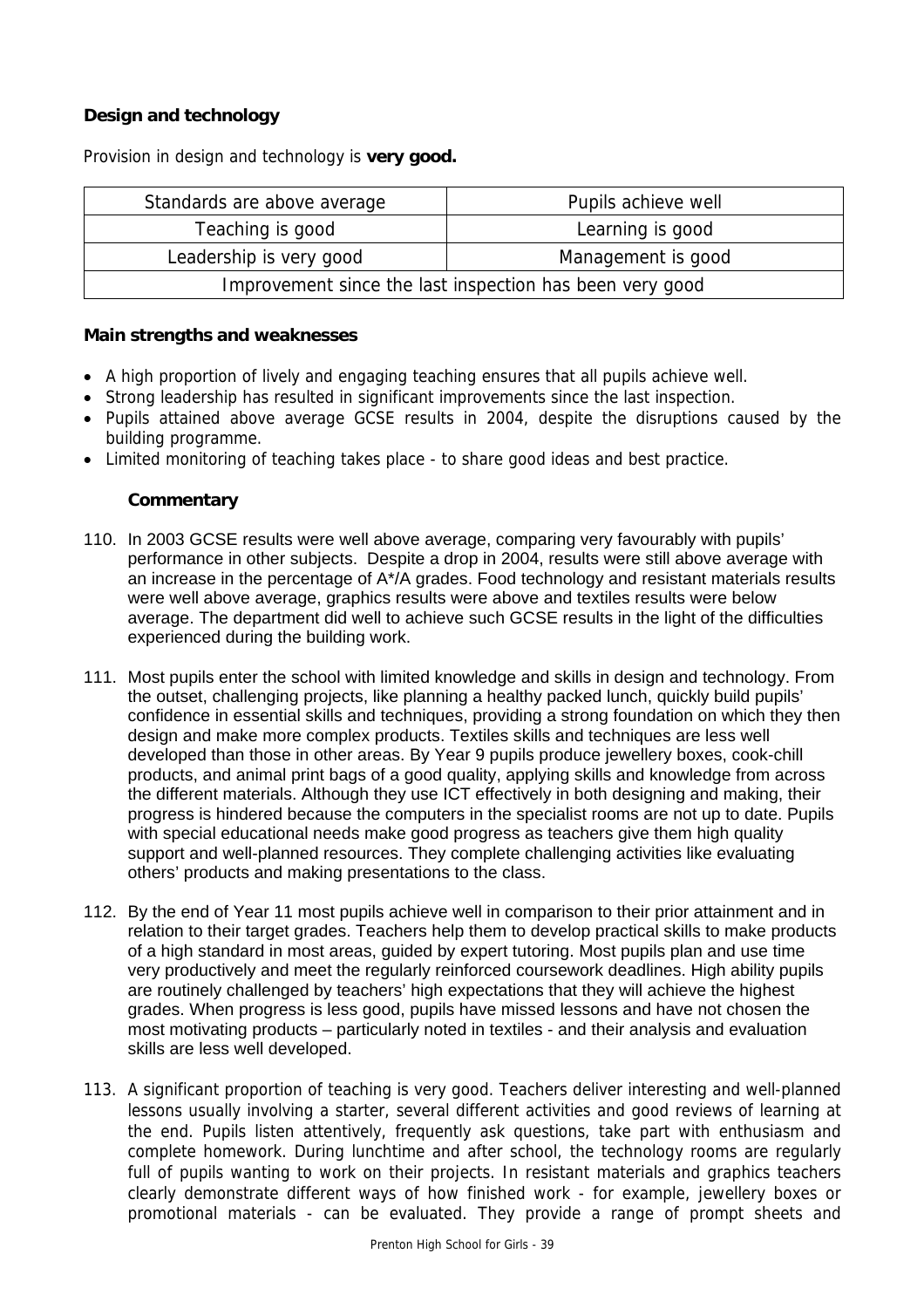**Design and technology**

Provision in design and technology is **very good.**

| Standards are above average | Pupils achieve well |
|---|---|
| Teaching is good | Learning is good |
| Leadership is very good | Management is good |
| Improvement since the last inspection has been very good | |

**Main strengths and weaknesses**

- A high proportion of lively and engaging teaching ensures that all pupils achieve well.
- Strong leadership has resulted in significant improvements since the last inspection.
- Pupils attained above average GCSE results in 2004, despite the disruptions caused by the building programme.
- Limited monitoring of teaching takes place - to share good ideas and best practice.

**Commentary**

110. In 2003 GCSE results were well above average, comparing very favourably with pupils' performance in other subjects. Despite a drop in 2004, results were still above average with an increase in the percentage of A*/A grades. Food technology and resistant materials results were well above average, graphics results were above and textiles results were below average. The department did well to achieve such GCSE results in the light of the difficulties experienced during the building work.

111. Most pupils enter the school with limited knowledge and skills in design and technology. From the outset, challenging projects, like planning a healthy packed lunch, quickly build pupils' confidence in essential skills and techniques, providing a strong foundation on which they then design and make more complex products. Textiles skills and techniques are less well developed than those in other areas. By Year 9 pupils produce jewellery boxes, cook-chill products, and animal print bags of a good quality, applying skills and knowledge from across the different materials. Although they use ICT effectively in both designing and making, their progress is hindered because the computers in the specialist rooms are not up to date. Pupils with special educational needs make good progress as teachers give them high quality support and well-planned resources. They complete challenging activities like evaluating others' products and making presentations to the class.

112. By the end of Year 11 most pupils achieve well in comparison to their prior attainment and in relation to their target grades. Teachers help them to develop practical skills to make products of a high standard in most areas, guided by expert tutoring. Most pupils plan and use time very productively and meet the regularly reinforced coursework deadlines. High ability pupils are routinely challenged by teachers' high expectations that they will achieve the highest grades. When progress is less good, pupils have missed lessons and have not chosen the most motivating products – particularly noted in textiles - and their analysis and evaluation skills are less well developed.

113. A significant proportion of teaching is very good. Teachers deliver interesting and well-planned lessons usually involving a starter, several different activities and good reviews of learning at the end. Pupils listen attentively, frequently ask questions, take part with enthusiasm and complete homework. During lunchtime and after school, the technology rooms are regularly full of pupils wanting to work on their projects. In resistant materials and graphics teachers clearly demonstrate different ways of how finished work - for example, jewellery boxes or promotional materials - can be evaluated. They provide a range of prompt sheets and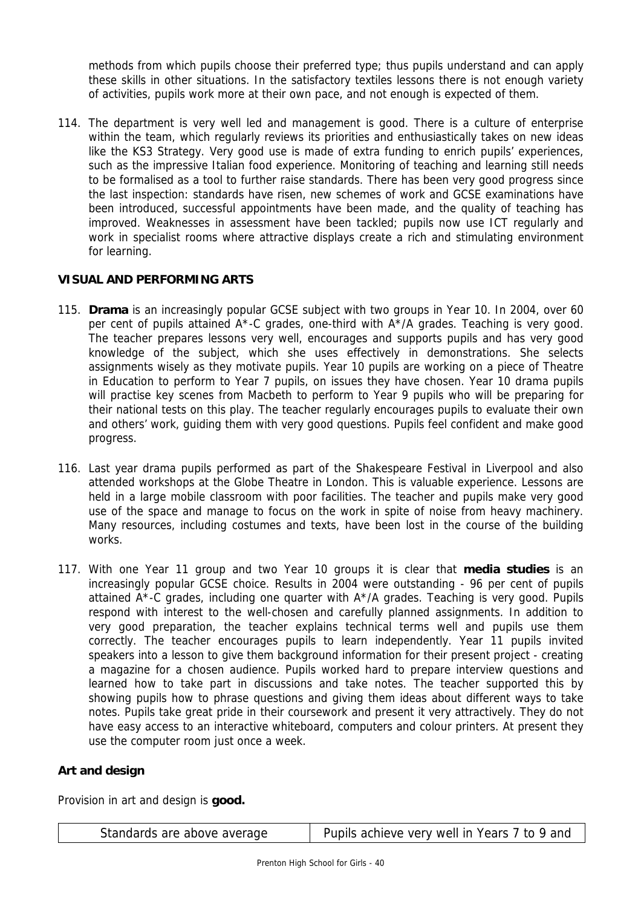methods from which pupils choose their preferred type; thus pupils understand and can apply these skills in other situations. In the satisfactory textiles lessons there is not enough variety of activities, pupils work more at their own pace, and not enough is expected of them.

114. The department is very well led and management is good. There is a culture of enterprise within the team, which regularly reviews its priorities and enthusiastically takes on new ideas like the KS3 Strategy. Very good use is made of extra funding to enrich pupils' experiences, such as the impressive Italian food experience. Monitoring of teaching and learning still needs to be formalised as a tool to further raise standards. There has been very good progress since the last inspection: standards have risen, new schemes of work and GCSE examinations have been introduced, successful appointments have been made, and the quality of teaching has improved. Weaknesses in assessment have been tackled; pupils now use ICT regularly and work in specialist rooms where attractive displays create a rich and stimulating environment for learning.

## VISUAL AND PERFORMING ARTS

115. **Drama** is an increasingly popular GCSE subject with two groups in Year 10. In 2004, over 60 per cent of pupils attained A*-C grades, one-third with A*/A grades. Teaching is very good. The teacher prepares lessons very well, encourages and supports pupils and has very good knowledge of the subject, which she uses effectively in demonstrations. She selects assignments wisely as they motivate pupils. Year 10 pupils are working on a piece of Theatre in Education to perform to Year 7 pupils, on issues they have chosen. Year 10 drama pupils will practise key scenes from Macbeth to perform to Year 9 pupils who will be preparing for their national tests on this play. The teacher regularly encourages pupils to evaluate their own and others' work, guiding them with very good questions. Pupils feel confident and make good progress.

116. Last year drama pupils performed as part of the Shakespeare Festival in Liverpool and also attended workshops at the Globe Theatre in London. This is valuable experience. Lessons are held in a large mobile classroom with poor facilities. The teacher and pupils make very good use of the space and manage to focus on the work in spite of noise from heavy machinery. Many resources, including costumes and texts, have been lost in the course of the building works.

117. With one Year 11 group and two Year 10 groups it is clear that **media studies** is an increasingly popular GCSE choice. Results in 2004 were outstanding - 96 per cent of pupils attained A*-C grades, including one quarter with A*/A grades. Teaching is very good. Pupils respond with interest to the well-chosen and carefully planned assignments. In addition to very good preparation, the teacher explains technical terms well and pupils use them correctly. The teacher encourages pupils to learn independently. Year 11 pupils invited speakers into a lesson to give them background information for their present project - creating a magazine for a chosen audience. Pupils worked hard to prepare interview questions and learned how to take part in discussions and take notes. The teacher supported this by showing pupils how to phrase questions and giving them ideas about different ways to take notes. Pupils take great pride in their coursework and present it very attractively. They do not have easy access to an interactive whiteboard, computers and colour printers. At present they use the computer room just once a week.

### Art and design

Provision in art and design is **good.**

| Standards are above average | Pupils achieve very well in Years 7 to 9 and |
|---|---|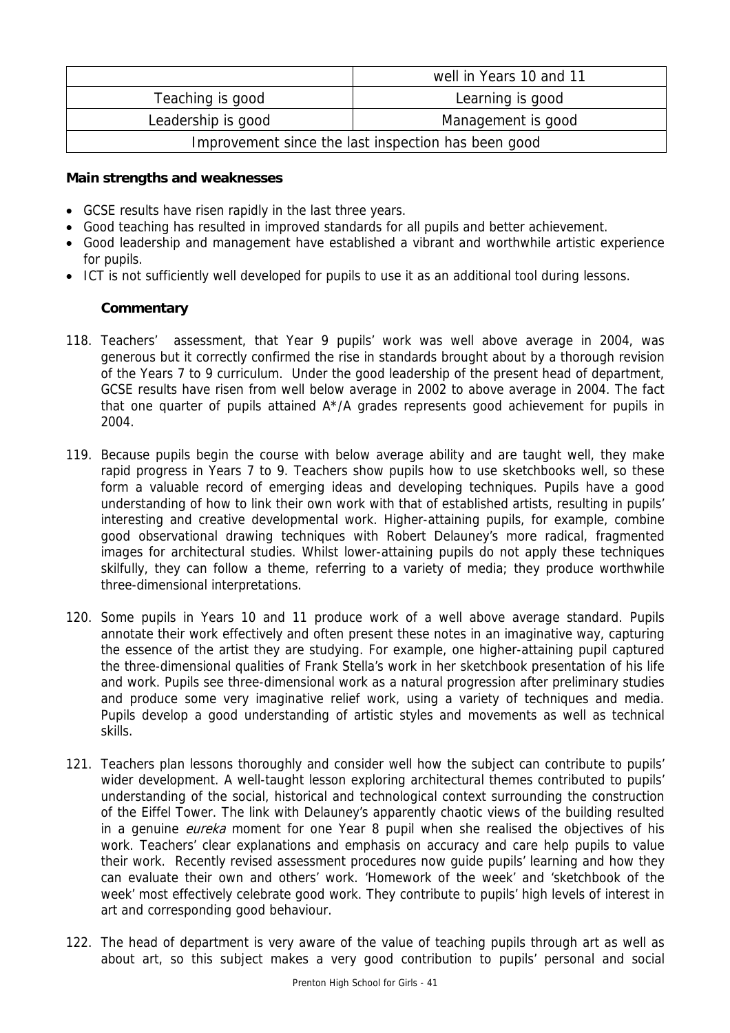| | well in Years 10 and 11 |
|---|---|
| Teaching is good | Learning is good |
| Leadership is good | Management is good |
| Improvement since the last inspection has been good | |

**Main strengths and weaknesses**

- GCSE results have risen rapidly in the last three years.
- Good teaching has resulted in improved standards for all pupils and better achievement.
- Good leadership and management have established a vibrant and worthwhile artistic experience for pupils.
- ICT is not sufficiently well developed for pupils to use it as an additional tool during lessons.

**Commentary**

118. Teachers' assessment, that Year 9 pupils' work was well above average in 2004, was generous but it correctly confirmed the rise in standards brought about by a thorough revision of the Years 7 to 9 curriculum. Under the good leadership of the present head of department, GCSE results have risen from well below average in 2002 to above average in 2004. The fact that one quarter of pupils attained A*/A grades represents good achievement for pupils in 2004.

119. Because pupils begin the course with below average ability and are taught well, they make rapid progress in Years 7 to 9. Teachers show pupils how to use sketchbooks well, so these form a valuable record of emerging ideas and developing techniques. Pupils have a good understanding of how to link their own work with that of established artists, resulting in pupils' interesting and creative developmental work. Higher-attaining pupils, for example, combine good observational drawing techniques with Robert Delauney's more radical, fragmented images for architectural studies. Whilst lower-attaining pupils do not apply these techniques skilfully, they can follow a theme, referring to a variety of media; they produce worthwhile three-dimensional interpretations.

120. Some pupils in Years 10 and 11 produce work of a well above average standard. Pupils annotate their work effectively and often present these notes in an imaginative way, capturing the essence of the artist they are studying. For example, one higher-attaining pupil captured the three-dimensional qualities of Frank Stella's work in her sketchbook presentation of his life and work. Pupils see three-dimensional work as a natural progression after preliminary studies and produce some very imaginative relief work, using a variety of techniques and media. Pupils develop a good understanding of artistic styles and movements as well as technical skills.

121. Teachers plan lessons thoroughly and consider well how the subject can contribute to pupils' wider development. A well-taught lesson exploring architectural themes contributed to pupils' understanding of the social, historical and technological context surrounding the construction of the Eiffel Tower. The link with Delauney's apparently chaotic views of the building resulted in a genuine *eureka* moment for one Year 8 pupil when she realised the objectives of his work. Teachers' clear explanations and emphasis on accuracy and care help pupils to value their work. Recently revised assessment procedures now guide pupils' learning and how they can evaluate their own and others' work. 'Homework of the week' and 'sketchbook of the week' most effectively celebrate good work. They contribute to pupils' high levels of interest in art and corresponding good behaviour.

122. The head of department is very aware of the value of teaching pupils through art as well as about art, so this subject makes a very good contribution to pupils' personal and social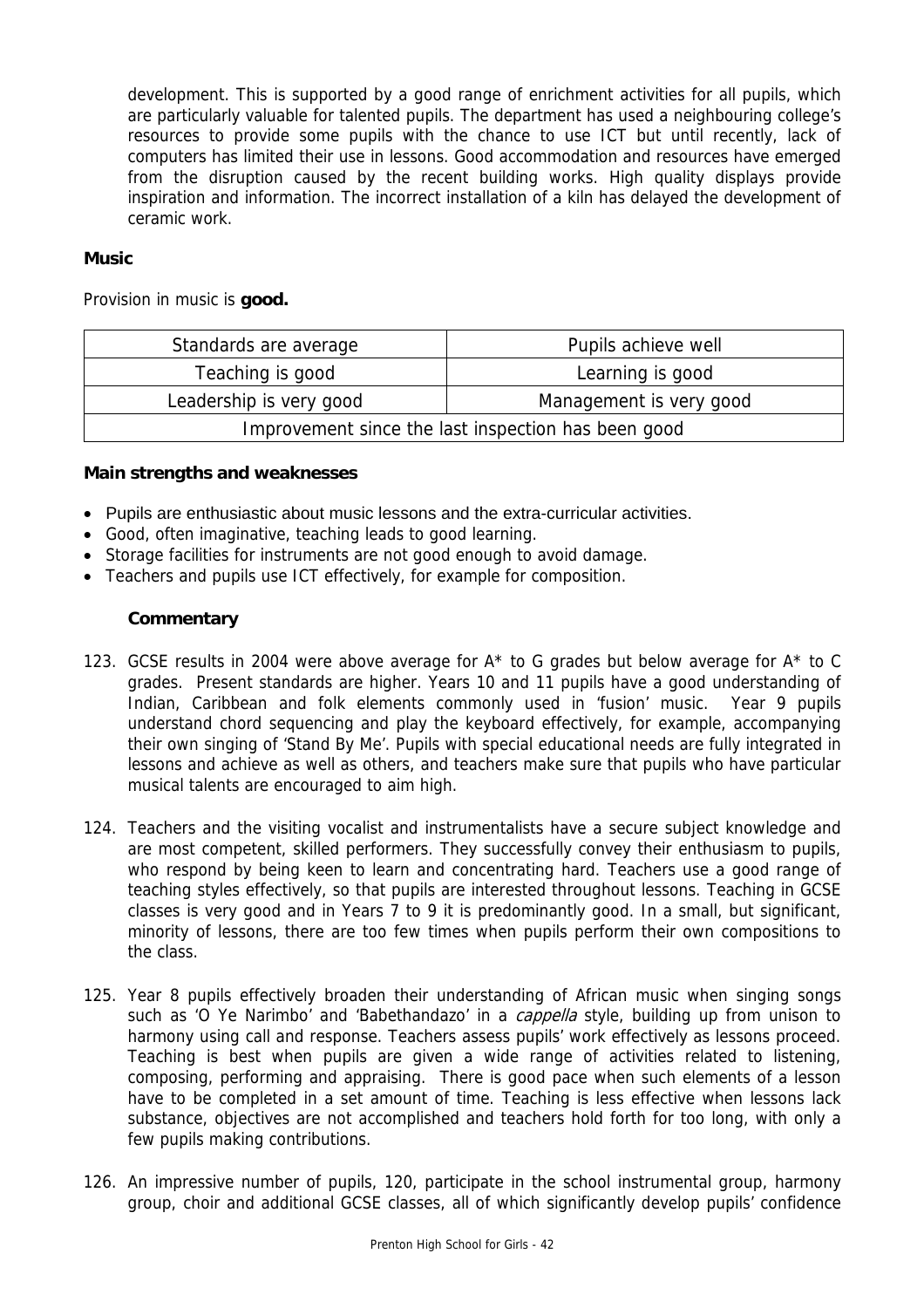development. This is supported by a good range of enrichment activities for all pupils, which are particularly valuable for talented pupils. The department has used a neighbouring college's resources to provide some pupils with the chance to use ICT but until recently, lack of computers has limited their use in lessons. Good accommodation and resources have emerged from the disruption caused by the recent building works. High quality displays provide inspiration and information. The incorrect installation of a kiln has delayed the development of ceramic work.

### Music

Provision in music is **good.**

| Standards are average | Pupils achieve well |
|---|---|
| Teaching is good | Learning is good |
| Leadership is very good | Management is very good |
| Improvement since the last inspection has been good | |

### Main strengths and weaknesses

- Pupils are enthusiastic about music lessons and the extra-curricular activities.
- Good, often imaginative, teaching leads to good learning.
- Storage facilities for instruments are not good enough to avoid damage.
- Teachers and pupils use ICT effectively, for example for composition.

#### Commentary

123. GCSE results in 2004 were above average for A* to G grades but below average for A* to C grades. Present standards are higher. Years 10 and 11 pupils have a good understanding of Indian, Caribbean and folk elements commonly used in 'fusion' music. Year 9 pupils understand chord sequencing and play the keyboard effectively, for example, accompanying their own singing of 'Stand By Me'. Pupils with special educational needs are fully integrated in lessons and achieve as well as others, and teachers make sure that pupils who have particular musical talents are encouraged to aim high.

124. Teachers and the visiting vocalist and instrumentalists have a secure subject knowledge and are most competent, skilled performers. They successfully convey their enthusiasm to pupils, who respond by being keen to learn and concentrating hard. Teachers use a good range of teaching styles effectively, so that pupils are interested throughout lessons. Teaching in GCSE classes is very good and in Years 7 to 9 it is predominantly good. In a small, but significant, minority of lessons, there are too few times when pupils perform their own compositions to the class.

125. Year 8 pupils effectively broaden their understanding of African music when singing songs such as 'O Ye Narimbo' and 'Babethandazo' in a *cappella* style, building up from unison to harmony using call and response. Teachers assess pupils' work effectively as lessons proceed. Teaching is best when pupils are given a wide range of activities related to listening, composing, performing and appraising. There is good pace when such elements of a lesson have to be completed in a set amount of time. Teaching is less effective when lessons lack substance, objectives are not accomplished and teachers hold forth for too long, with only a few pupils making contributions.

126. An impressive number of pupils, 120, participate in the school instrumental group, harmony group, choir and additional GCSE classes, all of which significantly develop pupils' confidence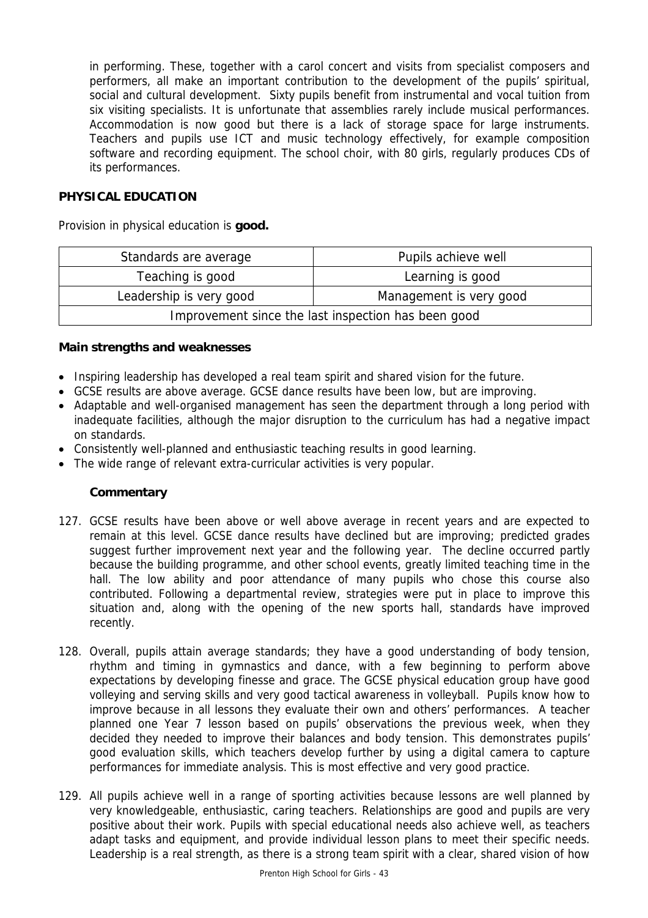in performing. These, together with a carol concert and visits from specialist composers and performers, all make an important contribution to the development of the pupils' spiritual, social and cultural development. Sixty pupils benefit from instrumental and vocal tuition from six visiting specialists. It is unfortunate that assemblies rarely include musical performances. Accommodation is now good but there is a lack of storage space for large instruments. Teachers and pupils use ICT and music technology effectively, for example composition software and recording equipment. The school choir, with 80 girls, regularly produces CDs of its performances.

## PHYSICAL EDUCATION

Provision in physical education is **good.**

| Standards are average | Pupils achieve well |
|---|---|
| Teaching is good | Learning is good |
| Leadership is very good | Management is very good |
| Improvement since the last inspection has been good | |

### Main strengths and weaknesses

- Inspiring leadership has developed a real team spirit and shared vision for the future.
- GCSE results are above average. GCSE dance results have been low, but are improving.
- Adaptable and well-organised management has seen the department through a long period with inadequate facilities, although the major disruption to the curriculum has had a negative impact on standards.
- Consistently well-planned and enthusiastic teaching results in good learning.
- The wide range of relevant extra-curricular activities is very popular.

### Commentary

127. GCSE results have been above or well above average in recent years and are expected to remain at this level. GCSE dance results have declined but are improving; predicted grades suggest further improvement next year and the following year. The decline occurred partly because the building programme, and other school events, greatly limited teaching time in the hall. The low ability and poor attendance of many pupils who chose this course also contributed. Following a departmental review, strategies were put in place to improve this situation and, along with the opening of the new sports hall, standards have improved recently.

128. Overall, pupils attain average standards; they have a good understanding of body tension, rhythm and timing in gymnastics and dance, with a few beginning to perform above expectations by developing finesse and grace. The GCSE physical education group have good volleying and serving skills and very good tactical awareness in volleyball. Pupils know how to improve because in all lessons they evaluate their own and others' performances. A teacher planned one Year 7 lesson based on pupils' observations the previous week, when they decided they needed to improve their balances and body tension. This demonstrates pupils' good evaluation skills, which teachers develop further by using a digital camera to capture performances for immediate analysis. This is most effective and very good practice.

129. All pupils achieve well in a range of sporting activities because lessons are well planned by very knowledgeable, enthusiastic, caring teachers. Relationships are good and pupils are very positive about their work. Pupils with special educational needs also achieve well, as teachers adapt tasks and equipment, and provide individual lesson plans to meet their specific needs. Leadership is a real strength, as there is a strong team spirit with a clear, shared vision of how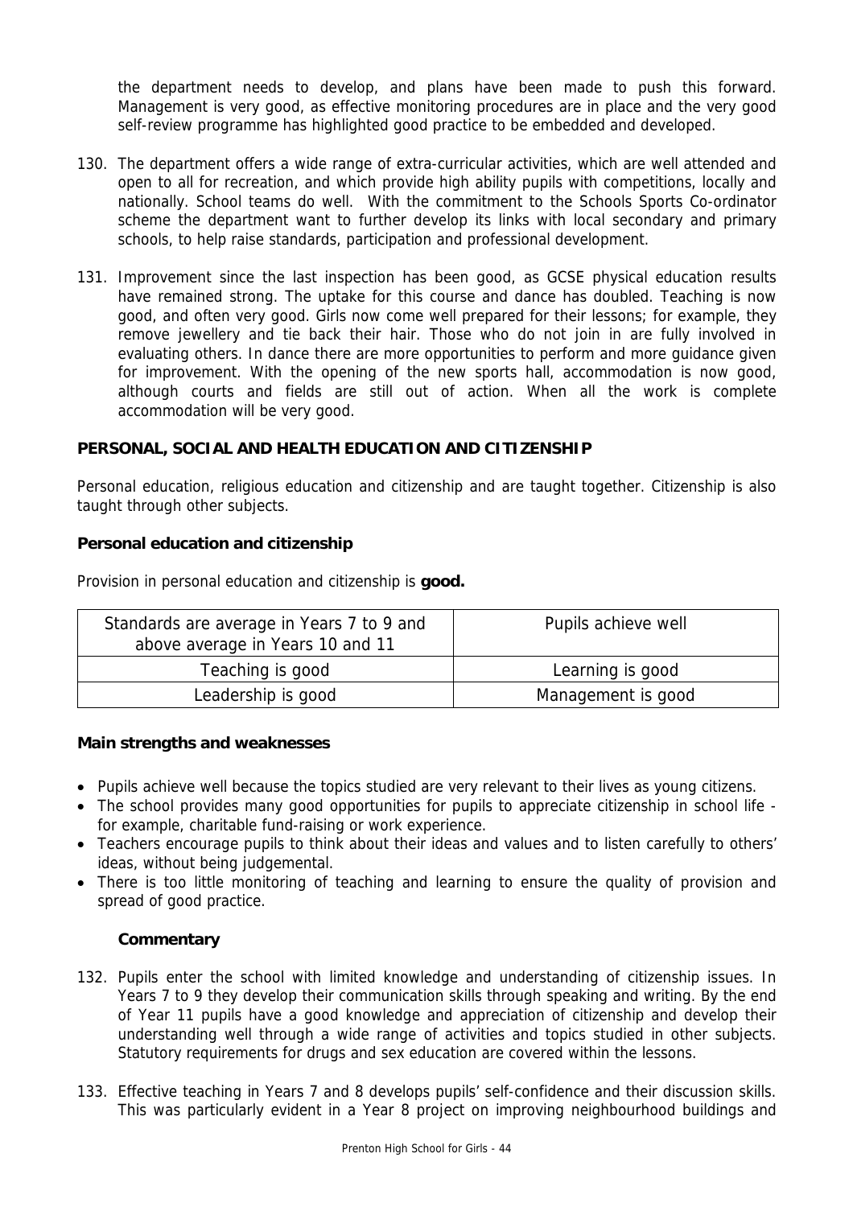the department needs to develop, and plans have been made to push this forward. Management is very good, as effective monitoring procedures are in place and the very good self-review programme has highlighted good practice to be embedded and developed.

130. The department offers a wide range of extra-curricular activities, which are well attended and open to all for recreation, and which provide high ability pupils with competitions, locally and nationally. School teams do well. With the commitment to the Schools Sports Co-ordinator scheme the department want to further develop its links with local secondary and primary schools, to help raise standards, participation and professional development.

131. Improvement since the last inspection has been good, as GCSE physical education results have remained strong. The uptake for this course and dance has doubled. Teaching is now good, and often very good. Girls now come well prepared for their lessons; for example, they remove jewellery and tie back their hair. Those who do not join in are fully involved in evaluating others. In dance there are more opportunities to perform and more guidance given for improvement. With the opening of the new sports hall, accommodation is now good, although courts and fields are still out of action. When all the work is complete accommodation will be very good.

## PERSONAL, SOCIAL AND HEALTH EDUCATION AND CITIZENSHIP

Personal education, religious education and citizenship and are taught together. Citizenship is also taught through other subjects.

### Personal education and citizenship

Provision in personal education and citizenship is **good.**

| Standards are average in Years 7 to 9 and above average in Years 10 and 11 | Pupils achieve well |
|---|---|
| Teaching is good | Learning is good |
| Leadership is good | Management is good |

### Main strengths and weaknesses

- Pupils achieve well because the topics studied are very relevant to their lives as young citizens.
- The school provides many good opportunities for pupils to appreciate citizenship in school life - for example, charitable fund-raising or work experience.
- Teachers encourage pupils to think about their ideas and values and to listen carefully to others' ideas, without being judgemental.
- There is too little monitoring of teaching and learning to ensure the quality of provision and spread of good practice.

#### Commentary

132. Pupils enter the school with limited knowledge and understanding of citizenship issues. In Years 7 to 9 they develop their communication skills through speaking and writing. By the end of Year 11 pupils have a good knowledge and appreciation of citizenship and develop their understanding well through a wide range of activities and topics studied in other subjects. Statutory requirements for drugs and sex education are covered within the lessons.

133. Effective teaching in Years 7 and 8 develops pupils' self-confidence and their discussion skills. This was particularly evident in a Year 8 project on improving neighbourhood buildings and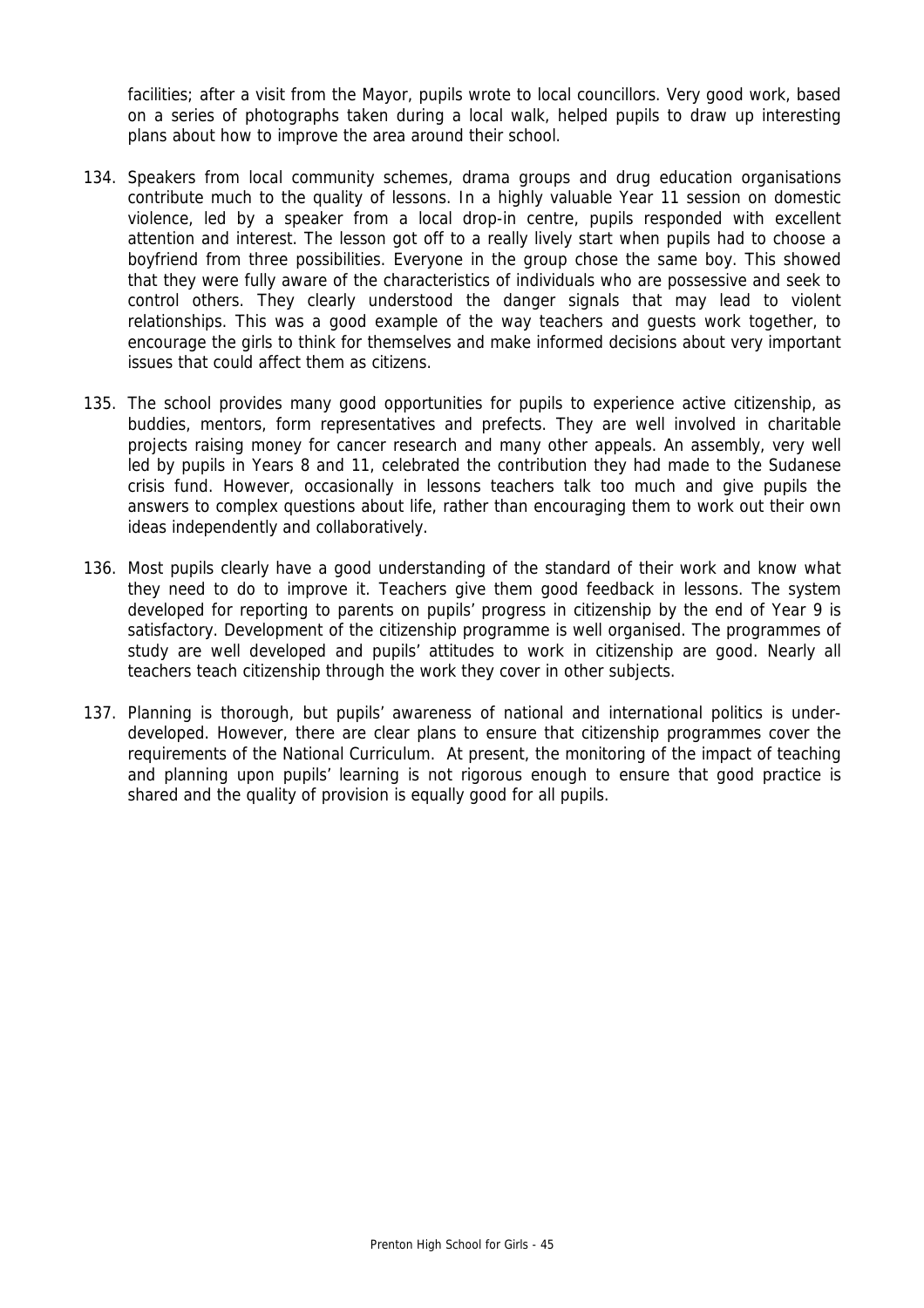facilities; after a visit from the Mayor, pupils wrote to local councillors. Very good work, based on a series of photographs taken during a local walk, helped pupils to draw up interesting plans about how to improve the area around their school.

134. Speakers from local community schemes, drama groups and drug education organisations contribute much to the quality of lessons. In a highly valuable Year 11 session on domestic violence, led by a speaker from a local drop-in centre, pupils responded with excellent attention and interest. The lesson got off to a really lively start when pupils had to choose a boyfriend from three possibilities. Everyone in the group chose the same boy. This showed that they were fully aware of the characteristics of individuals who are possessive and seek to control others. They clearly understood the danger signals that may lead to violent relationships. This was a good example of the way teachers and guests work together, to encourage the girls to think for themselves and make informed decisions about very important issues that could affect them as citizens.

135. The school provides many good opportunities for pupils to experience active citizenship, as buddies, mentors, form representatives and prefects. They are well involved in charitable projects raising money for cancer research and many other appeals. An assembly, very well led by pupils in Years 8 and 11, celebrated the contribution they had made to the Sudanese crisis fund. However, occasionally in lessons teachers talk too much and give pupils the answers to complex questions about life, rather than encouraging them to work out their own ideas independently and collaboratively.

136. Most pupils clearly have a good understanding of the standard of their work and know what they need to do to improve it. Teachers give them good feedback in lessons. The system developed for reporting to parents on pupils' progress in citizenship by the end of Year 9 is satisfactory. Development of the citizenship programme is well organised. The programmes of study are well developed and pupils' attitudes to work in citizenship are good. Nearly all teachers teach citizenship through the work they cover in other subjects.

137. Planning is thorough, but pupils' awareness of national and international politics is under-developed. However, there are clear plans to ensure that citizenship programmes cover the requirements of the National Curriculum. At present, the monitoring of the impact of teaching and planning upon pupils' learning is not rigorous enough to ensure that good practice is shared and the quality of provision is equally good for all pupils.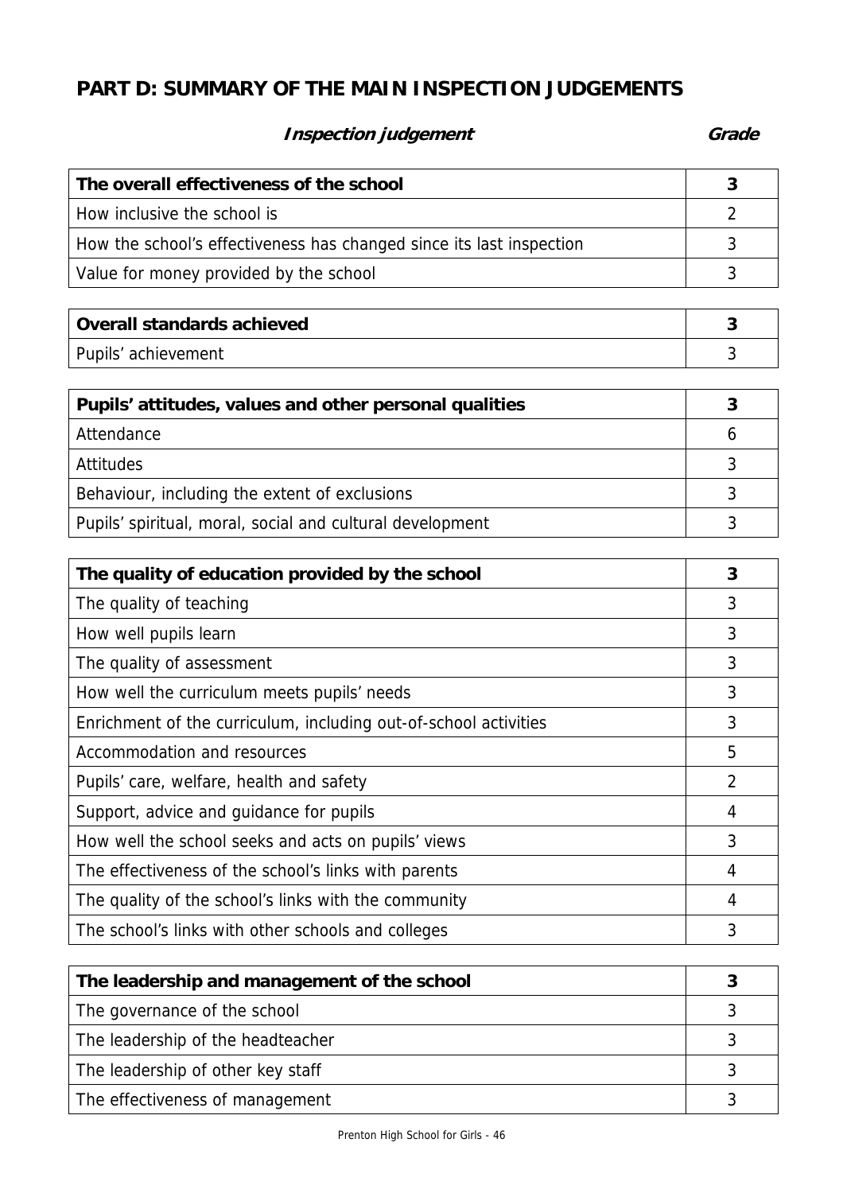## PART D: SUMMARY OF THE MAIN INSPECTION JUDGEMENTS

| *Inspection judgement* | *Grade* |
|---|---|
| **The overall effectiveness of the school** | **3** |
| How inclusive the school is | 2 |
| How the school's effectiveness has changed since its last inspection | 3 |
| Value for money provided by the school | 3 |

| **Overall standards achieved** | **3** |
|---|---|
| Pupils' achievement | 3 |

| **Pupils' attitudes, values and other personal qualities** | **3** |
|---|---|
| Attendance | 6 |
| Attitudes | 3 |
| Behaviour, including the extent of exclusions | 3 |
| Pupils' spiritual, moral, social and cultural development | 3 |

| **The quality of education provided by the school** | **3** |
|---|---|
| The quality of teaching | 3 |
| How well pupils learn | 3 |
| The quality of assessment | 3 |
| How well the curriculum meets pupils' needs | 3 |
| Enrichment of the curriculum, including out-of-school activities | 3 |
| Accommodation and resources | 5 |
| Pupils' care, welfare, health and safety | 2 |
| Support, advice and guidance for pupils | 4 |
| How well the school seeks and acts on pupils' views | 3 |
| The effectiveness of the school's links with parents | 4 |
| The quality of the school's links with the community | 4 |
| The school's links with other schools and colleges | 3 |

| **The leadership and management of the school** | **3** |
|---|---|
| The governance of the school | 3 |
| The leadership of the headteacher | 3 |
| The leadership of other key staff | 3 |
| The effectiveness of management | 3 |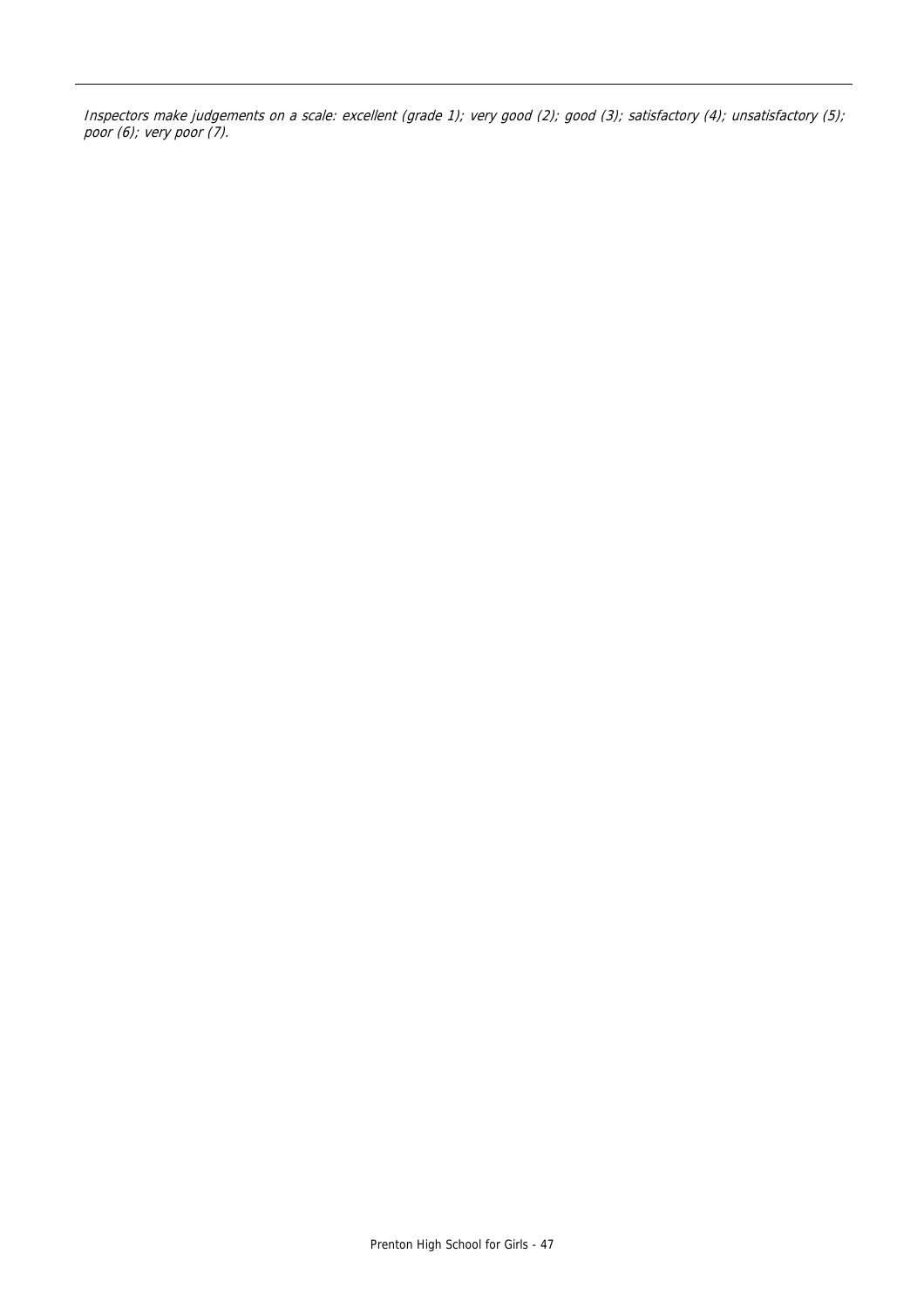*Inspectors make judgements on a scale: excellent (grade 1); very good (2); good (3); satisfactory (4); unsatisfactory (5); poor (6); very poor (7).*